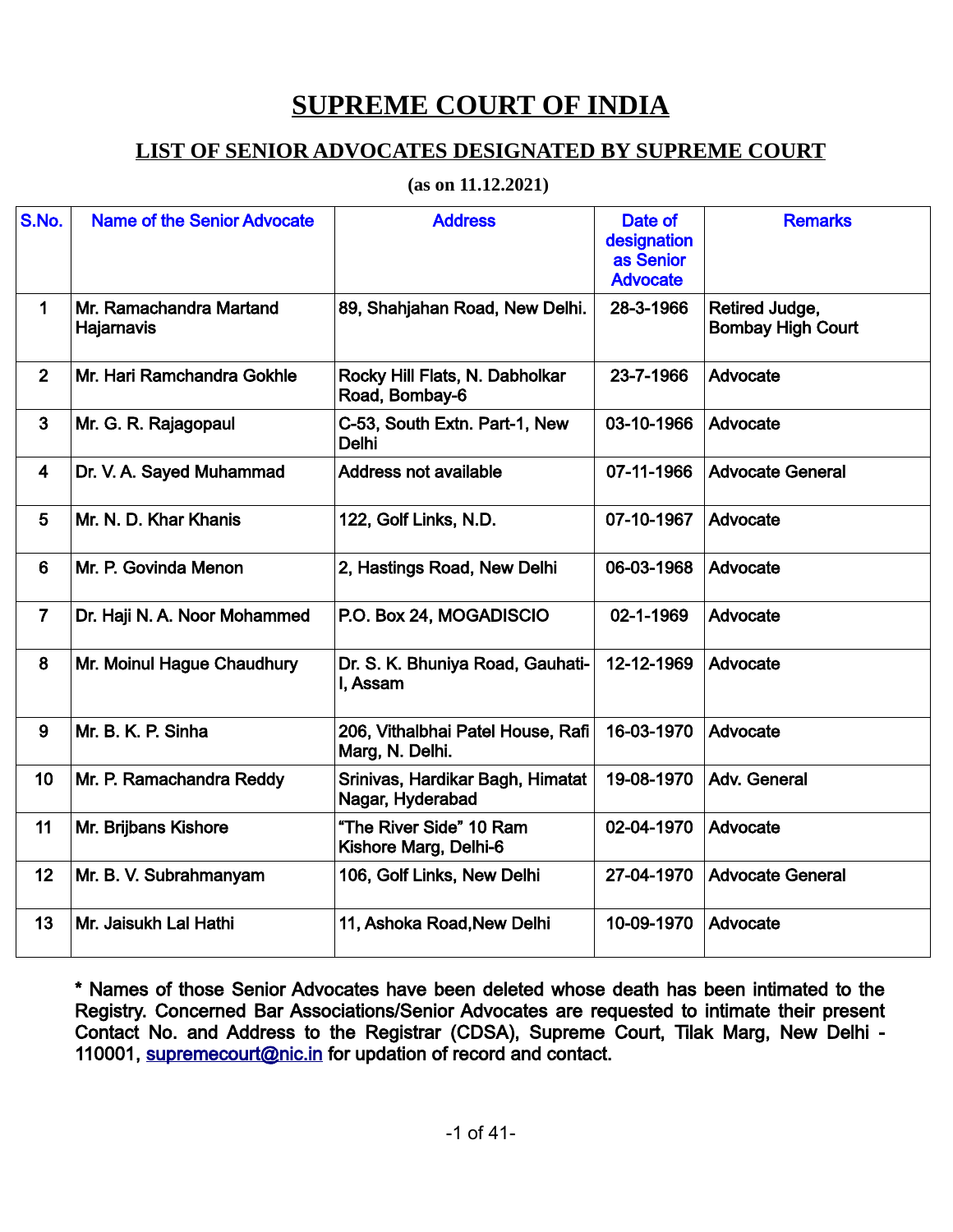# SUPREME COURT OF INDIA

## LIST OF SENIOR ADVOCATES DESIGNATED BY SUPREME COURT

**(as on 11.12.2021)**

| S.No. | Name of the Senior Advocate | Address | Date of designation as Senior Advocate | Remarks |
|---|---|---|---|---|
| 1 | Mr. Ramachandra Martand Hajarnavis | 89, Shahjahan Road, New Delhi. | 28-3-1966 | Retired Judge, Bombay High Court |
| 2 | Mr. Hari Ramchandra Gokhle | Rocky Hill Flats, N. Dabholkar Road, Bombay-6 | 23-7-1966 | Advocate |
| 3 | Mr. G. R. Rajagopaul | C-53, South Extn. Part-1, New Delhi | 03-10-1966 | Advocate |
| 4 | Dr. V. A. Sayed Muhammad | Address not available | 07-11-1966 | Advocate General |
| 5 | Mr. N. D. Khar Khanis | 122, Golf Links, N.D. | 07-10-1967 | Advocate |
| 6 | Mr. P. Govinda Menon | 2, Hastings Road, New Delhi | 06-03-1968 | Advocate |
| 7 | Dr. Haji N. A. Noor Mohammed | P.O. Box 24, MOGADISCIO | 02-1-1969 | Advocate |
| 8 | Mr. Moinul Hague Chaudhury | Dr. S. K. Bhuniya Road, Gauhati-I, Assam | 12-12-1969 | Advocate |
| 9 | Mr. B. K. P. Sinha | 206, Vithalbhai Patel House, Rafi Marg, N. Delhi. | 16-03-1970 | Advocate |
| 10 | Mr. P. Ramachandra Reddy | Srinivas, Hardikar Bagh, Himatat Nagar, Hyderabad | 19-08-1970 | Adv. General |
| 11 | Mr. Brijbans Kishore | "The River Side" 10 Ram Kishore Marg, Delhi-6 | 02-04-1970 | Advocate |
| 12 | Mr. B. V. Subrahmanyam | 106, Golf Links, New Delhi | 27-04-1970 | Advocate General |
| 13 | Mr. Jaisukh Lal Hathi | 11, Ashoka Road,New Delhi | 10-09-1970 | Advocate |

**\* Names of those Senior Advocates have been deleted whose death has been intimated to the Registry. Concerned Bar Associations/Senior Advocates are requested to intimate their present Contact No. and Address to the Registrar (CDSA), Supreme Court, Tilak Marg, New Delhi - 110001, supremecourt@nic.in for updation of record and contact.**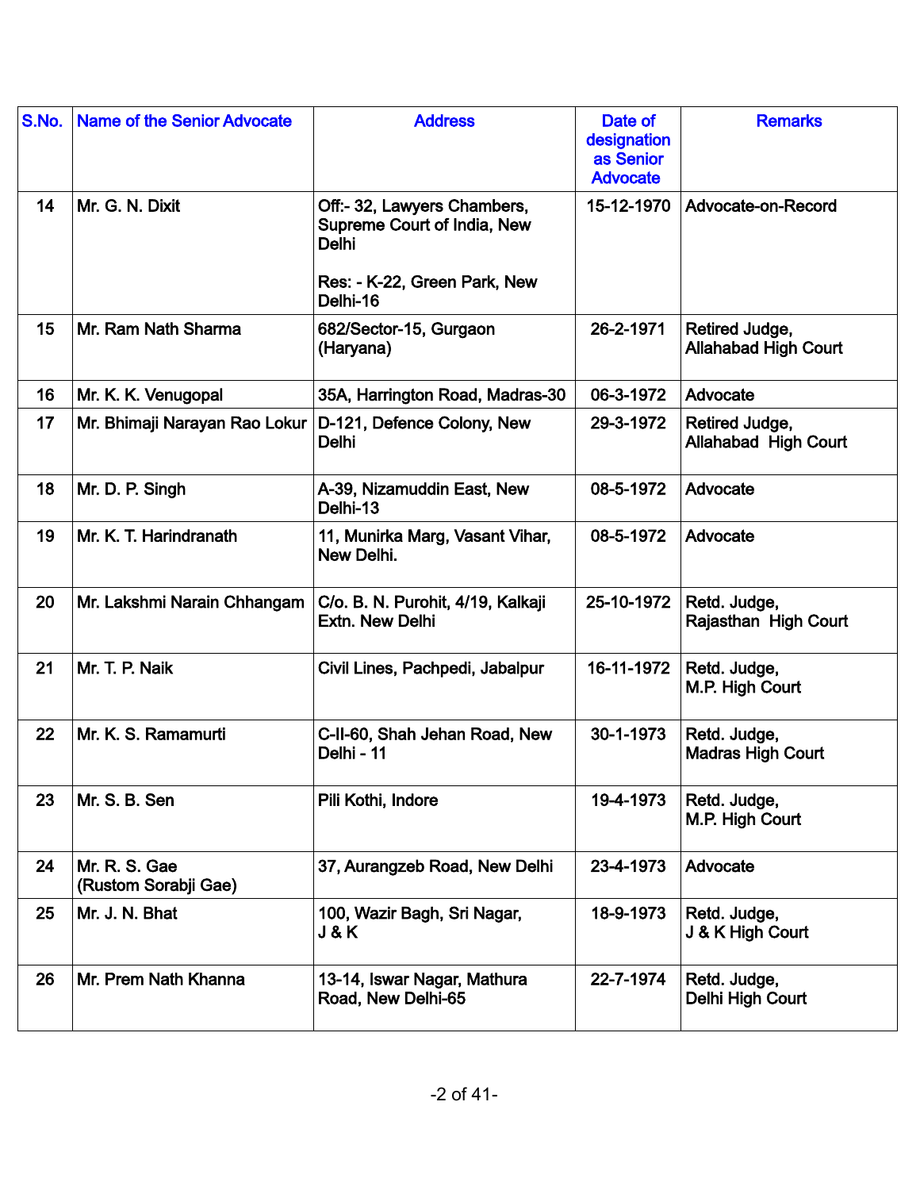| S.No. | Name of the Senior Advocate | Address | Date of designation as Senior Advocate | Remarks |
|---|---|---|---|---|
| 14 | Mr. G. N. Dixit | Off:- 32, Lawyers Chambers, Supreme Court of India, New Delhi<br><br>Res: - K-22, Green Park, New Delhi-16 | 15-12-1970 | Advocate-on-Record |
| 15 | Mr. Ram Nath Sharma | 682/Sector-15, Gurgaon (Haryana) | 26-2-1971 | Retired Judge, Allahabad High Court |
| 16 | Mr. K. K. Venugopal | 35A, Harrington Road, Madras-30 | 06-3-1972 | Advocate |
| 17 | Mr. Bhimaji Narayan Rao Lokur | D-121, Defence Colony, New Delhi | 29-3-1972 | Retired Judge, Allahabad High Court |
| 18 | Mr. D. P. Singh | A-39, Nizamuddin East, New Delhi-13 | 08-5-1972 | Advocate |
| 19 | Mr. K. T. Harindranath | 11, Munirka Marg, Vasant Vihar, New Delhi. | 08-5-1972 | Advocate |
| 20 | Mr. Lakshmi Narain Chhangam | C/o. B. N. Purohit, 4/19, Kalkaji Extn. New Delhi | 25-10-1972 | Retd. Judge, Rajasthan High Court |
| 21 | Mr. T. P. Naik | Civil Lines, Pachpedi, Jabalpur | 16-11-1972 | Retd. Judge, M.P. High Court |
| 22 | Mr. K. S. Ramamurti | C-II-60, Shah Jehan Road, New Delhi - 11 | 30-1-1973 | Retd. Judge, Madras High Court |
| 23 | Mr. S. B. Sen | Pili Kothi, Indore | 19-4-1973 | Retd. Judge, M.P. High Court |
| 24 | Mr. R. S. Gae (Rustom Sorabji Gae) | 37, Aurangzeb Road, New Delhi | 23-4-1973 | Advocate |
| 25 | Mr. J. N. Bhat | 100, Wazir Bagh, Sri Nagar, J & K | 18-9-1973 | Retd. Judge, J & K High Court |
| 26 | Mr. Prem Nath Khanna | 13-14, Iswar Nagar, Mathura Road, New Delhi-65 | 22-7-1974 | Retd. Judge, Delhi High Court |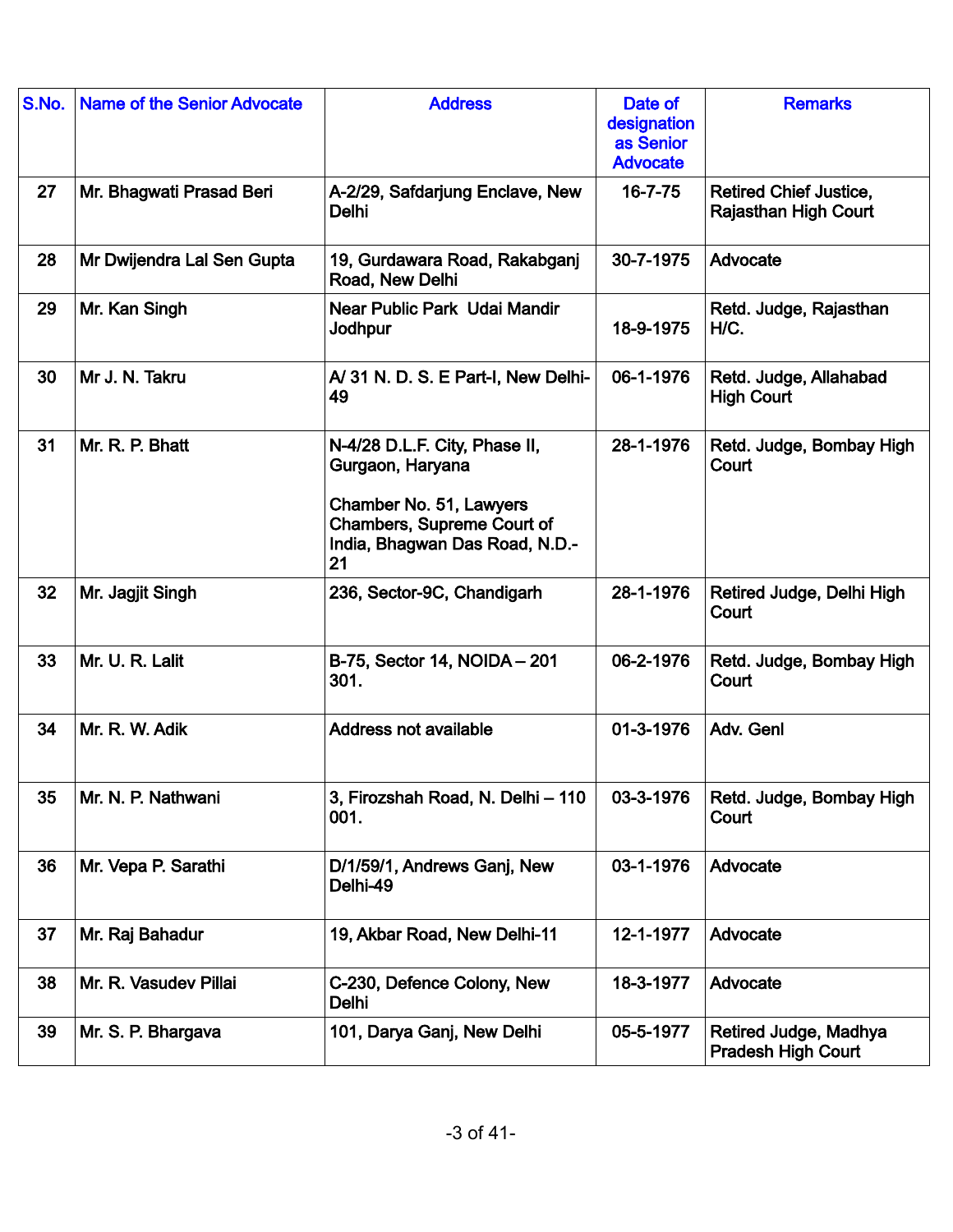| S.No. | Name of the Senior Advocate | Address | Date of designation as Senior Advocate | Remarks |
|---|---|---|---|---|
| 27 | Mr. Bhagwati Prasad Beri | A-2/29, Safdarjung Enclave, New Delhi | 16-7-75 | Retired Chief Justice, Rajasthan High Court |
| 28 | Mr Dwijendra Lal Sen Gupta | 19, Gurdawara Road, Rakabganj Road, New Delhi | 30-7-1975 | Advocate |
| 29 | Mr. Kan Singh | Near Public Park Udai Mandir Jodhpur | 18-9-1975 | Retd. Judge, Rajasthan H/C. |
| 30 | Mr J. N. Takru | A/ 31 N. D. S. E Part-I, New Delhi-49 | 06-1-1976 | Retd. Judge, Allahabad High Court |
| 31 | Mr. R. P. Bhatt | N-4/28 D.L.F. City, Phase II, Gurgaon, Haryana<br><br>Chamber No. 51, Lawyers Chambers, Supreme Court of India, Bhagwan Das Road, N.D.-21 | 28-1-1976 | Retd. Judge, Bombay High Court |
| 32 | Mr. Jagjit Singh | 236, Sector-9C, Chandigarh | 28-1-1976 | Retired Judge, Delhi High Court |
| 33 | Mr. U. R. Lalit | B-75, Sector 14, NOIDA – 201 301. | 06-2-1976 | Retd. Judge, Bombay High Court |
| 34 | Mr. R. W. Adik | Address not available | 01-3-1976 | Adv. Genl |
| 35 | Mr. N. P. Nathwani | 3, Firozshah Road, N. Delhi – 110 001. | 03-3-1976 | Retd. Judge, Bombay High Court |
| 36 | Mr. Vepa P. Sarathi | D/1/59/1, Andrews Ganj, New Delhi-49 | 03-1-1976 | Advocate |
| 37 | Mr. Raj Bahadur | 19, Akbar Road, New Delhi-11 | 12-1-1977 | Advocate |
| 38 | Mr. R. Vasudev Pillai | C-230, Defence Colony, New Delhi | 18-3-1977 | Advocate |
| 39 | Mr. S. P. Bhargava | 101, Darya Ganj, New Delhi | 05-5-1977 | Retired Judge, Madhya Pradesh High Court |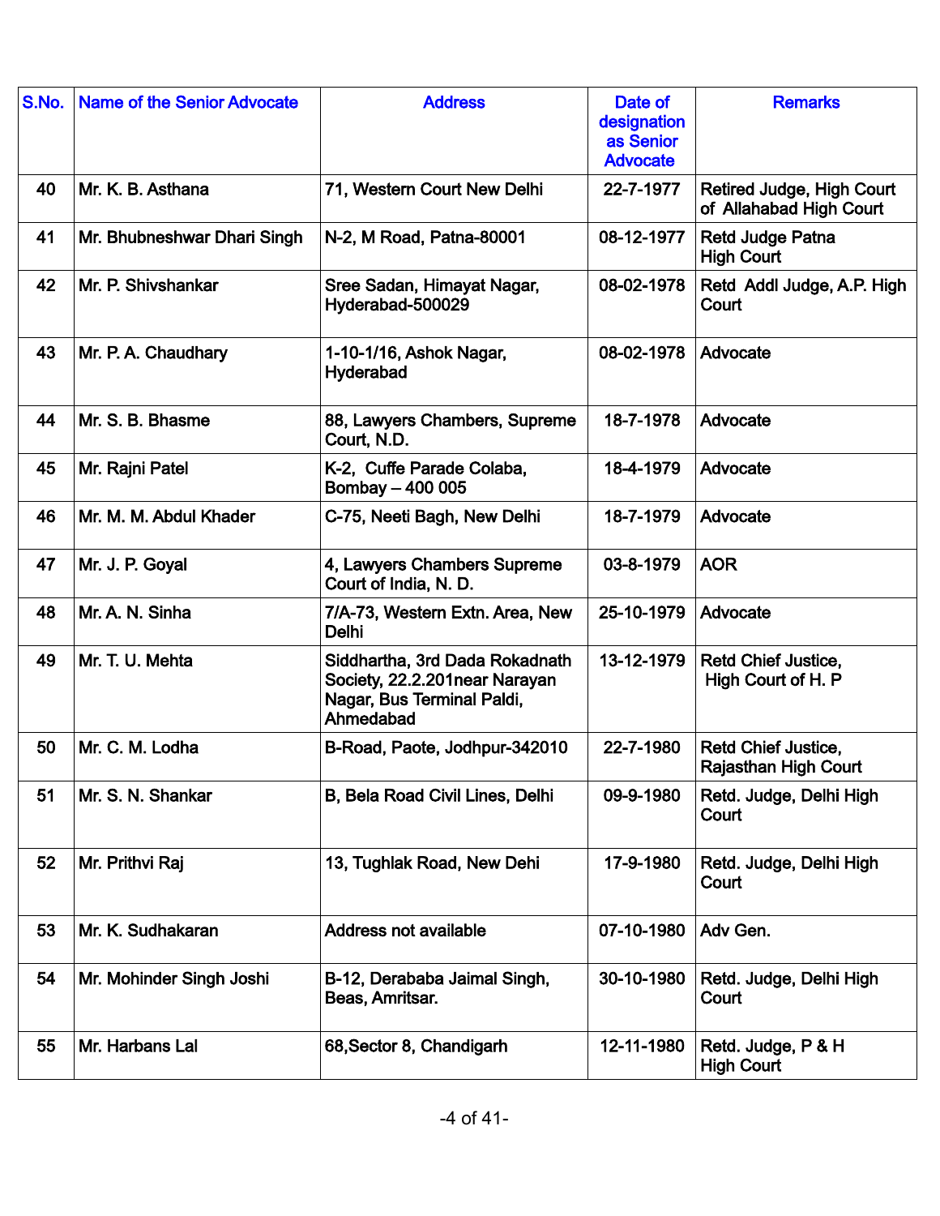| S.No. | Name of the Senior Advocate | Address | Date of designation as Senior Advocate | Remarks |
|---|---|---|---|---|
| 40 | Mr. K. B. Asthana | 71, Western Court New Delhi | 22-7-1977 | Retired Judge, High Court of Allahabad High Court |
| 41 | Mr. Bhubneshwar Dhari Singh | N-2, M Road, Patna-80001 | 08-12-1977 | Retd Judge Patna High Court |
| 42 | Mr. P. Shivshankar | Sree Sadan, Himayat Nagar, Hyderabad-500029 | 08-02-1978 | Retd Addl Judge, A.P. High Court |
| 43 | Mr. P. A. Chaudhary | 1-10-1/16, Ashok Nagar, Hyderabad | 08-02-1978 | Advocate |
| 44 | Mr. S. B. Bhasme | 88, Lawyers Chambers, Supreme Court, N.D. | 18-7-1978 | Advocate |
| 45 | Mr. Rajni Patel | K-2, Cuffe Parade Colaba, Bombay – 400 005 | 18-4-1979 | Advocate |
| 46 | Mr. M. M. Abdul Khader | C-75, Neeti Bagh, New Delhi | 18-7-1979 | Advocate |
| 47 | Mr. J. P. Goyal | 4, Lawyers Chambers Supreme Court of India, N. D. | 03-8-1979 | AOR |
| 48 | Mr. A. N. Sinha | 7/A-73, Western Extn. Area, New Delhi | 25-10-1979 | Advocate |
| 49 | Mr. T. U. Mehta | Siddhartha, 3rd Dada Rokadnath Society, 22.2.201near Narayan Nagar, Bus Terminal Paldi, Ahmedabad | 13-12-1979 | Retd Chief Justice, High Court of H. P |
| 50 | Mr. C. M. Lodha | B-Road, Paote, Jodhpur-342010 | 22-7-1980 | Retd Chief Justice, Rajasthan High Court |
| 51 | Mr. S. N. Shankar | B, Bela Road Civil Lines, Delhi | 09-9-1980 | Retd. Judge, Delhi High Court |
| 52 | Mr. Prithvi Raj | 13, Tughlak Road, New Dehi | 17-9-1980 | Retd. Judge, Delhi High Court |
| 53 | Mr. K. Sudhakaran | Address not available | 07-10-1980 | Adv Gen. |
| 54 | Mr. Mohinder Singh Joshi | B-12, Derababa Jaimal Singh, Beas, Amritsar. | 30-10-1980 | Retd. Judge, Delhi High Court |
| 55 | Mr. Harbans Lal | 68,Sector 8, Chandigarh | 12-11-1980 | Retd. Judge, P & H High Court |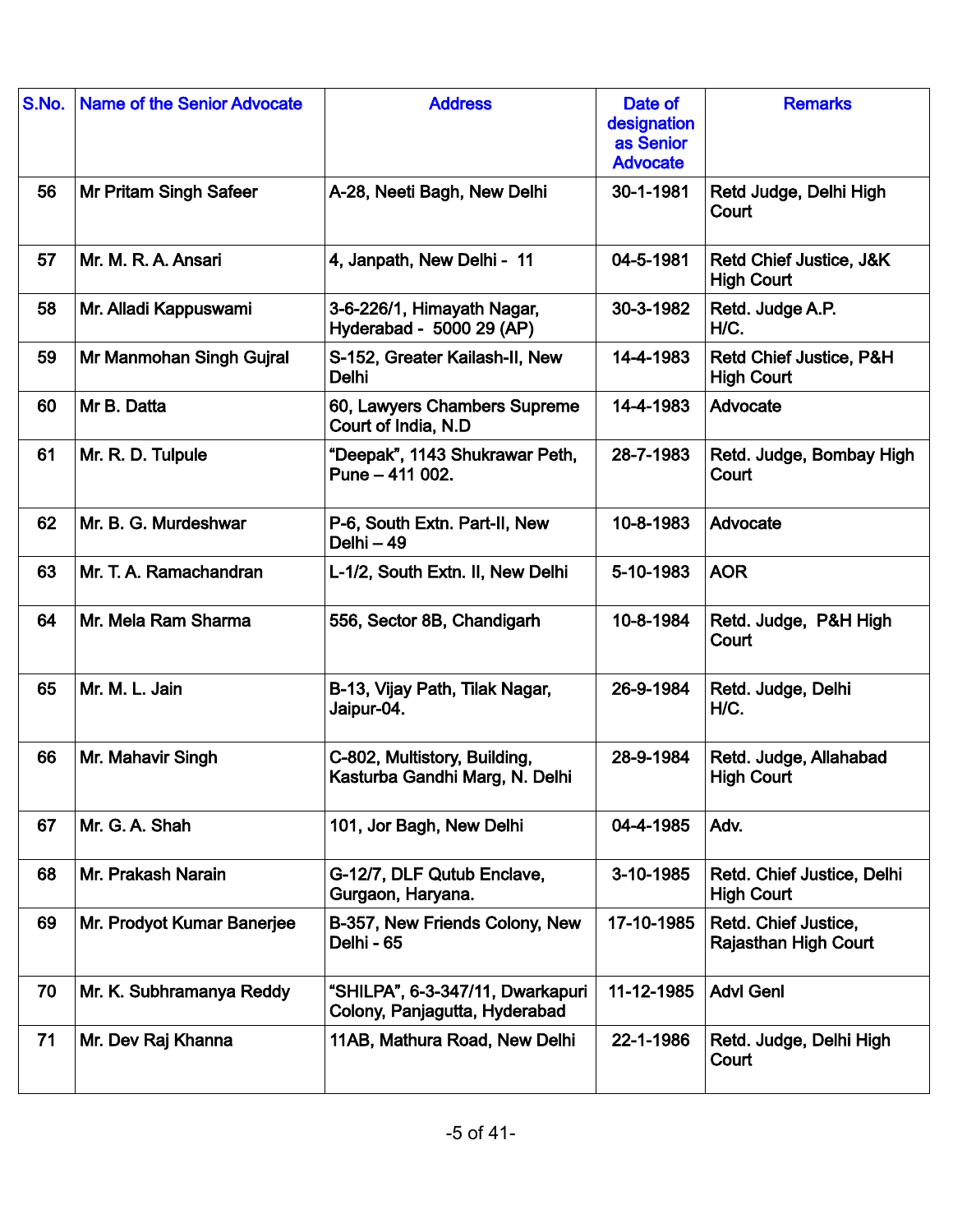| S.No. | Name of the Senior Advocate | Address | Date of designation as Senior Advocate | Remarks |
|---|---|---|---|---|
| 56 | Mr Pritam Singh Safeer | A-28, Neeti Bagh, New Delhi | 30-1-1981 | Retd Judge, Delhi High Court |
| 57 | Mr. M. R. A. Ansari | 4, Janpath, New Delhi - 11 | 04-5-1981 | Retd Chief Justice, J&K High Court |
| 58 | Mr. Alladi Kappuswami | 3-6-226/1, Himayath Nagar, Hyderabad - 5000 29 (AP) | 30-3-1982 | Retd. Judge A.P. H/C. |
| 59 | Mr Manmohan Singh Gujral | S-152, Greater Kailash-II, New Delhi | 14-4-1983 | Retd Chief Justice, P&H High Court |
| 60 | Mr B. Datta | 60, Lawyers Chambers Supreme Court of India, N.D | 14-4-1983 | Advocate |
| 61 | Mr. R. D. Tulpule | "Deepak", 1143 Shukrawar Peth, Pune – 411 002. | 28-7-1983 | Retd. Judge, Bombay High Court |
| 62 | Mr. B. G. Murdeshwar | P-6, South Extn. Part-II, New Delhi – 49 | 10-8-1983 | Advocate |
| 63 | Mr. T. A. Ramachandran | L-1/2, South Extn. II, New Delhi | 5-10-1983 | AOR |
| 64 | Mr. Mela Ram Sharma | 556, Sector 8B, Chandigarh | 10-8-1984 | Retd. Judge, P&H High Court |
| 65 | Mr. M. L. Jain | B-13, Vijay Path, Tilak Nagar, Jaipur-04. | 26-9-1984 | Retd. Judge, Delhi H/C. |
| 66 | Mr. Mahavir Singh | C-802, Multistory, Building, Kasturba Gandhi Marg, N. Delhi | 28-9-1984 | Retd. Judge, Allahabad High Court |
| 67 | Mr. G. A. Shah | 101, Jor Bagh, New Delhi | 04-4-1985 | Adv. |
| 68 | Mr. Prakash Narain | G-12/7, DLF Qutub Enclave, Gurgaon, Haryana. | 3-10-1985 | Retd. Chief Justice, Delhi High Court |
| 69 | Mr. Prodyot Kumar Banerjee | B-357, New Friends Colony, New Delhi - 65 | 17-10-1985 | Retd. Chief Justice, Rajasthan High Court |
| 70 | Mr. K. Subhramanya Reddy | "SHILPA", 6-3-347/11, Dwarkapuri Colony, Panjagutta, Hyderabad | 11-12-1985 | Advl Genl |
| 71 | Mr. Dev Raj Khanna | 11AB, Mathura Road, New Delhi | 22-1-1986 | Retd. Judge, Delhi High Court |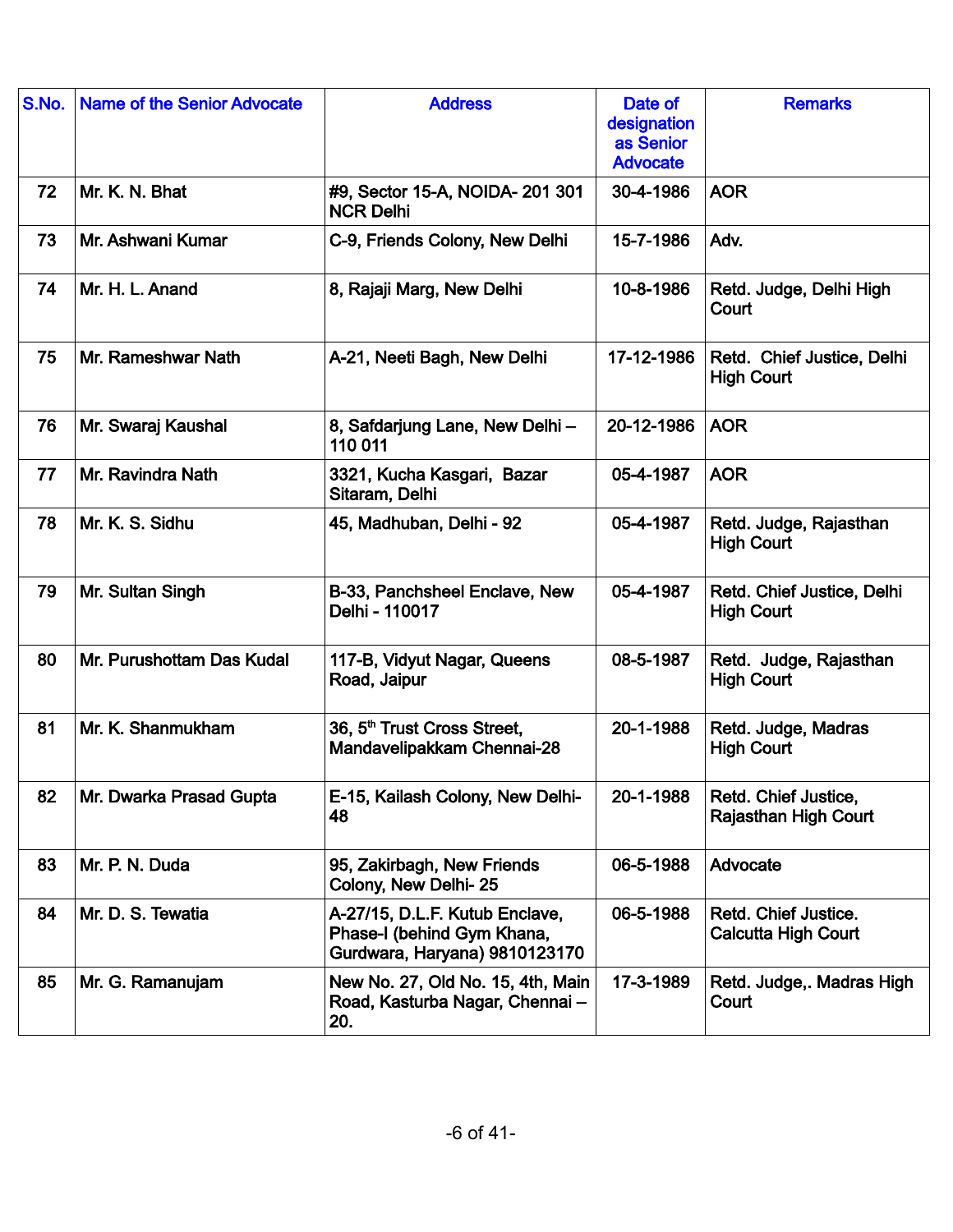| S.No. | Name of the Senior Advocate | Address | Date of designation as Senior Advocate | Remarks |
|---|---|---|---|---|
| 72 | Mr. K. N. Bhat | #9, Sector 15-A, NOIDA- 201 301 NCR Delhi | 30-4-1986 | AOR |
| 73 | Mr. Ashwani Kumar | C-9, Friends Colony, New Delhi | 15-7-1986 | Adv. |
| 74 | Mr. H. L. Anand | 8, Rajaji Marg, New Delhi | 10-8-1986 | Retd. Judge, Delhi High Court |
| 75 | Mr. Rameshwar Nath | A-21, Neeti Bagh, New Delhi | 17-12-1986 | Retd. Chief Justice, Delhi High Court |
| 76 | Mr. Swaraj Kaushal | 8, Safdarjung Lane, New Delhi – 110 011 | 20-12-1986 | AOR |
| 77 | Mr. Ravindra Nath | 3321, Kucha Kasgari, Bazar Sitaram, Delhi | 05-4-1987 | AOR |
| 78 | Mr. K. S. Sidhu | 45, Madhuban, Delhi - 92 | 05-4-1987 | Retd. Judge, Rajasthan High Court |
| 79 | Mr. Sultan Singh | B-33, Panchsheel Enclave, New Delhi - 110017 | 05-4-1987 | Retd. Chief Justice, Delhi High Court |
| 80 | Mr. Purushottam Das Kudal | 117-B, Vidyut Nagar, Queens Road, Jaipur | 08-5-1987 | Retd. Judge, Rajasthan High Court |
| 81 | Mr. K. Shanmukham | 36, 5th Trust Cross Street, Mandavelipakkam Chennai-28 | 20-1-1988 | Retd. Judge, Madras High Court |
| 82 | Mr. Dwarka Prasad Gupta | E-15, Kailash Colony, New Delhi-48 | 20-1-1988 | Retd. Chief Justice, Rajasthan High Court |
| 83 | Mr. P. N. Duda | 95, Zakirbagh, New Friends Colony, New Delhi- 25 | 06-5-1988 | Advocate |
| 84 | Mr. D. S. Tewatia | A-27/15, D.L.F. Kutub Enclave, Phase-I (behind Gym Khana, Gurdwara, Haryana) 9810123170 | 06-5-1988 | Retd. Chief Justice. Calcutta High Court |
| 85 | Mr. G. Ramanujam | New No. 27, Old No. 15, 4th, Main Road, Kasturba Nagar, Chennai – 20. | 17-3-1989 | Retd. Judge,. Madras High Court |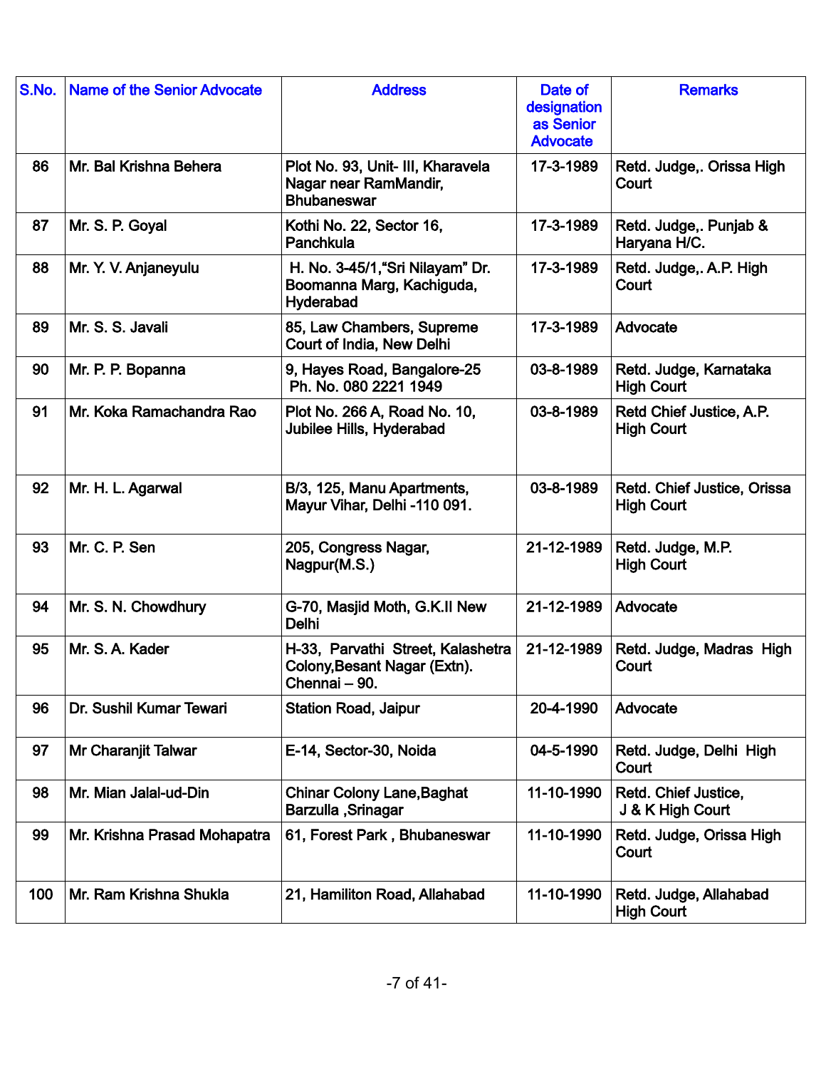| S.No. | Name of the Senior Advocate | Address | Date of designation as Senior Advocate | Remarks |
|---|---|---|---|---|
| 86 | Mr. Bal Krishna Behera | Plot No. 93, Unit- III, Kharavela Nagar near RamMandir, Bhubaneswar | 17-3-1989 | Retd. Judge,. Orissa High Court |
| 87 | Mr. S. P. Goyal | Kothi No. 22, Sector 16, Panchkula | 17-3-1989 | Retd. Judge,. Punjab & Haryana H/C. |
| 88 | Mr. Y. V. Anjaneyulu | H. No. 3-45/1,"Sri Nilayam" Dr. Boomanna Marg, Kachiguda, Hyderabad | 17-3-1989 | Retd. Judge,. A.P. High Court |
| 89 | Mr. S. S. Javali | 85, Law Chambers, Supreme Court of India, New Delhi | 17-3-1989 | Advocate |
| 90 | Mr. P. P. Bopanna | 9, Hayes Road, Bangalore-25 Ph. No. 080 2221 1949 | 03-8-1989 | Retd. Judge, Karnataka High Court |
| 91 | Mr. Koka Ramachandra Rao | Plot No. 266 A, Road No. 10, Jubilee Hills, Hyderabad | 03-8-1989 | Retd Chief Justice, A.P. High Court |
| 92 | Mr. H. L. Agarwal | B/3, 125, Manu Apartments, Mayur Vihar, Delhi -110 091. | 03-8-1989 | Retd. Chief Justice, Orissa High Court |
| 93 | Mr. C. P. Sen | 205, Congress Nagar, Nagpur(M.S.) | 21-12-1989 | Retd. Judge, M.P. High Court |
| 94 | Mr. S. N. Chowdhury | G-70, Masjid Moth, G.K.II New Delhi | 21-12-1989 | Advocate |
| 95 | Mr. S. A. Kader | H-33, Parvathi Street, Kalashetra Colony,Besant Nagar (Extn). Chennai – 90. | 21-12-1989 | Retd. Judge, Madras High Court |
| 96 | Dr. Sushil Kumar Tewari | Station Road, Jaipur | 20-4-1990 | Advocate |
| 97 | Mr Charanjit Talwar | E-14, Sector-30, Noida | 04-5-1990 | Retd. Judge, Delhi High Court |
| 98 | Mr. Mian Jalal-ud-Din | Chinar Colony Lane,Baghat Barzulla ,Srinagar | 11-10-1990 | Retd. Chief Justice, J & K High Court |
| 99 | Mr. Krishna Prasad Mohapatra | 61, Forest Park , Bhubaneswar | 11-10-1990 | Retd. Judge, Orissa High Court |
| 100 | Mr. Ram Krishna Shukla | 21, Hamiliton Road, Allahabad | 11-10-1990 | Retd. Judge, Allahabad High Court |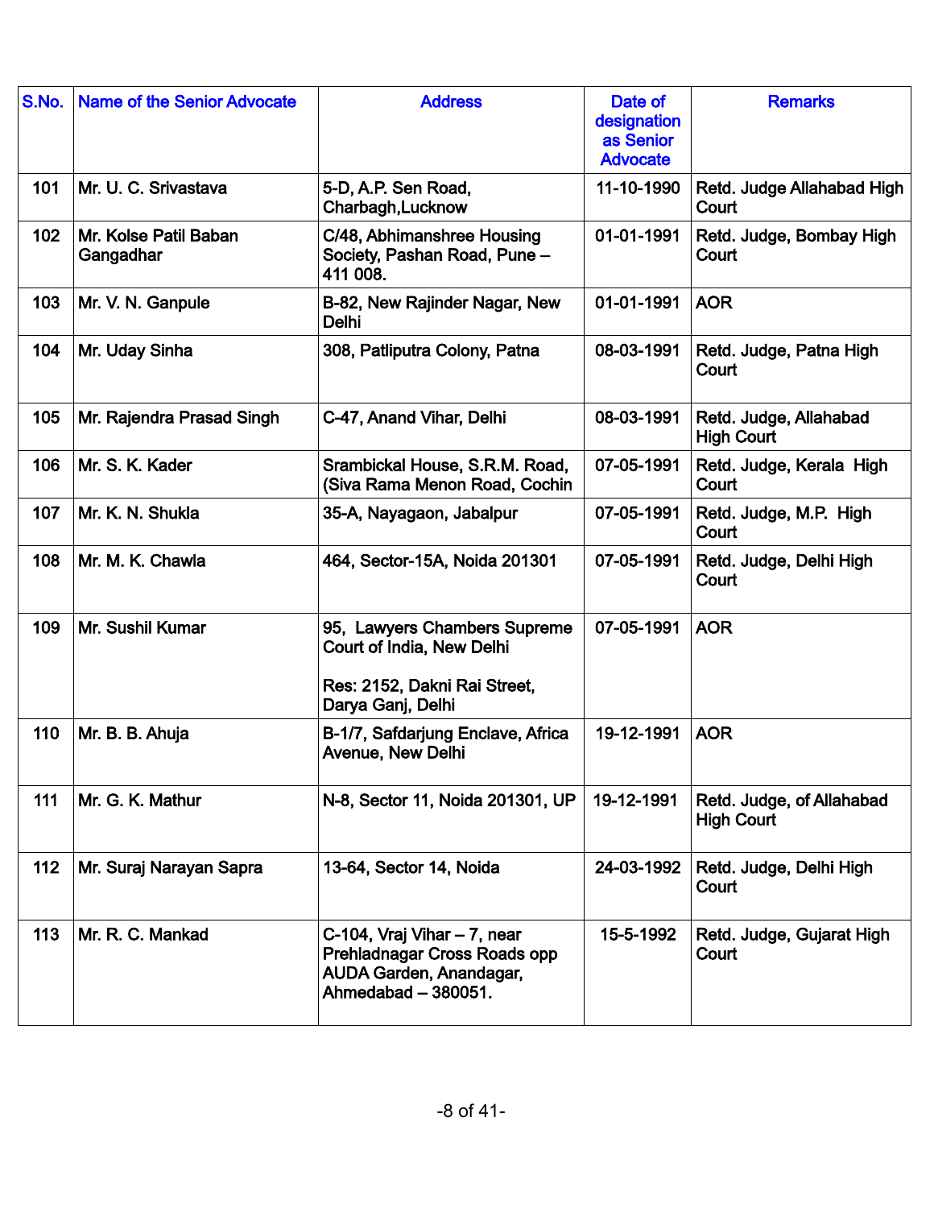| S.No. | Name of the Senior Advocate | Address | Date of designation as Senior Advocate | Remarks |
|---|---|---|---|---|
| 101 | Mr. U. C. Srivastava | 5-D, A.P. Sen Road, Charbagh,Lucknow | 11-10-1990 | Retd. Judge Allahabad High Court |
| 102 | Mr. Kolse Patil Baban Gangadhar | C/48, Abhimanshree Housing Society, Pashan Road, Pune – 411 008. | 01-01-1991 | Retd. Judge, Bombay High Court |
| 103 | Mr. V. N. Ganpule | B-82, New Rajinder Nagar, New Delhi | 01-01-1991 | AOR |
| 104 | Mr. Uday Sinha | 308, Patliputra Colony, Patna | 08-03-1991 | Retd. Judge, Patna High Court |
| 105 | Mr. Rajendra Prasad Singh | C-47, Anand Vihar, Delhi | 08-03-1991 | Retd. Judge, Allahabad High Court |
| 106 | Mr. S. K. Kader | Srambickal House, S.R.M. Road, (Siva Rama Menon Road, Cochin | 07-05-1991 | Retd. Judge, Kerala High Court |
| 107 | Mr. K. N. Shukla | 35-A, Nayagaon, Jabalpur | 07-05-1991 | Retd. Judge, M.P. High Court |
| 108 | Mr. M. K. Chawla | 464, Sector-15A, Noida 201301 | 07-05-1991 | Retd. Judge, Delhi High Court |
| 109 | Mr. Sushil Kumar | 95, Lawyers Chambers Supreme Court of India, New Delhi<br><br>Res: 2152, Dakni Rai Street, Darya Ganj, Delhi | 07-05-1991 | AOR |
| 110 | Mr. B. B. Ahuja | B-1/7, Safdarjung Enclave, Africa Avenue, New Delhi | 19-12-1991 | AOR |
| 111 | Mr. G. K. Mathur | N-8, Sector 11, Noida 201301, UP | 19-12-1991 | Retd. Judge, of Allahabad High Court |
| 112 | Mr. Suraj Narayan Sapra | 13-64, Sector 14, Noida | 24-03-1992 | Retd. Judge, Delhi High Court |
| 113 | Mr. R. C. Mankad | C-104, Vraj Vihar – 7, near Prehladnagar Cross Roads opp AUDA Garden, Anandagar, Ahmedabad – 380051. | 15-5-1992 | Retd. Judge, Gujarat High Court |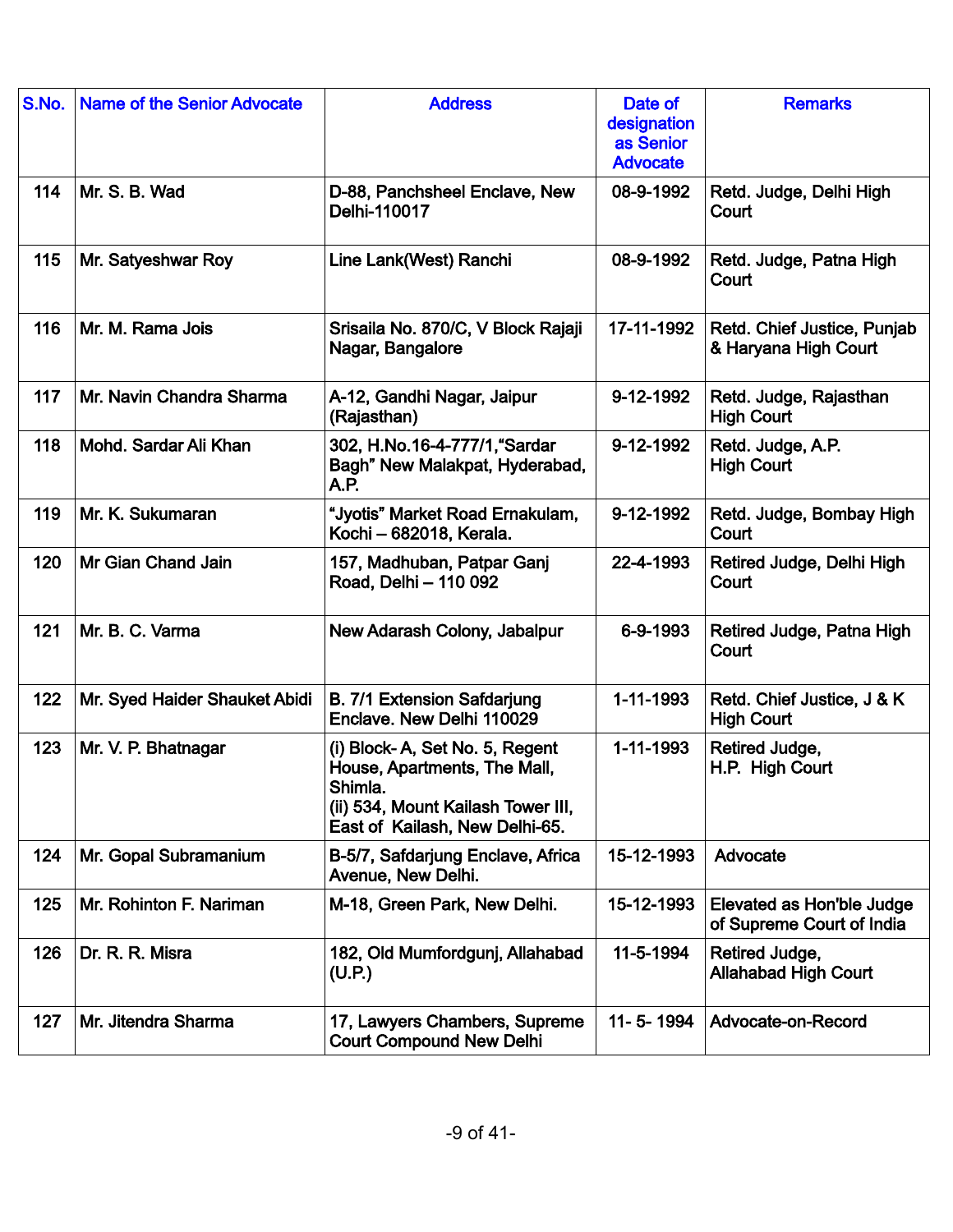| S.No. | Name of the Senior Advocate | Address | Date of designation as Senior Advocate | Remarks |
|---|---|---|---|---|
| 114 | Mr. S. B. Wad | D-88, Panchsheel Enclave, New Delhi-110017 | 08-9-1992 | Retd. Judge, Delhi High Court |
| 115 | Mr. Satyeshwar Roy | Line Lank(West) Ranchi | 08-9-1992 | Retd. Judge, Patna High Court |
| 116 | Mr. M. Rama Jois | Srisaila No. 870/C, V Block Rajaji Nagar, Bangalore | 17-11-1992 | Retd. Chief Justice, Punjab & Haryana High Court |
| 117 | Mr. Navin Chandra Sharma | A-12, Gandhi Nagar, Jaipur (Rajasthan) | 9-12-1992 | Retd. Judge, Rajasthan High Court |
| 118 | Mohd. Sardar Ali Khan | 302, H.No.16-4-777/1,"Sardar Bagh" New Malakpat, Hyderabad, A.P. | 9-12-1992 | Retd. Judge, A.P. High Court |
| 119 | Mr. K. Sukumaran | "Jyotis" Market Road Ernakulam, Kochi – 682018, Kerala. | 9-12-1992 | Retd. Judge, Bombay High Court |
| 120 | Mr Gian Chand Jain | 157, Madhuban, Patpar Ganj Road, Delhi – 110 092 | 22-4-1993 | Retired Judge, Delhi High Court |
| 121 | Mr. B. C. Varma | New Adarash Colony, Jabalpur | 6-9-1993 | Retired Judge, Patna High Court |
| 122 | Mr. Syed Haider Shauket Abidi | B. 7/1 Extension Safdarjung Enclave. New Delhi 110029 | 1-11-1993 | Retd. Chief Justice, J & K High Court |
| 123 | Mr. V. P. Bhatnagar | (i) Block- A, Set No. 5, Regent House, Apartments, The Mall, Shimla.<br>(ii) 534, Mount Kailash Tower III, East of Kailash, New Delhi-65. | 1-11-1993 | Retired Judge, H.P. High Court |
| 124 | Mr. Gopal Subramanium | B-5/7, Safdarjung Enclave, Africa Avenue, New Delhi. | 15-12-1993 | Advocate |
| 125 | Mr. Rohinton F. Nariman | M-18, Green Park, New Delhi. | 15-12-1993 | Elevated as Hon'ble Judge of Supreme Court of India |
| 126 | Dr. R. R. Misra | 182, Old Mumfordgunj, Allahabad (U.P.) | 11-5-1994 | Retired Judge, Allahabad High Court |
| 127 | Mr. Jitendra Sharma | 17, Lawyers Chambers, Supreme Court Compound New Delhi | 11- 5- 1994 | Advocate-on-Record |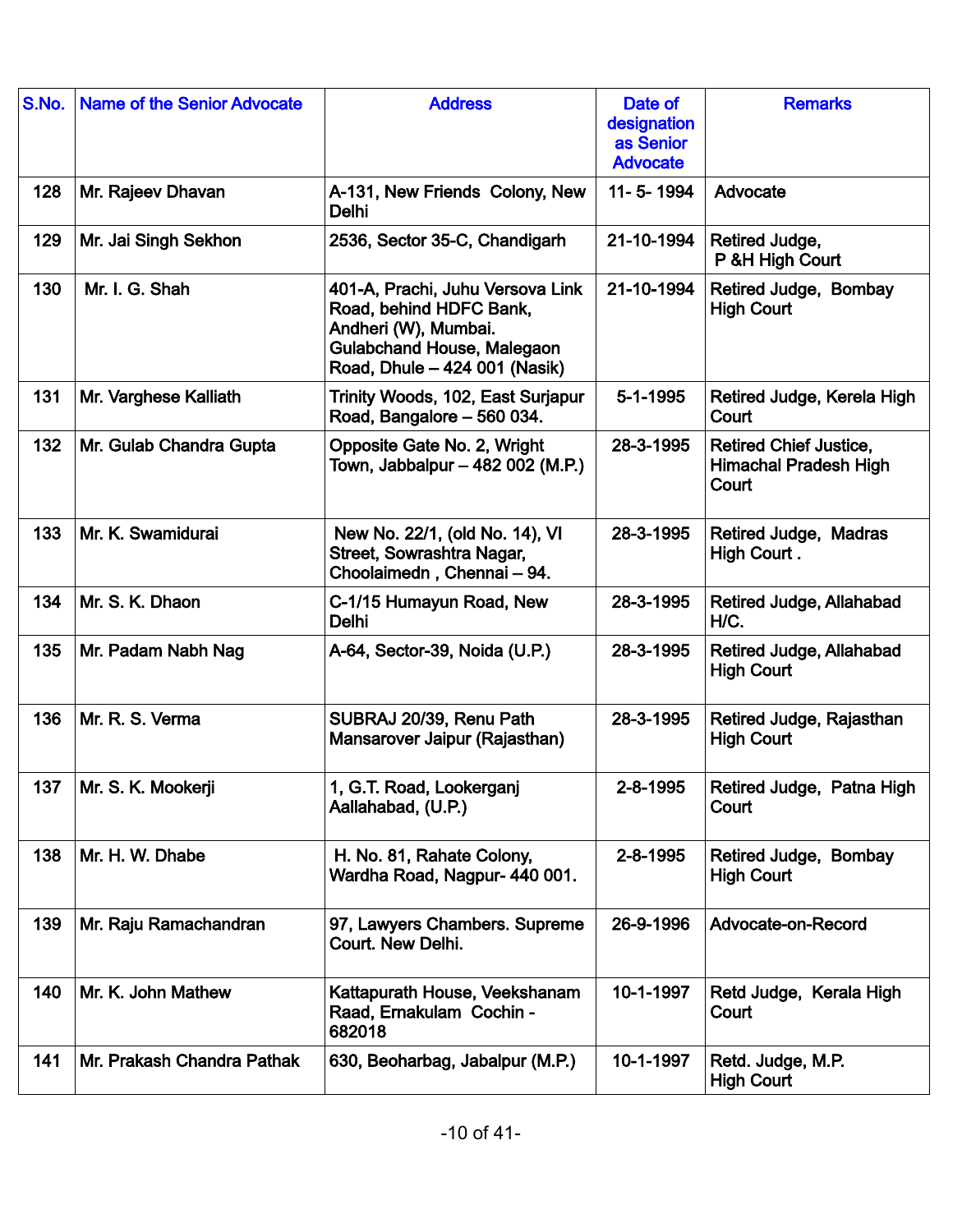| S.No. | Name of the Senior Advocate | Address | Date of designation as Senior Advocate | Remarks |
|---|---|---|---|---|
| 128 | Mr. Rajeev Dhavan | A-131, New Friends Colony, New Delhi | 11- 5- 1994 | Advocate |
| 129 | Mr. Jai Singh Sekhon | 2536, Sector 35-C, Chandigarh | 21-10-1994 | Retired Judge, P &H High Court |
| 130 | Mr. I. G. Shah | 401-A, Prachi, Juhu Versova Link Road, behind HDFC Bank, Andheri (W), Mumbai. Gulabchand House, Malegaon Road, Dhule – 424 001 (Nasik) | 21-10-1994 | Retired Judge, Bombay High Court |
| 131 | Mr. Varghese Kalliath | Trinity Woods, 102, East Surjapur Road, Bangalore – 560 034. | 5-1-1995 | Retired Judge, Kerela High Court |
| 132 | Mr. Gulab Chandra Gupta | Opposite Gate No. 2, Wright Town, Jabbalpur – 482 002 (M.P.) | 28-3-1995 | Retired Chief Justice, Himachal Pradesh High Court |
| 133 | Mr. K. Swamidurai | New No. 22/1, (old No. 14), VI Street, Sowrashtra Nagar, Choolaimedn , Chennai – 94. | 28-3-1995 | Retired Judge, Madras High Court . |
| 134 | Mr. S. K. Dhaon | C-1/15 Humayun Road, New Delhi | 28-3-1995 | Retired Judge, Allahabad H/C. |
| 135 | Mr. Padam Nabh Nag | A-64, Sector-39, Noida (U.P.) | 28-3-1995 | Retired Judge, Allahabad High Court |
| 136 | Mr. R. S. Verma | SUBRAJ 20/39, Renu Path Mansarover Jaipur (Rajasthan) | 28-3-1995 | Retired Judge, Rajasthan High Court |
| 137 | Mr. S. K. Mookerji | 1, G.T. Road, Lookerganj Aallahabad, (U.P.) | 2-8-1995 | Retired Judge, Patna High Court |
| 138 | Mr. H. W. Dhabe | H. No. 81, Rahate Colony, Wardha Road, Nagpur- 440 001. | 2-8-1995 | Retired Judge, Bombay High Court |
| 139 | Mr. Raju Ramachandran | 97, Lawyers Chambers. Supreme Court. New Delhi. | 26-9-1996 | Advocate-on-Record |
| 140 | Mr. K. John Mathew | Kattapurath House, Veekshanam Raad, Ernakulam Cochin - 682018 | 10-1-1997 | Retd Judge, Kerala High Court |
| 141 | Mr. Prakash Chandra Pathak | 630, Beoharbag, Jabalpur (M.P.) | 10-1-1997 | Retd. Judge, M.P. High Court |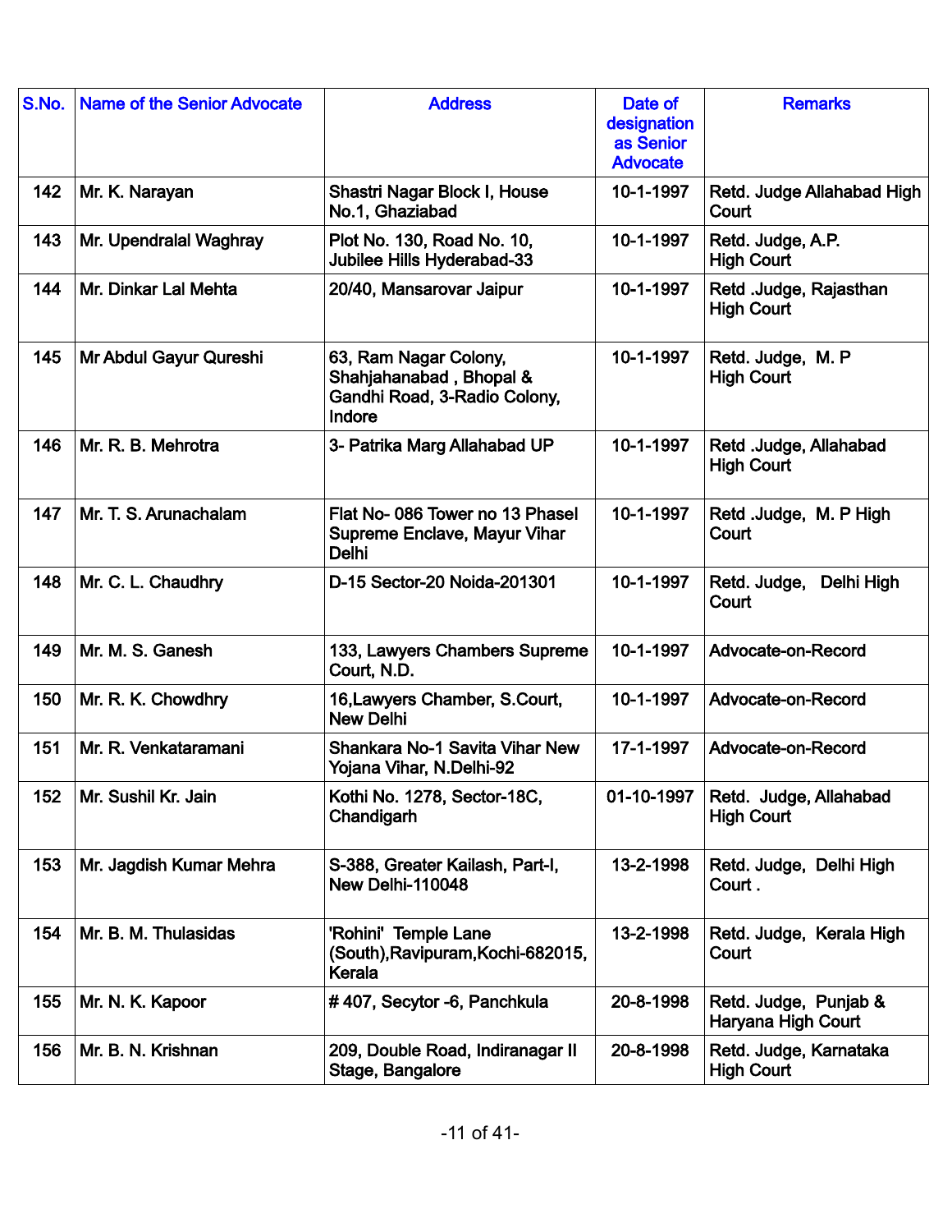| S.No. | Name of the Senior Advocate | Address | Date of designation as Senior Advocate | Remarks |
|---|---|---|---|---|
| 142 | Mr. K. Narayan | Shastri Nagar Block I, House No.1, Ghaziabad | 10-1-1997 | Retd. Judge Allahabad High Court |
| 143 | Mr. Upendralal Waghray | Plot No. 130, Road No. 10, Jubilee Hills Hyderabad-33 | 10-1-1997 | Retd. Judge, A.P. High Court |
| 144 | Mr. Dinkar Lal Mehta | 20/40, Mansarovar Jaipur | 10-1-1997 | Retd .Judge, Rajasthan High Court |
| 145 | Mr Abdul Gayur Qureshi | 63, Ram Nagar Colony, Shahjahanabad , Bhopal & Gandhi Road, 3-Radio Colony, Indore | 10-1-1997 | Retd. Judge, M. P High Court |
| 146 | Mr. R. B. Mehrotra | 3- Patrika Marg Allahabad UP | 10-1-1997 | Retd .Judge, Allahabad High Court |
| 147 | Mr. T. S. Arunachalam | Flat No- 086 Tower no 13 Phasel Supreme Enclave, Mayur Vihar Delhi | 10-1-1997 | Retd .Judge, M. P High Court |
| 148 | Mr. C. L. Chaudhry | D-15 Sector-20 Noida-201301 | 10-1-1997 | Retd. Judge, Delhi High Court |
| 149 | Mr. M. S. Ganesh | 133, Lawyers Chambers Supreme Court, N.D. | 10-1-1997 | Advocate-on-Record |
| 150 | Mr. R. K. Chowdhry | 16,Lawyers Chamber, S.Court, New Delhi | 10-1-1997 | Advocate-on-Record |
| 151 | Mr. R. Venkataramani | Shankara No-1 Savita Vihar New Yojana Vihar, N.Delhi-92 | 17-1-1997 | Advocate-on-Record |
| 152 | Mr. Sushil Kr. Jain | Kothi No. 1278, Sector-18C, Chandigarh | 01-10-1997 | Retd. Judge, Allahabad High Court |
| 153 | Mr. Jagdish Kumar Mehra | S-388, Greater Kailash, Part-I, New Delhi-110048 | 13-2-1998 | Retd. Judge, Delhi High Court . |
| 154 | Mr. B. M. Thulasidas | 'Rohini' Temple Lane (South),Ravipuram,Kochi-682015, Kerala | 13-2-1998 | Retd. Judge, Kerala High Court |
| 155 | Mr. N. K. Kapoor | # 407, Secytor -6, Panchkula | 20-8-1998 | Retd. Judge, Punjab & Haryana High Court |
| 156 | Mr. B. N. Krishnan | 209, Double Road, Indiranagar II Stage, Bangalore | 20-8-1998 | Retd. Judge, Karnataka High Court |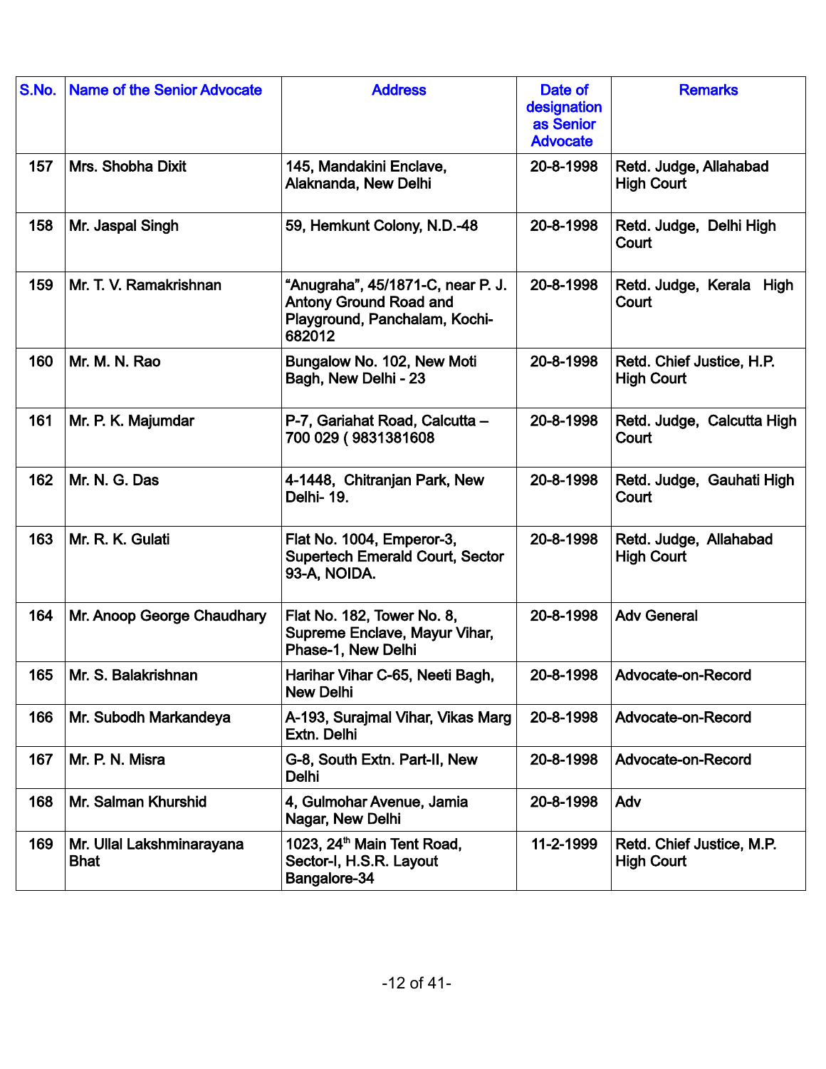| S.No. | Name of the Senior Advocate | Address | Date of designation as Senior Advocate | Remarks |
|---|---|---|---|---|
| 157 | Mrs. Shobha Dixit | 145, Mandakini Enclave, Alaknanda, New Delhi | 20-8-1998 | Retd. Judge, Allahabad High Court |
| 158 | Mr. Jaspal Singh | 59, Hemkunt Colony, N.D.-48 | 20-8-1998 | Retd. Judge, Delhi High Court |
| 159 | Mr. T. V. Ramakrishnan | "Anugraha", 45/1871-C, near P. J. Antony Ground Road and Playground, Panchalam, Kochi-682012 | 20-8-1998 | Retd. Judge, Kerala High Court |
| 160 | Mr. M. N. Rao | Bungalow No. 102, New Moti Bagh, New Delhi - 23 | 20-8-1998 | Retd. Chief Justice, H.P. High Court |
| 161 | Mr. P. K. Majumdar | P-7, Gariahat Road, Calcutta – 700 029 ( 9831381608 | 20-8-1998 | Retd. Judge, Calcutta High Court |
| 162 | Mr. N. G. Das | 4-1448, Chitranjan Park, New Delhi- 19. | 20-8-1998 | Retd. Judge, Gauhati High Court |
| 163 | Mr. R. K. Gulati | Flat No. 1004, Emperor-3, Supertech Emerald Court, Sector 93-A, NOIDA. | 20-8-1998 | Retd. Judge, Allahabad High Court |
| 164 | Mr. Anoop George Chaudhary | Flat No. 182, Tower No. 8, Supreme Enclave, Mayur Vihar, Phase-1, New Delhi | 20-8-1998 | Adv General |
| 165 | Mr. S. Balakrishnan | Harihar Vihar C-65, Neeti Bagh, New Delhi | 20-8-1998 | Advocate-on-Record |
| 166 | Mr. Subodh Markandeya | A-193, Surajmal Vihar, Vikas Marg Extn. Delhi | 20-8-1998 | Advocate-on-Record |
| 167 | Mr. P. N. Misra | G-8, South Extn. Part-II, New Delhi | 20-8-1998 | Advocate-on-Record |
| 168 | Mr. Salman Khurshid | 4, Gulmohar Avenue, Jamia Nagar, New Delhi | 20-8-1998 | Adv |
| 169 | Mr. Ullal Lakshminarayana Bhat | 1023, 24th Main Tent Road, Sector-I, H.S.R. Layout Bangalore-34 | 11-2-1999 | Retd. Chief Justice, M.P. High Court |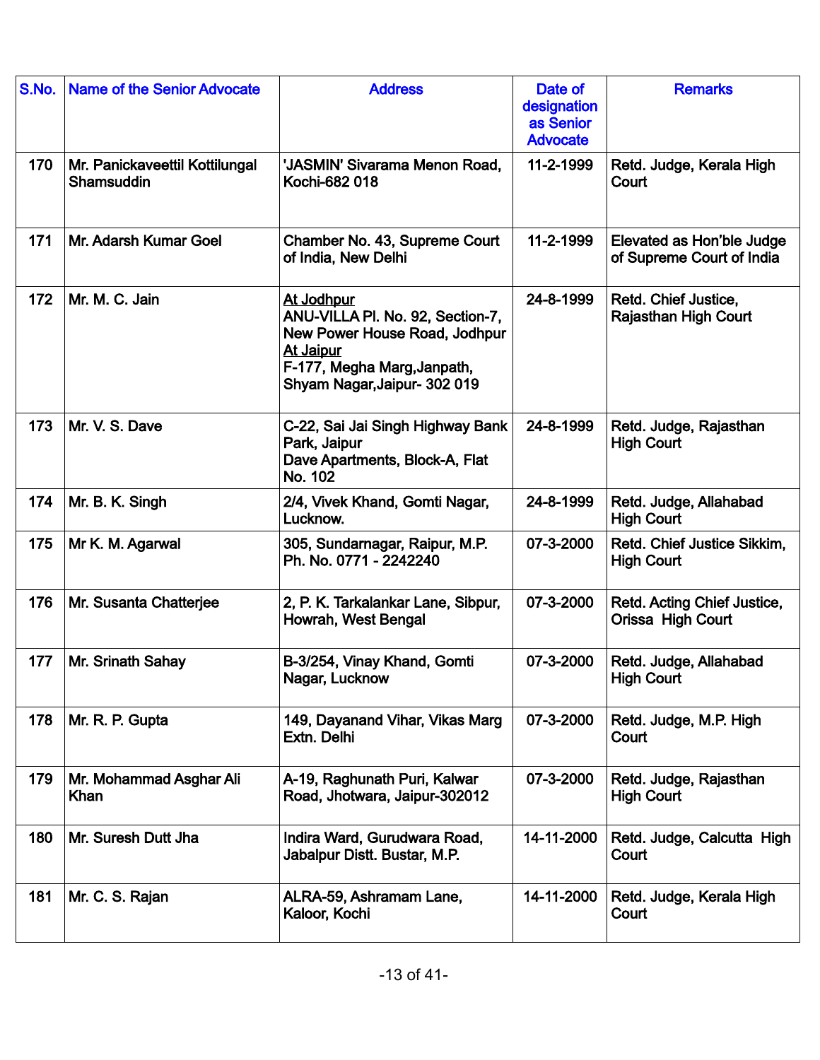| S.No. | Name of the Senior Advocate | Address | Date of designation as Senior Advocate | Remarks |
|---|---|---|---|---|
| 170 | Mr. Panickaveettil Kottilungal Shamsuddin | 'JASMIN' Sivarama Menon Road, Kochi-682 018 | 11-2-1999 | Retd. Judge, Kerala High Court |
| 171 | Mr. Adarsh Kumar Goel | Chamber No. 43, Supreme Court of India, New Delhi | 11-2-1999 | Elevated as Hon'ble Judge of Supreme Court of India |
| 172 | Mr. M. C. Jain | At Jodhpur<br>ANU-VILLA Pl. No. 92, Section-7, New Power House Road, Jodhpur<br>At Jaipur<br>F-177, Megha Marg,Janpath, Shyam Nagar,Jaipur- 302 019 | 24-8-1999 | Retd. Chief Justice, Rajasthan High Court |
| 173 | Mr. V. S. Dave | C-22, Sai Jai Singh Highway Bank Park, Jaipur<br>Dave Apartments, Block-A, Flat No. 102 | 24-8-1999 | Retd. Judge, Rajasthan High Court |
| 174 | Mr. B. K. Singh | 2/4, Vivek Khand, Gomti Nagar, Lucknow. | 24-8-1999 | Retd. Judge, Allahabad High Court |
| 175 | Mr K. M. Agarwal | 305, Sundarnagar, Raipur, M.P. Ph. No. 0771 - 2242240 | 07-3-2000 | Retd. Chief Justice Sikkim, High Court |
| 176 | Mr. Susanta Chatterjee | 2, P. K. Tarkalankar Lane, Sibpur, Howrah, West Bengal | 07-3-2000 | Retd. Acting Chief Justice, Orissa High Court |
| 177 | Mr. Srinath Sahay | B-3/254, Vinay Khand, Gomti Nagar, Lucknow | 07-3-2000 | Retd. Judge, Allahabad High Court |
| 178 | Mr. R. P. Gupta | 149, Dayanand Vihar, Vikas Marg Extn. Delhi | 07-3-2000 | Retd. Judge, M.P. High Court |
| 179 | Mr. Mohammad Asghar Ali Khan | A-19, Raghunath Puri, Kalwar Road, Jhotwara, Jaipur-302012 | 07-3-2000 | Retd. Judge, Rajasthan High Court |
| 180 | Mr. Suresh Dutt Jha | Indira Ward, Gurudwara Road, Jabalpur Distt. Bustar, M.P. | 14-11-2000 | Retd. Judge, Calcutta High Court |
| 181 | Mr. C. S. Rajan | ALRA-59, Ashramam Lane, Kaloor, Kochi | 14-11-2000 | Retd. Judge, Kerala High Court |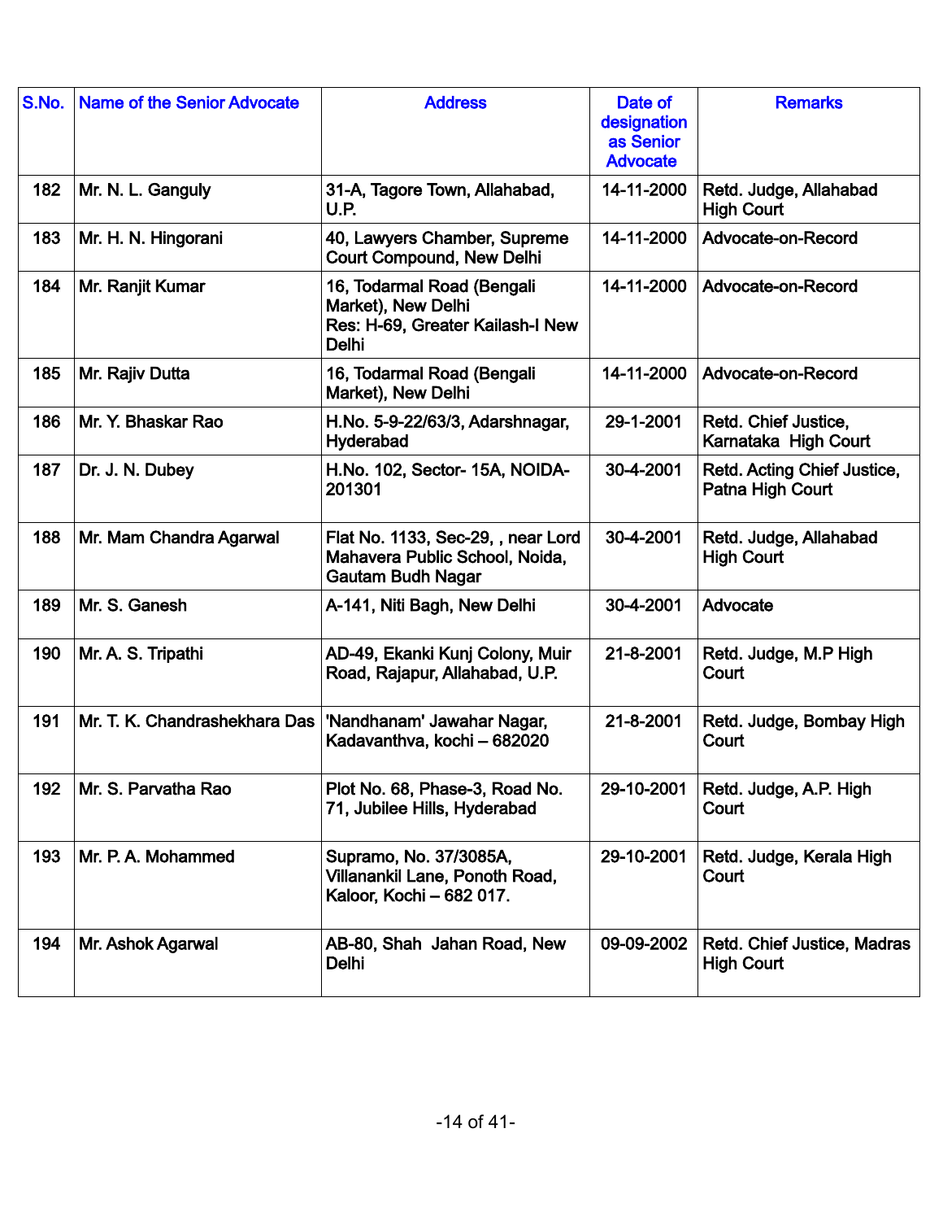| S.No. | Name of the Senior Advocate | Address | Date of designation as Senior Advocate | Remarks |
|---|---|---|---|---|
| 182 | Mr. N. L. Ganguly | 31-A, Tagore Town, Allahabad, U.P. | 14-11-2000 | Retd. Judge, Allahabad High Court |
| 183 | Mr. H. N. Hingorani | 40, Lawyers Chamber, Supreme Court Compound, New Delhi | 14-11-2000 | Advocate-on-Record |
| 184 | Mr. Ranjit Kumar | 16, Todarmal Road (Bengali Market), New Delhi<br>Res: H-69, Greater Kailash-I New Delhi | 14-11-2000 | Advocate-on-Record |
| 185 | Mr. Rajiv Dutta | 16, Todarmal Road (Bengali Market), New Delhi | 14-11-2000 | Advocate-on-Record |
| 186 | Mr. Y. Bhaskar Rao | H.No. 5-9-22/63/3, Adarshnagar, Hyderabad | 29-1-2001 | Retd. Chief Justice, Karnataka High Court |
| 187 | Dr. J. N. Dubey | H.No. 102, Sector- 15A, NOIDA-201301 | 30-4-2001 | Retd. Acting Chief Justice, Patna High Court |
| 188 | Mr. Mam Chandra Agarwal | Flat No. 1133, Sec-29, , near Lord Mahavera Public School, Noida, Gautam Budh Nagar | 30-4-2001 | Retd. Judge, Allahabad High Court |
| 189 | Mr. S. Ganesh | A-141, Niti Bagh, New Delhi | 30-4-2001 | Advocate |
| 190 | Mr. A. S. Tripathi | AD-49, Ekanki Kunj Colony, Muir Road, Rajapur, Allahabad, U.P. | 21-8-2001 | Retd. Judge, M.P High Court |
| 191 | Mr. T. K. Chandrashekhara Das | 'Nandhanam' Jawahar Nagar, Kadavanthva, kochi – 682020 | 21-8-2001 | Retd. Judge, Bombay High Court |
| 192 | Mr. S. Parvatha Rao | Plot No. 68, Phase-3, Road No. 71, Jubilee Hills, Hyderabad | 29-10-2001 | Retd. Judge, A.P. High Court |
| 193 | Mr. P. A. Mohammed | Supramo, No. 37/3085A, Villanankil Lane, Ponoth Road, Kaloor, Kochi – 682 017. | 29-10-2001 | Retd. Judge, Kerala High Court |
| 194 | Mr. Ashok Agarwal | AB-80, Shah Jahan Road, New Delhi | 09-09-2002 | Retd. Chief Justice, Madras High Court |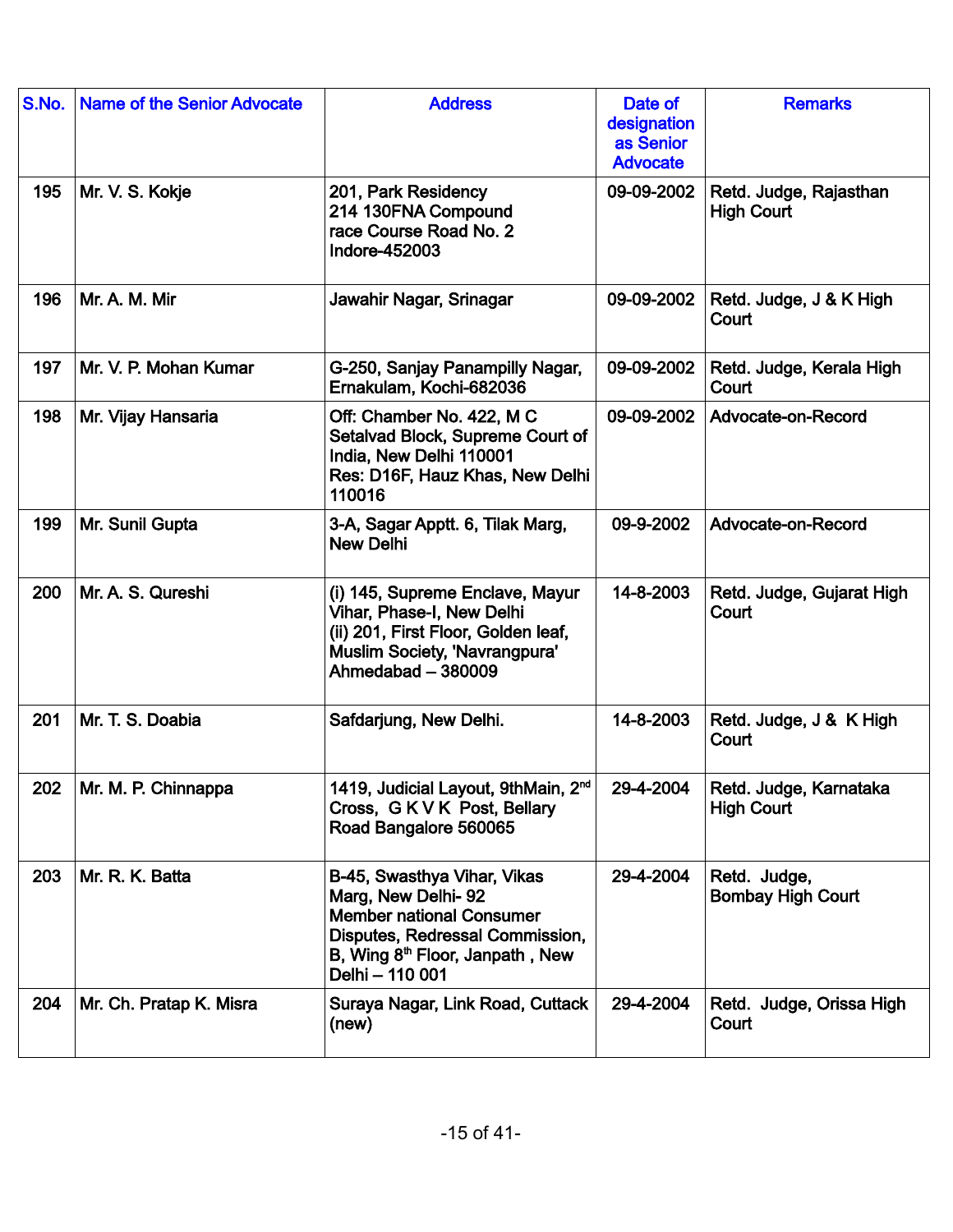| S.No. | Name of the Senior Advocate | Address | Date of designation as Senior Advocate | Remarks |
|---|---|---|---|---|
| 195 | Mr. V. S. Kokje | 201, Park Residency 214 130FNA Compound race Course Road No. 2 Indore-452003 | 09-09-2002 | Retd. Judge, Rajasthan High Court |
| 196 | Mr. A. M. Mir | Jawahir Nagar, Srinagar | 09-09-2002 | Retd. Judge, J & K High Court |
| 197 | Mr. V. P. Mohan Kumar | G-250, Sanjay Panampilly Nagar, Ernakulam, Kochi-682036 | 09-09-2002 | Retd. Judge, Kerala High Court |
| 198 | Mr. Vijay Hansaria | Off: Chamber No. 422, M C Setalvad Block, Supreme Court of India, New Delhi 110001 Res: D16F, Hauz Khas, New Delhi 110016 | 09-09-2002 | Advocate-on-Record |
| 199 | Mr. Sunil Gupta | 3-A, Sagar Apptt. 6, Tilak Marg, New Delhi | 09-9-2002 | Advocate-on-Record |
| 200 | Mr. A. S. Qureshi | (i) 145, Supreme Enclave, Mayur Vihar, Phase-I, New Delhi (ii) 201, First Floor, Golden leaf, Muslim Society, 'Navrangpura' Ahmedabad – 380009 | 14-8-2003 | Retd. Judge, Gujarat High Court |
| 201 | Mr. T. S. Doabia | Safdarjung, New Delhi. | 14-8-2003 | Retd. Judge, J & K High Court |
| 202 | Mr. M. P. Chinnappa | 1419, Judicial Layout, 9thMain, 2nd Cross, G K V K Post, Bellary Road Bangalore 560065 | 29-4-2004 | Retd. Judge, Karnataka High Court |
| 203 | Mr. R. K. Batta | B-45, Swasthya Vihar, Vikas Marg, New Delhi- 92 Member national Consumer Disputes, Redressal Commission, B, Wing 8th Floor, Janpath , New Delhi – 110 001 | 29-4-2004 | Retd. Judge, Bombay High Court |
| 204 | Mr. Ch. Pratap K. Misra | Suraya Nagar, Link Road, Cuttack (new) | 29-4-2004 | Retd. Judge, Orissa High Court |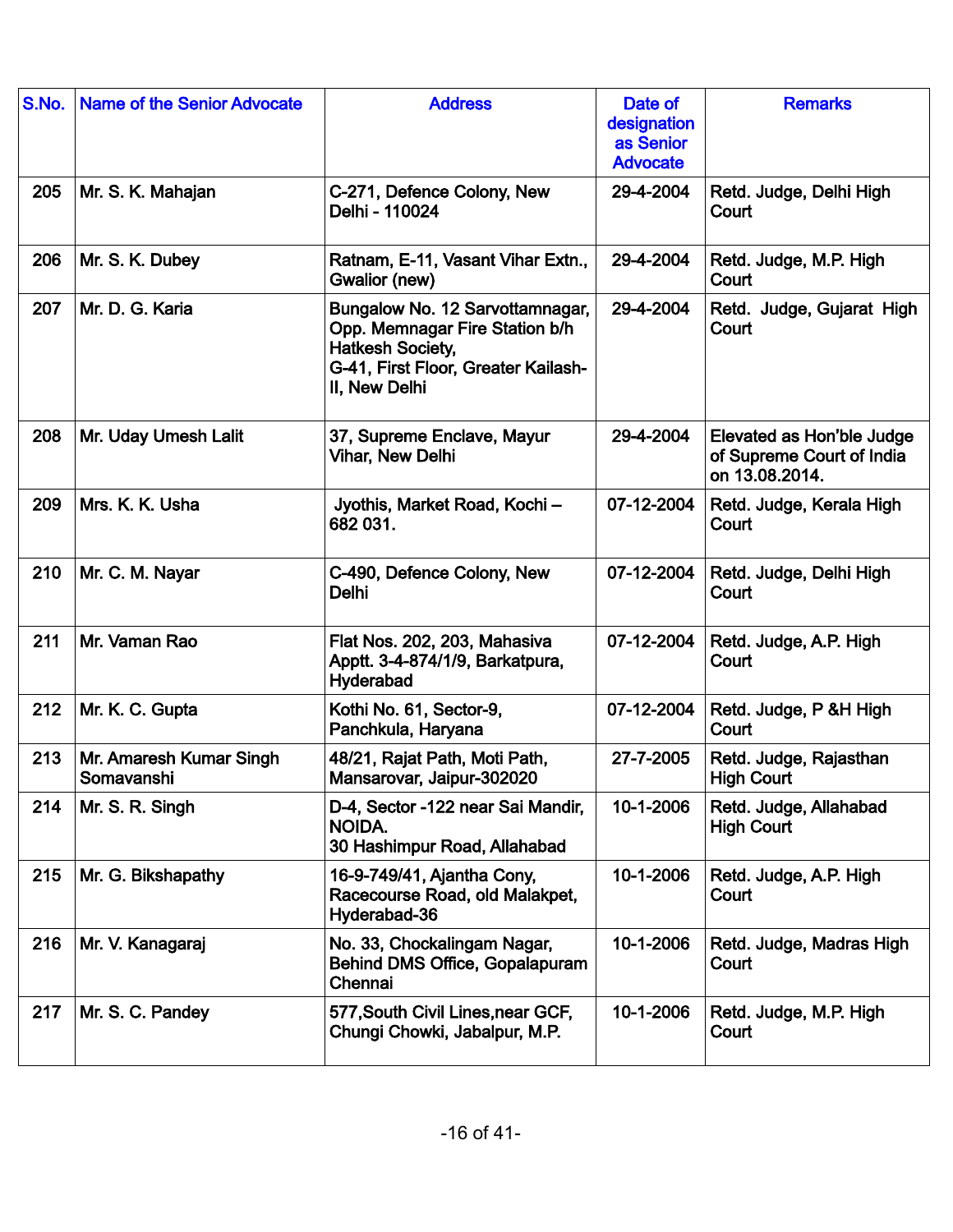| S.No. | Name of the Senior Advocate | Address | Date of designation as Senior Advocate | Remarks |
|---|---|---|---|---|
| 205 | Mr. S. K. Mahajan | C-271, Defence Colony, New Delhi - 110024 | 29-4-2004 | Retd. Judge, Delhi High Court |
| 206 | Mr. S. K. Dubey | Ratnam, E-11, Vasant Vihar Extn., Gwalior (new) | 29-4-2004 | Retd. Judge, M.P. High Court |
| 207 | Mr. D. G. Karia | Bungalow No. 12 Sarvottamnagar, Opp. Memnagar Fire Station b/h Hatkesh Society, G-41, First Floor, Greater Kailash-II, New Delhi | 29-4-2004 | Retd. Judge, Gujarat High Court |
| 208 | Mr. Uday Umesh Lalit | 37, Supreme Enclave, Mayur Vihar, New Delhi | 29-4-2004 | Elevated as Hon'ble Judge of Supreme Court of India on 13.08.2014. |
| 209 | Mrs. K. K. Usha | Jyothis, Market Road, Kochi – 682 031. | 07-12-2004 | Retd. Judge, Kerala High Court |
| 210 | Mr. C. M. Nayar | C-490, Defence Colony, New Delhi | 07-12-2004 | Retd. Judge, Delhi High Court |
| 211 | Mr. Vaman Rao | Flat Nos. 202, 203, Mahasiva Apptt. 3-4-874/1/9, Barkatpura, Hyderabad | 07-12-2004 | Retd. Judge, A.P. High Court |
| 212 | Mr. K. C. Gupta | Kothi No. 61, Sector-9, Panchkula, Haryana | 07-12-2004 | Retd. Judge, P &H High Court |
| 213 | Mr. Amaresh Kumar Singh Somavanshi | 48/21, Rajat Path, Moti Path, Mansarovar, Jaipur-302020 | 27-7-2005 | Retd. Judge, Rajasthan High Court |
| 214 | Mr. S. R. Singh | D-4, Sector -122 near Sai Mandir, NOIDA. 30 Hashimpur Road, Allahabad | 10-1-2006 | Retd. Judge, Allahabad High Court |
| 215 | Mr. G. Bikshapathy | 16-9-749/41, Ajantha Cony, Racecourse Road, old Malakpet, Hyderabad-36 | 10-1-2006 | Retd. Judge, A.P. High Court |
| 216 | Mr. V. Kanagaraj | No. 33, Chockalingam Nagar, Behind DMS Office, Gopalapuram Chennai | 10-1-2006 | Retd. Judge, Madras High Court |
| 217 | Mr. S. C. Pandey | 577,South Civil Lines,near GCF, Chungi Chowki, Jabalpur, M.P. | 10-1-2006 | Retd. Judge, M.P. High Court |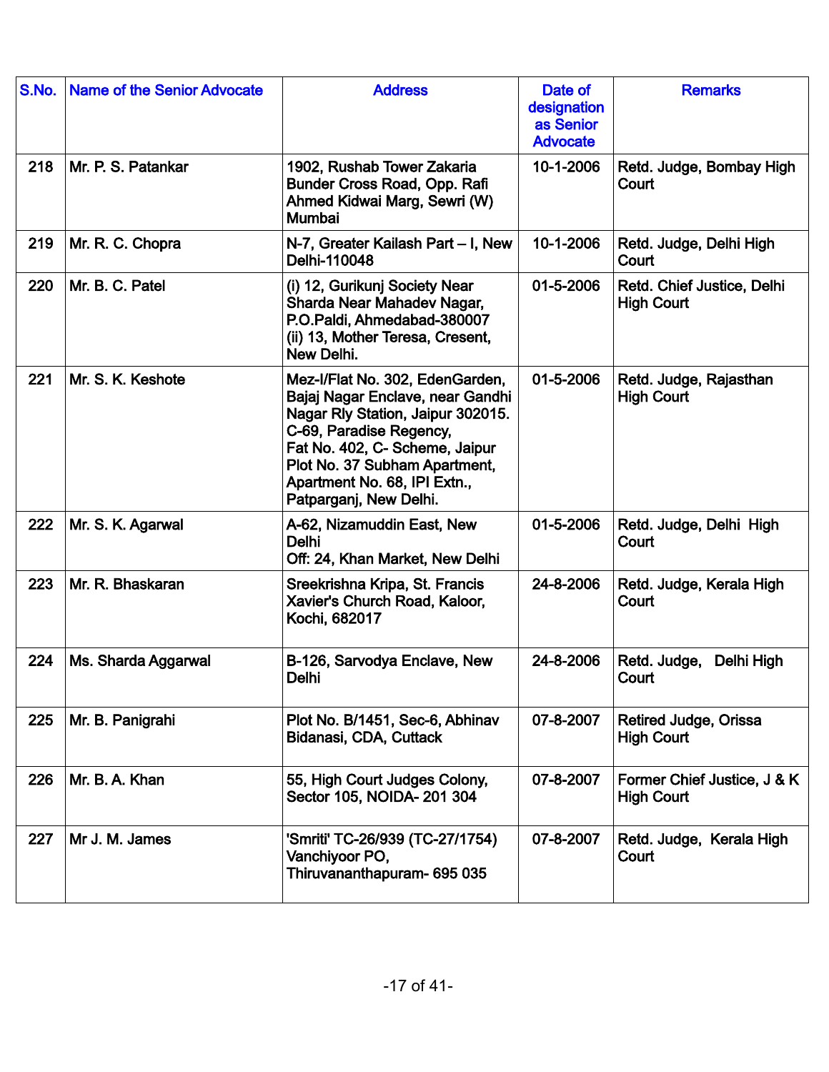| S.No. | Name of the Senior Advocate | Address | Date of designation as Senior Advocate | Remarks |
|---|---|---|---|---|
| 218 | Mr. P. S. Patankar | 1902, Rushab Tower Zakaria Bunder Cross Road, Opp. Rafi Ahmed Kidwai Marg, Sewri (W) Mumbai | 10-1-2006 | Retd. Judge, Bombay High Court |
| 219 | Mr. R. C. Chopra | N-7, Greater Kailash Part – I, New Delhi-110048 | 10-1-2006 | Retd. Judge, Delhi High Court |
| 220 | Mr. B. C. Patel | (i) 12, Gurikunj Society Near Sharda Near Mahadev Nagar, P.O.Paldi, Ahmedabad-380007 (ii) 13, Mother Teresa, Cresent, New Delhi. | 01-5-2006 | Retd. Chief Justice, Delhi High Court |
| 221 | Mr. S. K. Keshote | Mez-I/Flat No. 302, EdenGarden, Bajaj Nagar Enclave, near Gandhi Nagar Rly Station, Jaipur 302015. C-69, Paradise Regency, Fat No. 402, C- Scheme, Jaipur Plot No. 37 Subham Apartment, Apartment No. 68, IPI Extn., Patparganj, New Delhi. | 01-5-2006 | Retd. Judge, Rajasthan High Court |
| 222 | Mr. S. K. Agarwal | A-62, Nizamuddin East, New Delhi Off: 24, Khan Market, New Delhi | 01-5-2006 | Retd. Judge, Delhi High Court |
| 223 | Mr. R. Bhaskaran | Sreekrishna Kripa, St. Francis Xavier's Church Road, Kaloor, Kochi, 682017 | 24-8-2006 | Retd. Judge, Kerala High Court |
| 224 | Ms. Sharda Aggarwal | B-126, Sarvodya Enclave, New Delhi | 24-8-2006 | Retd. Judge, Delhi High Court |
| 225 | Mr. B. Panigrahi | Plot No. B/1451, Sec-6, Abhinav Bidanasi, CDA, Cuttack | 07-8-2007 | Retired Judge, Orissa High Court |
| 226 | Mr. B. A. Khan | 55, High Court Judges Colony, Sector 105, NOIDA- 201 304 | 07-8-2007 | Former Chief Justice, J & K High Court |
| 227 | Mr J. M. James | 'Smriti' TC-26/939 (TC-27/1754) Vanchiyoor PO, Thiruvananthapuram- 695 035 | 07-8-2007 | Retd. Judge, Kerala High Court |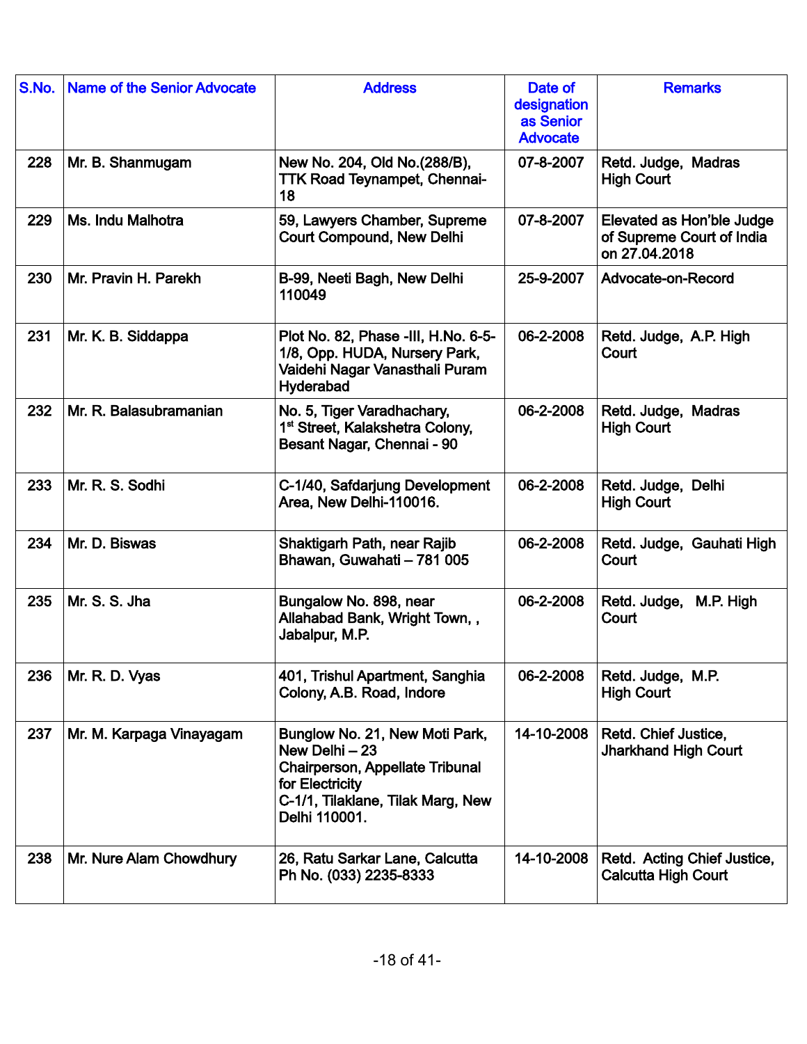| S.No. | Name of the Senior Advocate | Address | Date of designation as Senior Advocate | Remarks |
|---|---|---|---|---|
| 228 | Mr. B. Shanmugam | New No. 204, Old No.(288/B), TTK Road Teynampet, Chennai-18 | 07-8-2007 | Retd. Judge, Madras High Court |
| 229 | Ms. Indu Malhotra | 59, Lawyers Chamber, Supreme Court Compound, New Delhi | 07-8-2007 | Elevated as Hon'ble Judge of Supreme Court of India on 27.04.2018 |
| 230 | Mr. Pravin H. Parekh | B-99, Neeti Bagh, New Delhi 110049 | 25-9-2007 | Advocate-on-Record |
| 231 | Mr. K. B. Siddappa | Plot No. 82, Phase -III, H.No. 6-5-1/8, Opp. HUDA, Nursery Park, Vaidehi Nagar Vanasthali Puram Hyderabad | 06-2-2008 | Retd. Judge, A.P. High Court |
| 232 | Mr. R. Balasubramanian | No. 5, Tiger Varadhachary, 1st Street, Kalakshetra Colony, Besant Nagar, Chennai - 90 | 06-2-2008 | Retd. Judge, Madras High Court |
| 233 | Mr. R. S. Sodhi | C-1/40, Safdarjung Development Area, New Delhi-110016. | 06-2-2008 | Retd. Judge, Delhi High Court |
| 234 | Mr. D. Biswas | Shaktigarh Path, near Rajib Bhawan, Guwahati – 781 005 | 06-2-2008 | Retd. Judge, Gauhati High Court |
| 235 | Mr. S. S. Jha | Bungalow No. 898, near Allahabad Bank, Wright Town, , Jabalpur, M.P. | 06-2-2008 | Retd. Judge, M.P. High Court |
| 236 | Mr. R. D. Vyas | 401, Trishul Apartment, Sanghia Colony, A.B. Road, Indore | 06-2-2008 | Retd. Judge, M.P. High Court |
| 237 | Mr. M. Karpaga Vinayagam | Bunglow No. 21, New Moti Park, New Delhi – 23 Chairperson, Appellate Tribunal for Electricity C-1/1, Tilaklane, Tilak Marg, New Delhi 110001. | 14-10-2008 | Retd. Chief Justice, Jharkhand High Court |
| 238 | Mr. Nure Alam Chowdhury | 26, Ratu Sarkar Lane, Calcutta Ph No. (033) 2235-8333 | 14-10-2008 | Retd. Acting Chief Justice, Calcutta High Court |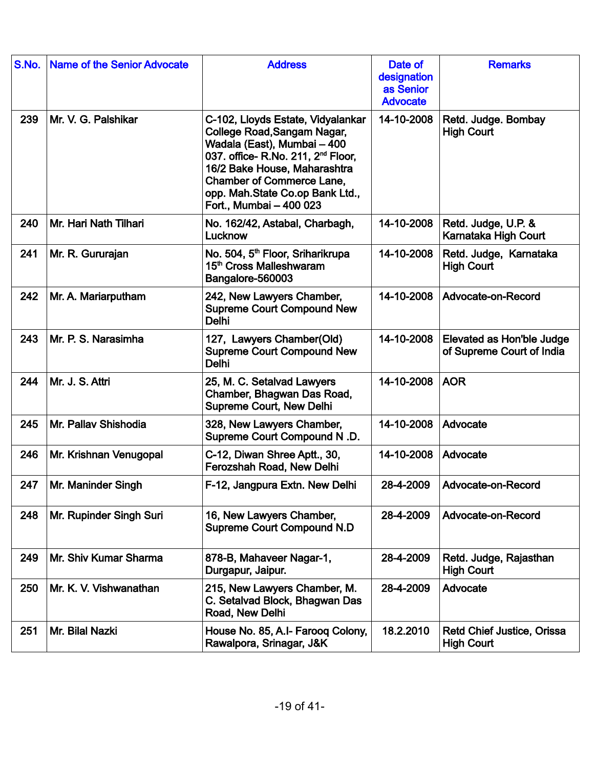| S.No. | Name of the Senior Advocate | Address | Date of designation as Senior Advocate | Remarks |
|---|---|---|---|---|
| 239 | Mr. V. G. Palshikar | C-102, Lloyds Estate, Vidyalankar College Road,Sangam Nagar, Wadala (East), Mumbai – 400 037. office- R.No. 211, 2nd Floor, 16/2 Bake House, Maharashtra Chamber of Commerce Lane, opp. Mah.State Co.op Bank Ltd., Fort., Mumbai – 400 023 | 14-10-2008 | Retd. Judge. Bombay High Court |
| 240 | Mr. Hari Nath Tilhari | No. 162/42, Astabal, Charbagh, Lucknow | 14-10-2008 | Retd. Judge, U.P. & Karnataka High Court |
| 241 | Mr. R. Gururajan | No. 504, 5th Floor, Sriharikrupa 15th Cross Malleshwaram Bangalore-560003 | 14-10-2008 | Retd. Judge, Karnataka High Court |
| 242 | Mr. A. Mariarputham | 242, New Lawyers Chamber, Supreme Court Compound New Delhi | 14-10-2008 | Advocate-on-Record |
| 243 | Mr. P. S. Narasimha | 127, Lawyers Chamber(Old) Supreme Court Compound New Delhi | 14-10-2008 | Elevated as Hon'ble Judge of Supreme Court of India |
| 244 | Mr. J. S. Attri | 25, M. C. Setalvad Lawyers Chamber, Bhagwan Das Road, Supreme Court, New Delhi | 14-10-2008 | AOR |
| 245 | Mr. Pallav Shishodia | 328, New Lawyers Chamber, Supreme Court Compound N .D. | 14-10-2008 | Advocate |
| 246 | Mr. Krishnan Venugopal | C-12, Diwan Shree Aptt., 30, Ferozshah Road, New Delhi | 14-10-2008 | Advocate |
| 247 | Mr. Maninder Singh | F-12, Jangpura Extn. New Delhi | 28-4-2009 | Advocate-on-Record |
| 248 | Mr. Rupinder Singh Suri | 16, New Lawyers Chamber, Supreme Court Compound N.D | 28-4-2009 | Advocate-on-Record |
| 249 | Mr. Shiv Kumar Sharma | 878-B, Mahaveer Nagar-1, Durgapur, Jaipur. | 28-4-2009 | Retd. Judge, Rajasthan High Court |
| 250 | Mr. K. V. Vishwanathan | 215, New Lawyers Chamber, M. C. Setalvad Block, Bhagwan Das Road, New Delhi | 28-4-2009 | Advocate |
| 251 | Mr. Bilal Nazki | House No. 85, A.I- Farooq Colony, Rawalpora, Srinagar, J&K | 18.2.2010 | Retd Chief Justice, Orissa High Court |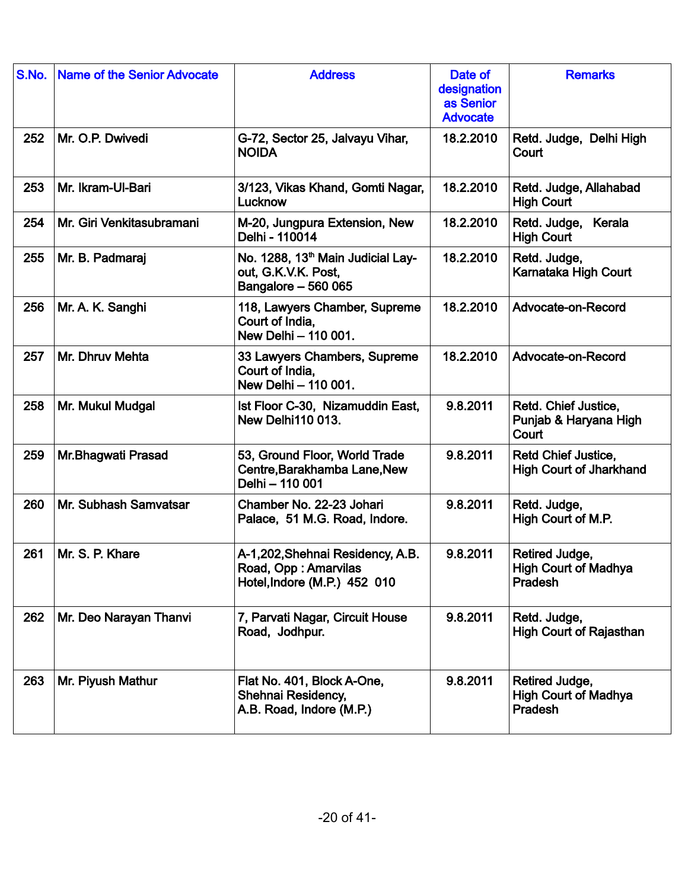| S.No. | Name of the Senior Advocate | Address | Date of designation as Senior Advocate | Remarks |
|---|---|---|---|---|
| 252 | Mr. O.P. Dwivedi | G-72, Sector 25, Jalvayu Vihar, NOIDA | 18.2.2010 | Retd. Judge, Delhi High Court |
| 253 | Mr. Ikram-Ul-Bari | 3/123, Vikas Khand, Gomti Nagar, Lucknow | 18.2.2010 | Retd. Judge, Allahabad High Court |
| 254 | Mr. Giri Venkitasubramani | M-20, Jungpura Extension, New Delhi - 110014 | 18.2.2010 | Retd. Judge, Kerala High Court |
| 255 | Mr. B. Padmaraj | No. 1288, 13th Main Judicial Lay-out, G.K.V.K. Post, Bangalore – 560 065 | 18.2.2010 | Retd. Judge, Karnataka High Court |
| 256 | Mr. A. K. Sanghi | 118, Lawyers Chamber, Supreme Court of India, New Delhi – 110 001. | 18.2.2010 | Advocate-on-Record |
| 257 | Mr. Dhruv Mehta | 33 Lawyers Chambers, Supreme Court of India, New Delhi – 110 001. | 18.2.2010 | Advocate-on-Record |
| 258 | Mr. Mukul Mudgal | Ist Floor C-30, Nizamuddin East, New Delhi110 013. | 9.8.2011 | Retd. Chief Justice, Punjab & Haryana High Court |
| 259 | Mr.Bhagwati Prasad | 53, Ground Floor, World Trade Centre,Barakhamba Lane,New Delhi – 110 001 | 9.8.2011 | Retd Chief Justice, High Court of Jharkhand |
| 260 | Mr. Subhash Samvatsar | Chamber No. 22-23 Johari Palace, 51 M.G. Road, Indore. | 9.8.2011 | Retd. Judge, High Court of M.P. |
| 261 | Mr. S. P. Khare | A-1,202,Shehnai Residency, A.B. Road, Opp : Amarvilas Hotel,Indore (M.P.) 452 010 | 9.8.2011 | Retired Judge, High Court of Madhya Pradesh |
| 262 | Mr. Deo Narayan Thanvi | 7, Parvati Nagar, Circuit House Road, Jodhpur. | 9.8.2011 | Retd. Judge, High Court of Rajasthan |
| 263 | Mr. Piyush Mathur | Flat No. 401, Block A-One, Shehnai Residency, A.B. Road, Indore (M.P.) | 9.8.2011 | Retired Judge, High Court of Madhya Pradesh |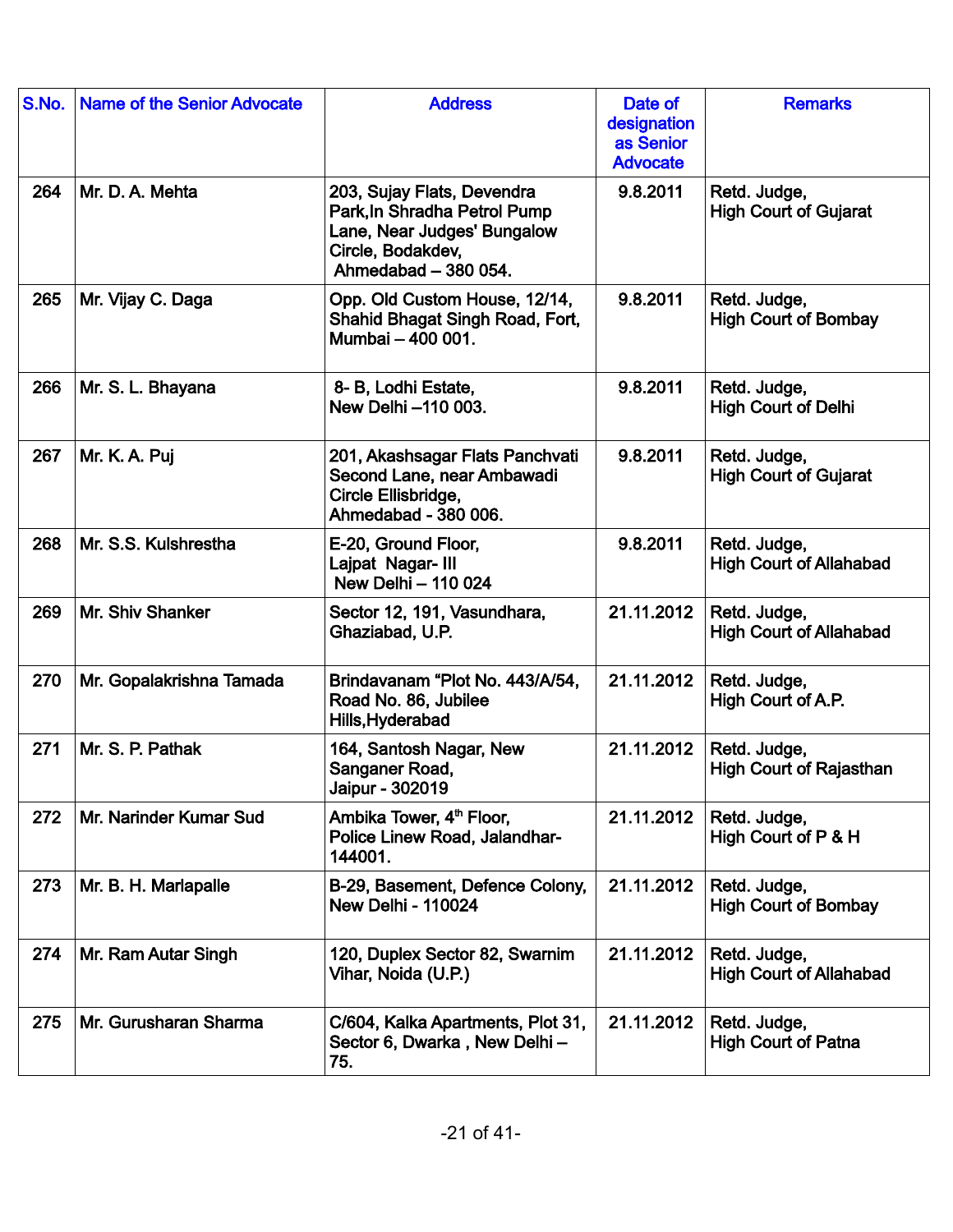| S.No. | Name of the Senior Advocate | Address | Date of designation as Senior Advocate | Remarks |
|---|---|---|---|---|
| 264 | Mr. D. A. Mehta | 203, Sujay Flats, Devendra Park,In Shradha Petrol Pump Lane, Near Judges' Bungalow Circle, Bodakdev, Ahmedabad – 380 054. | 9.8.2011 | Retd. Judge, High Court of Gujarat |
| 265 | Mr. Vijay C. Daga | Opp. Old Custom House, 12/14, Shahid Bhagat Singh Road, Fort, Mumbai – 400 001. | 9.8.2011 | Retd. Judge, High Court of Bombay |
| 266 | Mr. S. L. Bhayana | 8- B, Lodhi Estate, New Delhi –110 003. | 9.8.2011 | Retd. Judge, High Court of Delhi |
| 267 | Mr. K. A. Puj | 201, Akashsagar Flats Panchvati Second Lane, near Ambawadi Circle Ellisbridge, Ahmedabad - 380 006. | 9.8.2011 | Retd. Judge, High Court of Gujarat |
| 268 | Mr. S.S. Kulshrestha | E-20, Ground Floor, Lajpat Nagar- III New Delhi – 110 024 | 9.8.2011 | Retd. Judge, High Court of Allahabad |
| 269 | Mr. Shiv Shanker | Sector 12, 191, Vasundhara, Ghaziabad, U.P. | 21.11.2012 | Retd. Judge, High Court of Allahabad |
| 270 | Mr. Gopalakrishna Tamada | Brindavanam "Plot No. 443/A/54, Road No. 86, Jubilee Hills,Hyderabad | 21.11.2012 | Retd. Judge, High Court of A.P. |
| 271 | Mr. S. P. Pathak | 164, Santosh Nagar, New Sanganer Road, Jaipur - 302019 | 21.11.2012 | Retd. Judge, High Court of Rajasthan |
| 272 | Mr. Narinder Kumar Sud | Ambika Tower, 4th Floor, Police Linew Road, Jalandhar-144001. | 21.11.2012 | Retd. Judge, High Court of P & H |
| 273 | Mr. B. H. Marlapalle | B-29, Basement, Defence Colony, New Delhi - 110024 | 21.11.2012 | Retd. Judge, High Court of Bombay |
| 274 | Mr. Ram Autar Singh | 120, Duplex Sector 82, Swarnim Vihar, Noida (U.P.) | 21.11.2012 | Retd. Judge, High Court of Allahabad |
| 275 | Mr. Gurusharan Sharma | C/604, Kalka Apartments, Plot 31, Sector 6, Dwarka , New Delhi – 75. | 21.11.2012 | Retd. Judge, High Court of Patna |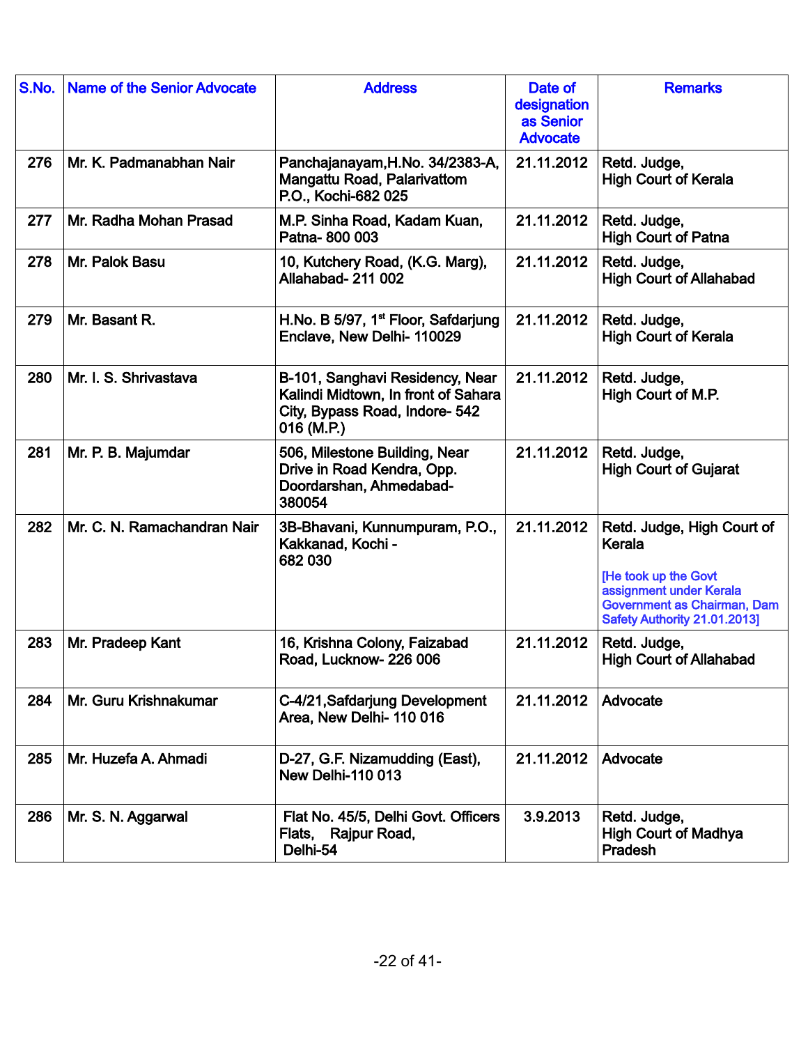| S.No. | Name of the Senior Advocate | Address | Date of designation as Senior Advocate | Remarks |
|---|---|---|---|---|
| 276 | Mr. K. Padmanabhan Nair | Panchajanayam,H.No. 34/2383-A, Mangattu Road, Palarivattom P.O., Kochi-682 025 | 21.11.2012 | Retd. Judge, High Court of Kerala |
| 277 | Mr. Radha Mohan Prasad | M.P. Sinha Road, Kadam Kuan, Patna- 800 003 | 21.11.2012 | Retd. Judge, High Court of Patna |
| 278 | Mr. Palok Basu | 10, Kutchery Road, (K.G. Marg), Allahabad- 211 002 | 21.11.2012 | Retd. Judge, High Court of Allahabad |
| 279 | Mr. Basant R. | H.No. B 5/97, 1st Floor, Safdarjung Enclave, New Delhi- 110029 | 21.11.2012 | Retd. Judge, High Court of Kerala |
| 280 | Mr. I. S. Shrivastava | B-101, Sanghavi Residency, Near Kalindi Midtown, In front of Sahara City, Bypass Road, Indore- 542 016 (M.P.) | 21.11.2012 | Retd. Judge, High Court of M.P. |
| 281 | Mr. P. B. Majumdar | 506, Milestone Building, Near Drive in Road Kendra, Opp. Doordarshan, Ahmedabad- 380054 | 21.11.2012 | Retd. Judge, High Court of Gujarat |
| 282 | Mr. C. N. Ramachandran Nair | 3B-Bhavani, Kunnumpuram, P.O., Kakkanad, Kochi - 682 030 | 21.11.2012 | Retd. Judge, High Court of Kerala [He took up the Govt assignment under Kerala Government as Chairman, Dam Safety Authority 21.01.2013] |
| 283 | Mr. Pradeep Kant | 16, Krishna Colony, Faizabad Road, Lucknow- 226 006 | 21.11.2012 | Retd. Judge, High Court of Allahabad |
| 284 | Mr. Guru Krishnakumar | C-4/21,Safdarjung Development Area, New Delhi- 110 016 | 21.11.2012 | Advocate |
| 285 | Mr. Huzefa A. Ahmadi | D-27, G.F. Nizamudding (East), New Delhi-110 013 | 21.11.2012 | Advocate |
| 286 | Mr. S. N. Aggarwal | Flat No. 45/5, Delhi Govt. Officers Flats, Rajpur Road, Delhi-54 | 3.9.2013 | Retd. Judge, High Court of Madhya Pradesh |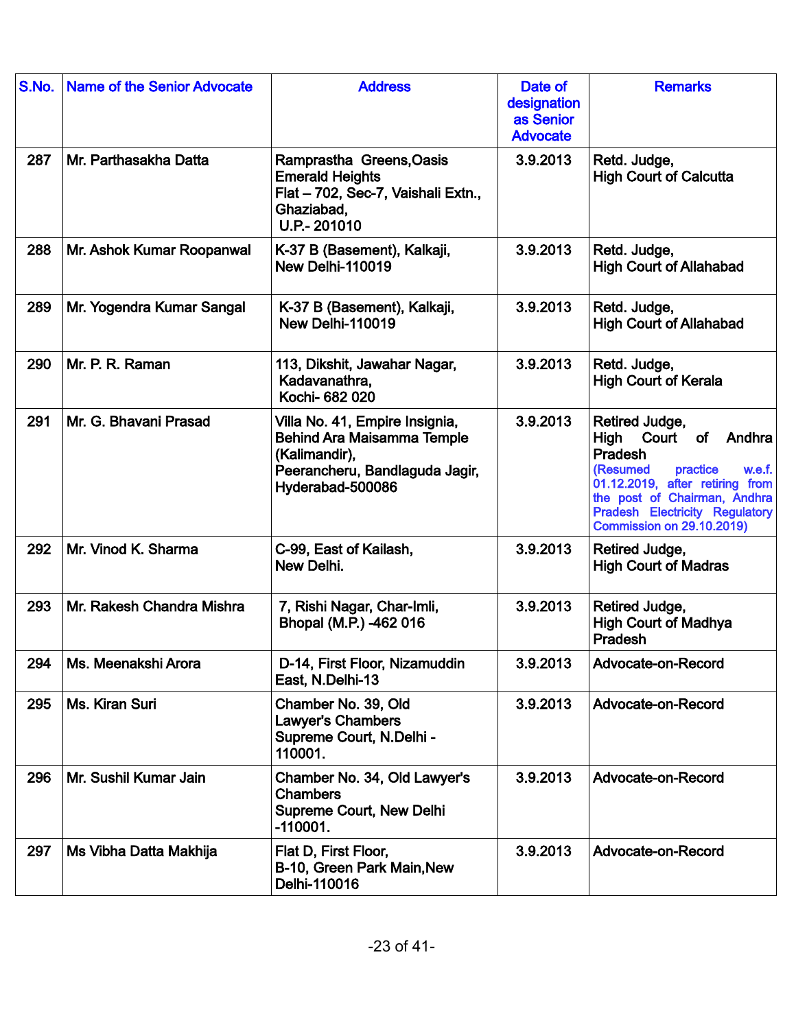| S.No. | Name of the Senior Advocate | Address | Date of designation as Senior Advocate | Remarks |
|---|---|---|---|---|
| 287 | Mr. Parthasakha Datta | Ramprastha Greens,Oasis Emerald Heights Flat – 702, Sec-7, Vaishali Extn., Ghaziabad, U.P.- 201010 | 3.9.2013 | Retd. Judge, High Court of Calcutta |
| 288 | Mr. Ashok Kumar Roopanwal | K-37 B (Basement), Kalkaji, New Delhi-110019 | 3.9.2013 | Retd. Judge, High Court of Allahabad |
| 289 | Mr. Yogendra Kumar Sangal | K-37 B (Basement), Kalkaji, New Delhi-110019 | 3.9.2013 | Retd. Judge, High Court of Allahabad |
| 290 | Mr. P. R. Raman | 113, Dikshit, Jawahar Nagar, Kadavanathra, Kochi- 682 020 | 3.9.2013 | Retd. Judge, High Court of Kerala |
| 291 | Mr. G. Bhavani Prasad | Villa No. 41, Empire Insignia, Behind Ara Maisamma Temple (Kalimandir), Peerancheru, Bandlaguda Jagir, Hyderabad-500086 | 3.9.2013 | Retired Judge, High Court of Andhra Pradesh (Resumed practice w.e.f. 01.12.2019, after retiring from the post of Chairman, Andhra Pradesh Electricity Regulatory Commission on 29.10.2019) |
| 292 | Mr. Vinod K. Sharma | C-99, East of Kailash, New Delhi. | 3.9.2013 | Retired Judge, High Court of Madras |
| 293 | Mr. Rakesh Chandra Mishra | 7, Rishi Nagar, Char-Imli, Bhopal (M.P.) -462 016 | 3.9.2013 | Retired Judge, High Court of Madhya Pradesh |
| 294 | Ms. Meenakshi Arora | D-14, First Floor, Nizamuddin East, N.Delhi-13 | 3.9.2013 | Advocate-on-Record |
| 295 | Ms. Kiran Suri | Chamber No. 39, Old Lawyer's Chambers Supreme Court, N.Delhi - 110001. | 3.9.2013 | Advocate-on-Record |
| 296 | Mr. Sushil Kumar Jain | Chamber No. 34, Old Lawyer's Chambers Supreme Court, New Delhi -110001. | 3.9.2013 | Advocate-on-Record |
| 297 | Ms Vibha Datta Makhija | Flat D, First Floor, B-10, Green Park Main,New Delhi-110016 | 3.9.2013 | Advocate-on-Record |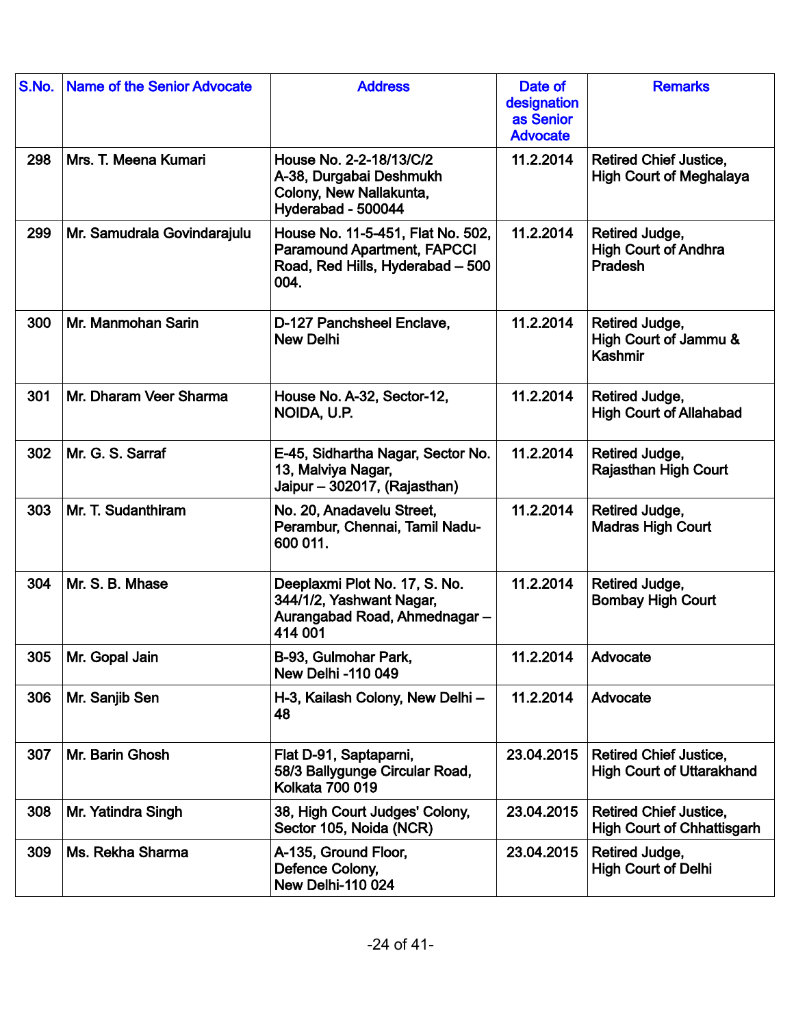| S.No. | Name of the Senior Advocate | Address | Date of designation as Senior Advocate | Remarks |
|---|---|---|---|---|
| 298 | Mrs. T. Meena Kumari | House No. 2-2-18/13/C/2 A-38, Durgabai Deshmukh Colony, New Nallakunta, Hyderabad - 500044 | 11.2.2014 | Retired Chief Justice, High Court of Meghalaya |
| 299 | Mr. Samudrala Govindarajulu | House No. 11-5-451, Flat No. 502, Paramound Apartment, FAPCCI Road, Red Hills, Hyderabad – 500 004. | 11.2.2014 | Retired Judge, High Court of Andhra Pradesh |
| 300 | Mr. Manmohan Sarin | D-127 Panchsheel Enclave, New Delhi | 11.2.2014 | Retired Judge, High Court of Jammu & Kashmir |
| 301 | Mr. Dharam Veer Sharma | House No. A-32, Sector-12, NOIDA, U.P. | 11.2.2014 | Retired Judge, High Court of Allahabad |
| 302 | Mr. G. S. Sarraf | E-45, Sidhartha Nagar, Sector No. 13, Malviya Nagar, Jaipur – 302017, (Rajasthan) | 11.2.2014 | Retired Judge, Rajasthan High Court |
| 303 | Mr. T. Sudanthiram | No. 20, Anadavelu Street, Perambur, Chennai, Tamil Nadu- 600 011. | 11.2.2014 | Retired Judge, Madras High Court |
| 304 | Mr. S. B. Mhase | Deeplaxmi Plot No. 17, S. No. 344/1/2, Yashwant Nagar, Aurangabad Road, Ahmednagar – 414 001 | 11.2.2014 | Retired Judge, Bombay High Court |
| 305 | Mr. Gopal Jain | B-93, Gulmohar Park, New Delhi -110 049 | 11.2.2014 | Advocate |
| 306 | Mr. Sanjib Sen | H-3, Kailash Colony, New Delhi – 48 | 11.2.2014 | Advocate |
| 307 | Mr. Barin Ghosh | Flat D-91, Saptaparni, 58/3 Ballygunge Circular Road, Kolkata 700 019 | 23.04.2015 | Retired Chief Justice, High Court of Uttarakhand |
| 308 | Mr. Yatindra Singh | 38, High Court Judges' Colony, Sector 105, Noida (NCR) | 23.04.2015 | Retired Chief Justice, High Court of Chhattisgarh |
| 309 | Ms. Rekha Sharma | A-135, Ground Floor, Defence Colony, New Delhi-110 024 | 23.04.2015 | Retired Judge, High Court of Delhi |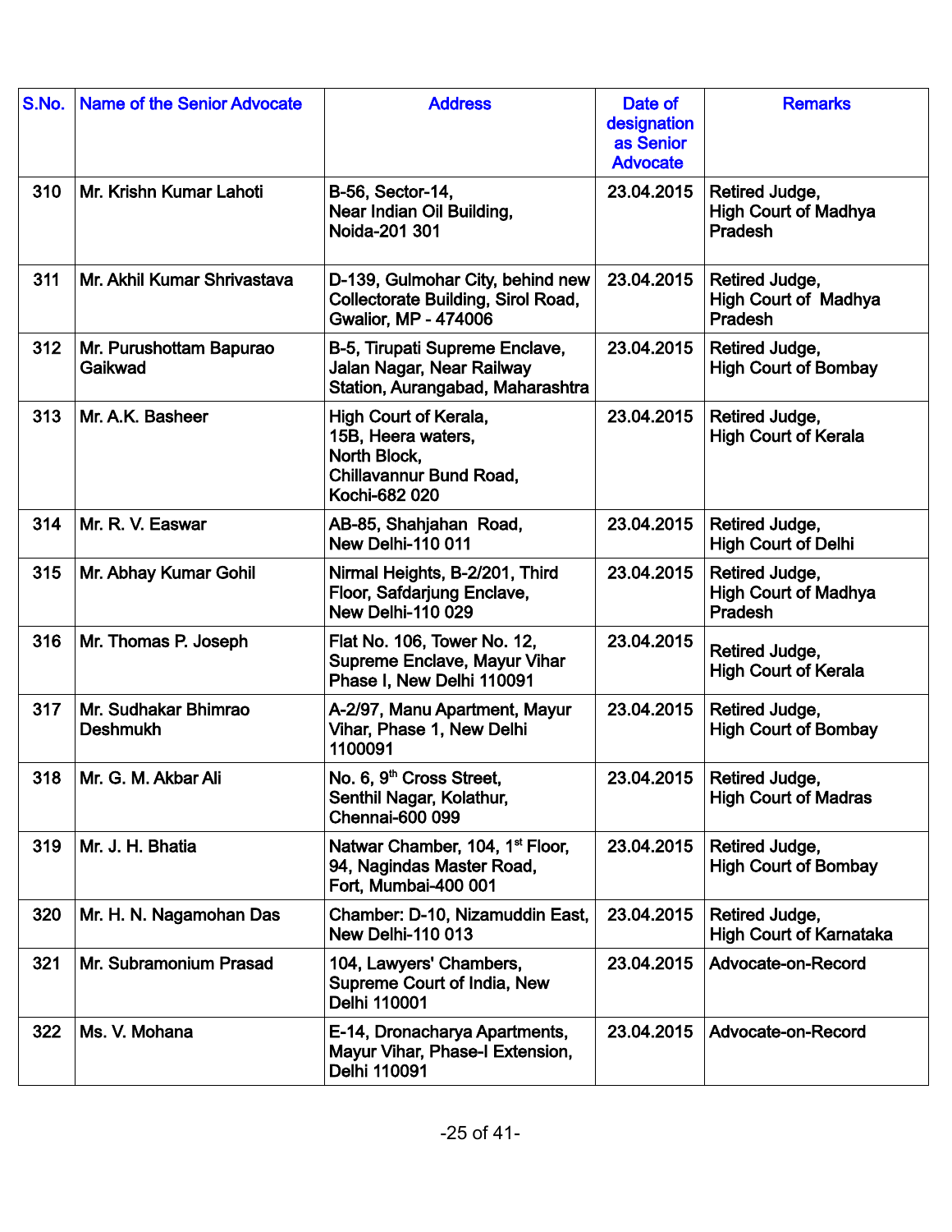| S.No. | Name of the Senior Advocate | Address | Date of designation as Senior Advocate | Remarks |
|---|---|---|---|---|
| 310 | Mr. Krishn Kumar Lahoti | B-56, Sector-14, Near Indian Oil Building, Noida-201 301 | 23.04.2015 | Retired Judge, High Court of Madhya Pradesh |
| 311 | Mr. Akhil Kumar Shrivastava | D-139, Gulmohar City, behind new Collectorate Building, Sirol Road, Gwalior, MP - 474006 | 23.04.2015 | Retired Judge, High Court of Madhya Pradesh |
| 312 | Mr. Purushottam Bapurao Gaikwad | B-5, Tirupati Supreme Enclave, Jalan Nagar, Near Railway Station, Aurangabad, Maharashtra | 23.04.2015 | Retired Judge, High Court of Bombay |
| 313 | Mr. A.K. Basheer | High Court of Kerala, 15B, Heera waters, North Block, Chillavannur Bund Road, Kochi-682 020 | 23.04.2015 | Retired Judge, High Court of Kerala |
| 314 | Mr. R. V. Easwar | AB-85, Shahjahan Road, New Delhi-110 011 | 23.04.2015 | Retired Judge, High Court of Delhi |
| 315 | Mr. Abhay Kumar Gohil | Nirmal Heights, B-2/201, Third Floor, Safdarjung Enclave, New Delhi-110 029 | 23.04.2015 | Retired Judge, High Court of Madhya Pradesh |
| 316 | Mr. Thomas P. Joseph | Flat No. 106, Tower No. 12, Supreme Enclave, Mayur Vihar Phase I, New Delhi 110091 | 23.04.2015 | Retired Judge, High Court of Kerala |
| 317 | Mr. Sudhakar Bhimrao Deshmukh | A-2/97, Manu Apartment, Mayur Vihar, Phase 1, New Delhi 1100091 | 23.04.2015 | Retired Judge, High Court of Bombay |
| 318 | Mr. G. M. Akbar Ali | No. 6, 9th Cross Street, Senthil Nagar, Kolathur, Chennai-600 099 | 23.04.2015 | Retired Judge, High Court of Madras |
| 319 | Mr. J. H. Bhatia | Natwar Chamber, 104, 1st Floor, 94, Nagindas Master Road, Fort, Mumbai-400 001 | 23.04.2015 | Retired Judge, High Court of Bombay |
| 320 | Mr. H. N. Nagamohan Das | Chamber: D-10, Nizamuddin East, New Delhi-110 013 | 23.04.2015 | Retired Judge, High Court of Karnataka |
| 321 | Mr. Subramonium Prasad | 104, Lawyers' Chambers, Supreme Court of India, New Delhi 110001 | 23.04.2015 | Advocate-on-Record |
| 322 | Ms. V. Mohana | E-14, Dronacharya Apartments, Mayur Vihar, Phase-I Extension, Delhi 110091 | 23.04.2015 | Advocate-on-Record |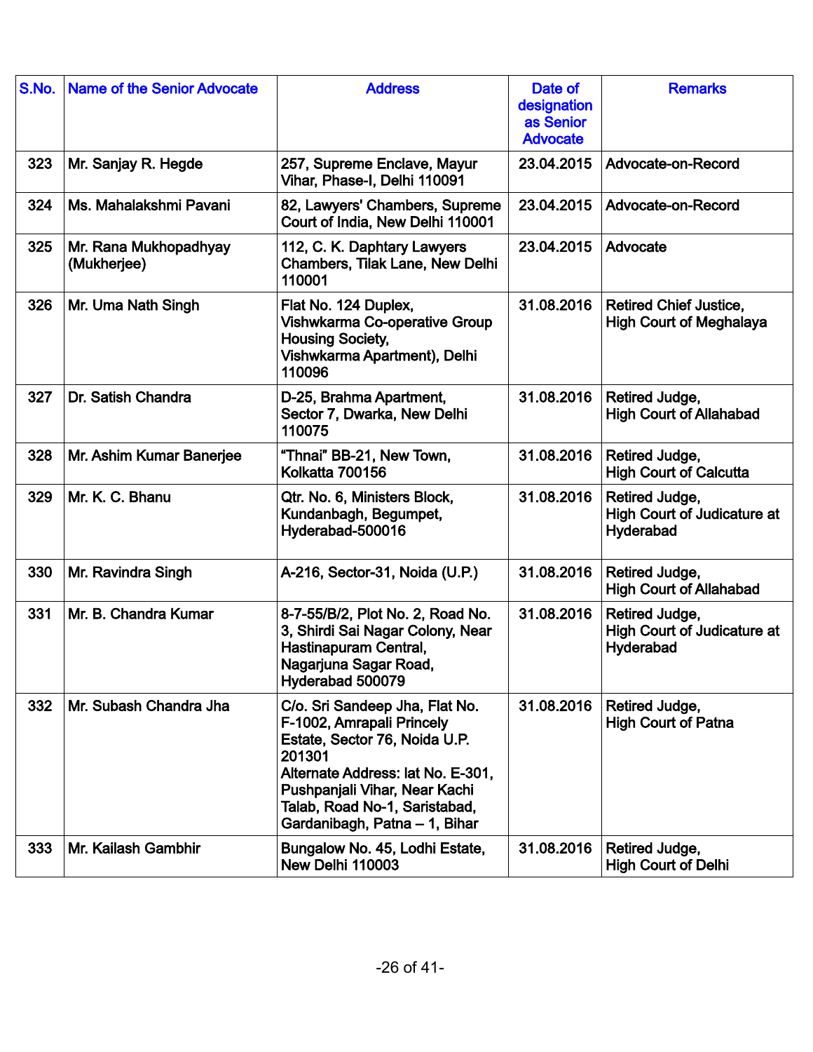| S.No. | Name of the Senior Advocate | Address | Date of designation as Senior Advocate | Remarks |
|---|---|---|---|---|
| 323 | Mr. Sanjay R. Hegde | 257, Supreme Enclave, Mayur Vihar, Phase-I, Delhi 110091 | 23.04.2015 | Advocate-on-Record |
| 324 | Ms. Mahalakshmi Pavani | 82, Lawyers' Chambers, Supreme Court of India, New Delhi 110001 | 23.04.2015 | Advocate-on-Record |
| 325 | Mr. Rana Mukhopadhyay (Mukherjee) | 112, C. K. Daphtary Lawyers Chambers, Tilak Lane, New Delhi 110001 | 23.04.2015 | Advocate |
| 326 | Mr. Uma Nath Singh | Flat No. 124 Duplex, Vishwkarma Co-operative Group Housing Society, Vishwkarma Apartment), Delhi 110096 | 31.08.2016 | Retired Chief Justice, High Court of Meghalaya |
| 327 | Dr. Satish Chandra | D-25, Brahma Apartment, Sector 7, Dwarka, New Delhi 110075 | 31.08.2016 | Retired Judge, High Court of Allahabad |
| 328 | Mr. Ashim Kumar Banerjee | "Thnai" BB-21, New Town, Kolkatta 700156 | 31.08.2016 | Retired Judge, High Court of Calcutta |
| 329 | Mr. K. C. Bhanu | Qtr. No. 6, Ministers Block, Kundanbagh, Begumpet, Hyderabad-500016 | 31.08.2016 | Retired Judge, High Court of Judicature at Hyderabad |
| 330 | Mr. Ravindra Singh | A-216, Sector-31, Noida (U.P.) | 31.08.2016 | Retired Judge, High Court of Allahabad |
| 331 | Mr. B. Chandra Kumar | 8-7-55/B/2, Plot No. 2, Road No. 3, Shirdi Sai Nagar Colony, Near Hastinapuram Central, Nagarjuna Sagar Road, Hyderabad 500079 | 31.08.2016 | Retired Judge, High Court of Judicature at Hyderabad |
| 332 | Mr. Subash Chandra Jha | C/o. Sri Sandeep Jha, Flat No. F-1002, Amrapali Princely Estate, Sector 76, Noida U.P. 201301<br>Alternate Address: lat No. E-301, Pushpanjali Vihar, Near Kachi Talab, Road No-1, Saristabad, Gardanibagh, Patna – 1, Bihar | 31.08.2016 | Retired Judge, High Court of Patna |
| 333 | Mr. Kailash Gambhir | Bungalow No. 45, Lodhi Estate, New Delhi 110003 | 31.08.2016 | Retired Judge, High Court of Delhi |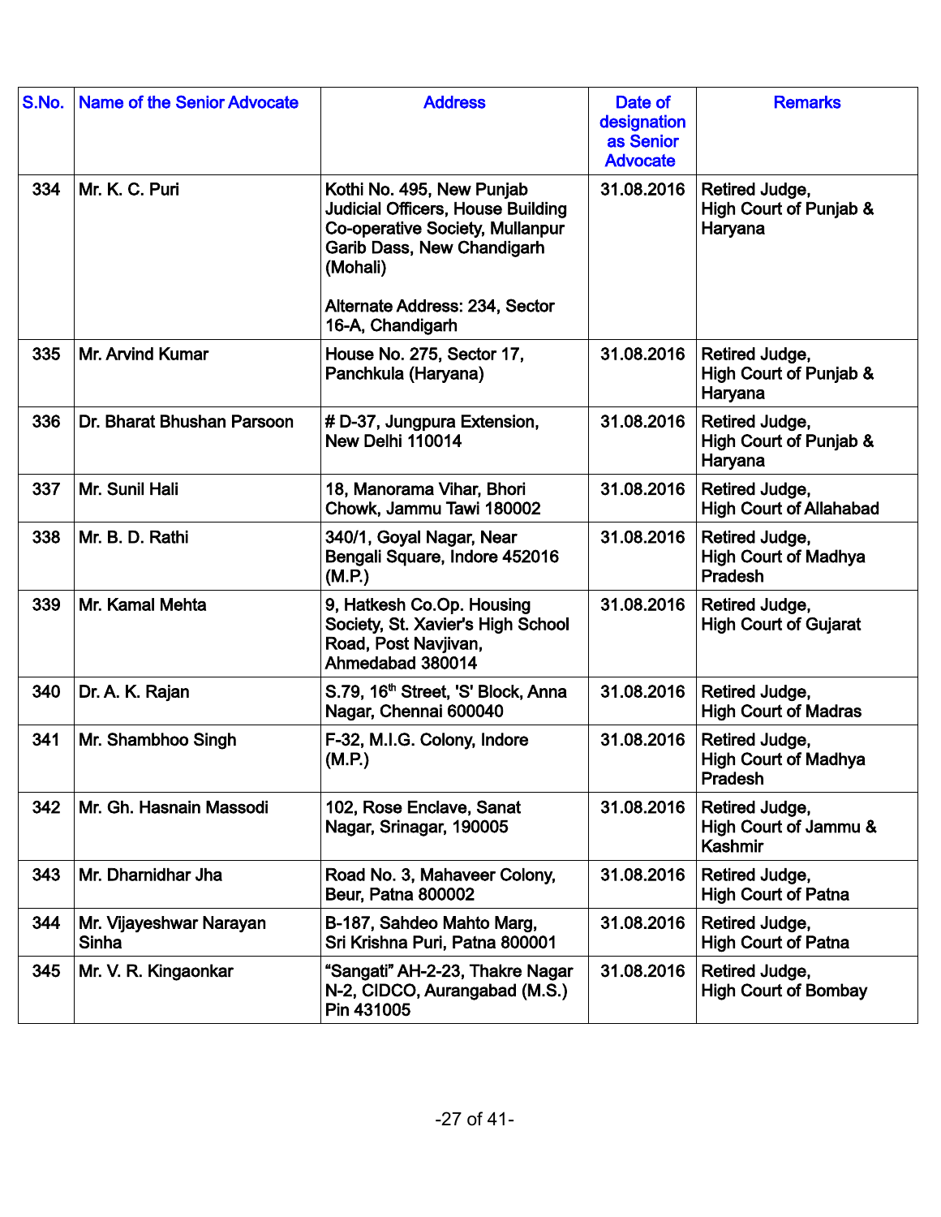| S.No. | Name of the Senior Advocate | Address | Date of designation as Senior Advocate | Remarks |
|---|---|---|---|---|
| 334 | Mr. K. C. Puri | Kothi No. 495, New Punjab Judicial Officers, House Building Co-operative Society, Mullanpur Garib Dass, New Chandigarh (Mohali)<br><br>Alternate Address: 234, Sector 16-A, Chandigarh | 31.08.2016 | Retired Judge, High Court of Punjab & Haryana |
| 335 | Mr. Arvind Kumar | House No. 275, Sector 17, Panchkula (Haryana) | 31.08.2016 | Retired Judge, High Court of Punjab & Haryana |
| 336 | Dr. Bharat Bhushan Parsoon | # D-37, Jungpura Extension, New Delhi 110014 | 31.08.2016 | Retired Judge, High Court of Punjab & Haryana |
| 337 | Mr. Sunil Hali | 18, Manorama Vihar, Bhori Chowk, Jammu Tawi 180002 | 31.08.2016 | Retired Judge, High Court of Allahabad |
| 338 | Mr. B. D. Rathi | 340/1, Goyal Nagar, Near Bengali Square, Indore 452016 (M.P.) | 31.08.2016 | Retired Judge, High Court of Madhya Pradesh |
| 339 | Mr. Kamal Mehta | 9, Hatkesh Co.Op. Housing Society, St. Xavier's High School Road, Post Navjivan, Ahmedabad 380014 | 31.08.2016 | Retired Judge, High Court of Gujarat |
| 340 | Dr. A. K. Rajan | S.79, 16th Street, 'S' Block, Anna Nagar, Chennai 600040 | 31.08.2016 | Retired Judge, High Court of Madras |
| 341 | Mr. Shambhoo Singh | F-32, M.I.G. Colony, Indore (M.P.) | 31.08.2016 | Retired Judge, High Court of Madhya Pradesh |
| 342 | Mr. Gh. Hasnain Massodi | 102, Rose Enclave, Sanat Nagar, Srinagar, 190005 | 31.08.2016 | Retired Judge, High Court of Jammu & Kashmir |
| 343 | Mr. Dharnidhar Jha | Road No. 3, Mahaveer Colony, Beur, Patna 800002 | 31.08.2016 | Retired Judge, High Court of Patna |
| 344 | Mr. Vijayeshwar Narayan Sinha | B-187, Sahdeo Mahto Marg, Sri Krishna Puri, Patna 800001 | 31.08.2016 | Retired Judge, High Court of Patna |
| 345 | Mr. V. R. Kingaonkar | "Sangati" AH-2-23, Thakre Nagar N-2, CIDCO, Aurangabad (M.S.) Pin 431005 | 31.08.2016 | Retired Judge, High Court of Bombay |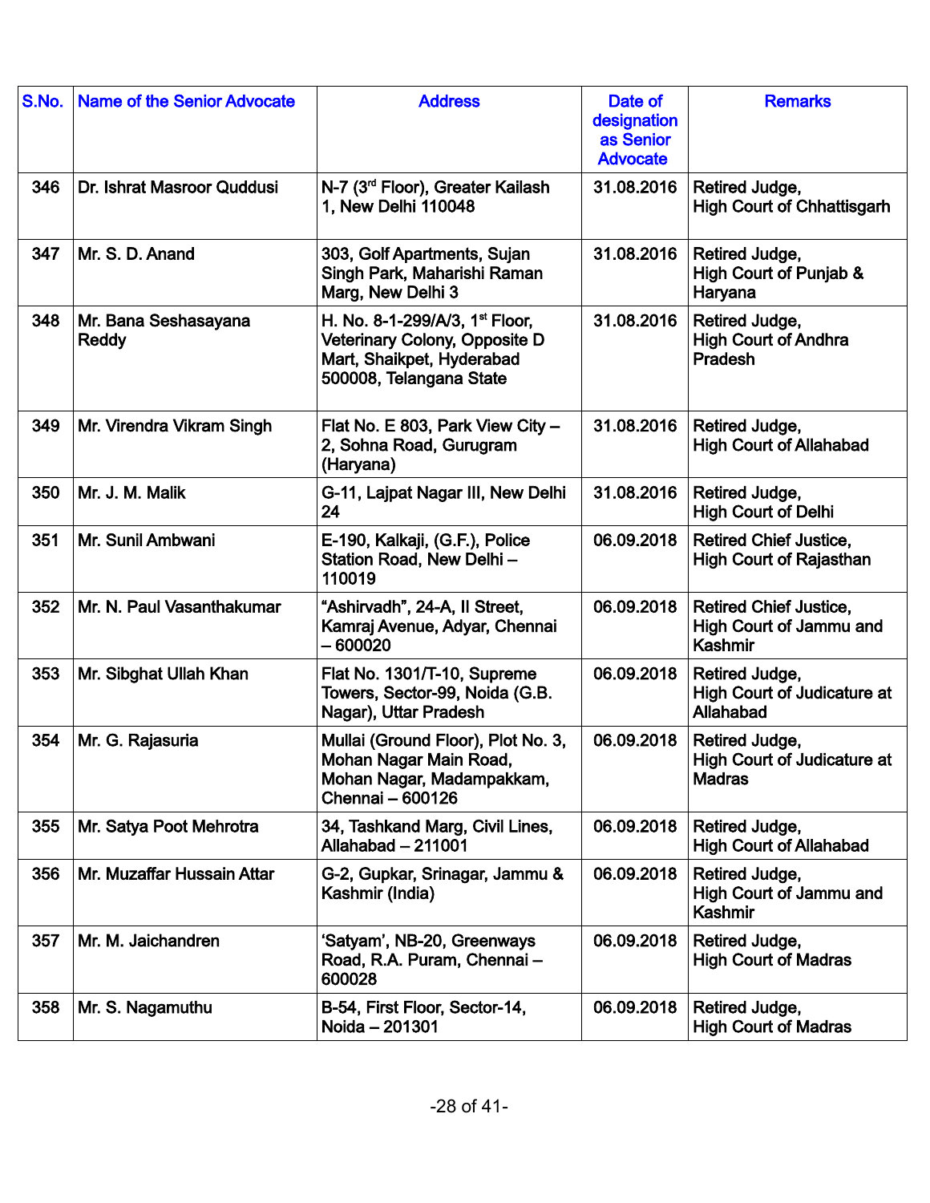| S.No. | Name of the Senior Advocate | Address | Date of designation as Senior Advocate | Remarks |
|---|---|---|---|---|
| 346 | Dr. Ishrat Masroor Quddusi | N-7 (3rd Floor), Greater Kailash 1, New Delhi 110048 | 31.08.2016 | Retired Judge, High Court of Chhattisgarh |
| 347 | Mr. S. D. Anand | 303, Golf Apartments, Sujan Singh Park, Maharishi Raman Marg, New Delhi 3 | 31.08.2016 | Retired Judge, High Court of Punjab & Haryana |
| 348 | Mr. Bana Seshasayana Reddy | H. No. 8-1-299/A/3, 1st Floor, Veterinary Colony, Opposite D Mart, Shaikpet, Hyderabad 500008, Telangana State | 31.08.2016 | Retired Judge, High Court of Andhra Pradesh |
| 349 | Mr. Virendra Vikram Singh | Flat No. E 803, Park View City – 2, Sohna Road, Gurugram (Haryana) | 31.08.2016 | Retired Judge, High Court of Allahabad |
| 350 | Mr. J. M. Malik | G-11, Lajpat Nagar III, New Delhi 24 | 31.08.2016 | Retired Judge, High Court of Delhi |
| 351 | Mr. Sunil Ambwani | E-190, Kalkaji, (G.F.), Police Station Road, New Delhi – 110019 | 06.09.2018 | Retired Chief Justice, High Court of Rajasthan |
| 352 | Mr. N. Paul Vasanthakumar | “Ashirvadh”, 24-A, II Street, Kamraj Avenue, Adyar, Chennai – 600020 | 06.09.2018 | Retired Chief Justice, High Court of Jammu and Kashmir |
| 353 | Mr. Sibghat Ullah Khan | Flat No. 1301/T-10, Supreme Towers, Sector-99, Noida (G.B. Nagar), Uttar Pradesh | 06.09.2018 | Retired Judge, High Court of Judicature at Allahabad |
| 354 | Mr. G. Rajasuria | Mullai (Ground Floor), Plot No. 3, Mohan Nagar Main Road, Mohan Nagar, Madampakkam, Chennai – 600126 | 06.09.2018 | Retired Judge, High Court of Judicature at Madras |
| 355 | Mr. Satya Poot Mehrotra | 34, Tashkand Marg, Civil Lines, Allahabad – 211001 | 06.09.2018 | Retired Judge, High Court of Allahabad |
| 356 | Mr. Muzaffar Hussain Attar | G-2, Gupkar, Srinagar, Jammu & Kashmir (India) | 06.09.2018 | Retired Judge, High Court of Jammu and Kashmir |
| 357 | Mr. M. Jaichandren | ‘Satyam’, NB-20, Greenways Road, R.A. Puram, Chennai – 600028 | 06.09.2018 | Retired Judge, High Court of Madras |
| 358 | Mr. S. Nagamuthu | B-54, First Floor, Sector-14, Noida – 201301 | 06.09.2018 | Retired Judge, High Court of Madras |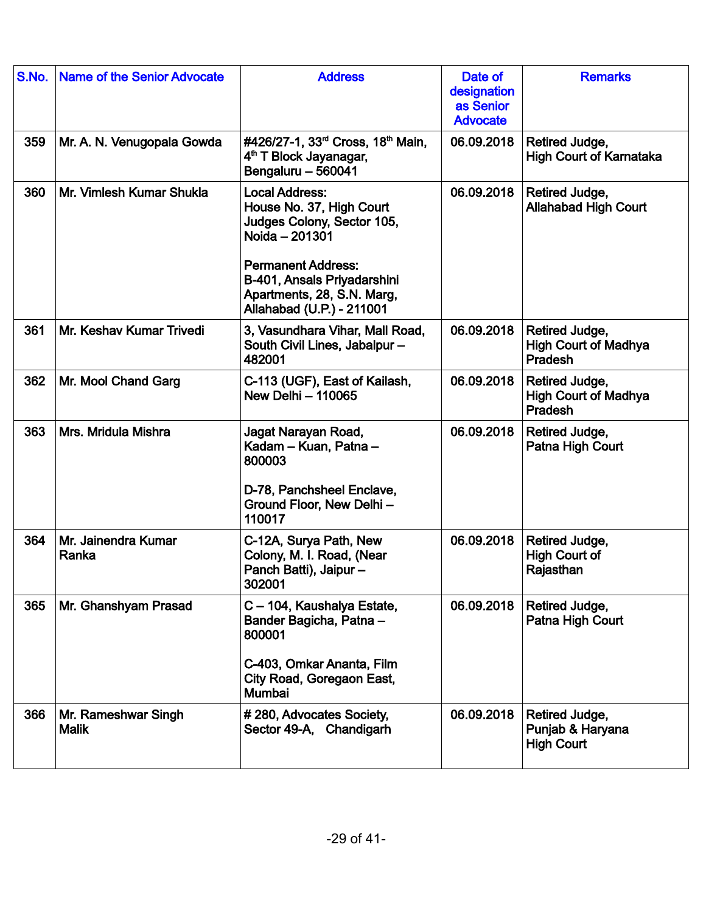| S.No. | Name of the Senior Advocate | Address | Date of designation as Senior Advocate | Remarks |
|---|---|---|---|---|
| 359 | Mr. A. N. Venugopala Gowda | #426/27-1, 33rd Cross, 18th Main, 4th T Block Jayanagar, Bengaluru – 560041 | 06.09.2018 | Retired Judge, High Court of Karnataka |
| 360 | Mr. Vimlesh Kumar Shukla | Local Address: House No. 37, High Court Judges Colony, Sector 105, Noida – 201301<br><br>Permanent Address: B-401, Ansals Priyadarshini Apartments, 28, S.N. Marg, Allahabad (U.P.) - 211001 | 06.09.2018 | Retired Judge, Allahabad High Court |
| 361 | Mr. Keshav Kumar Trivedi | 3, Vasundhara Vihar, Mall Road, South Civil Lines, Jabalpur – 482001 | 06.09.2018 | Retired Judge, High Court of Madhya Pradesh |
| 362 | Mr. Mool Chand Garg | C-113 (UGF), East of Kailash, New Delhi – 110065 | 06.09.2018 | Retired Judge, High Court of Madhya Pradesh |
| 363 | Mrs. Mridula Mishra | Jagat Narayan Road, Kadam – Kuan, Patna – 800003<br><br>D-78, Panchsheel Enclave, Ground Floor, New Delhi – 110017 | 06.09.2018 | Retired Judge, Patna High Court |
| 364 | Mr. Jainendra Kumar Ranka | C-12A, Surya Path, New Colony, M. I. Road, (Near Panch Batti), Jaipur – 302001 | 06.09.2018 | Retired Judge, High Court of Rajasthan |
| 365 | Mr. Ghanshyam Prasad | C – 104, Kaushalya Estate, Bander Bagicha, Patna – 800001<br><br>C-403, Omkar Ananta, Film City Road, Goregaon East, Mumbai | 06.09.2018 | Retired Judge, Patna High Court |
| 366 | Mr. Rameshwar Singh Malik | # 280, Advocates Society, Sector 49-A, Chandigarh | 06.09.2018 | Retired Judge, Punjab & Haryana High Court |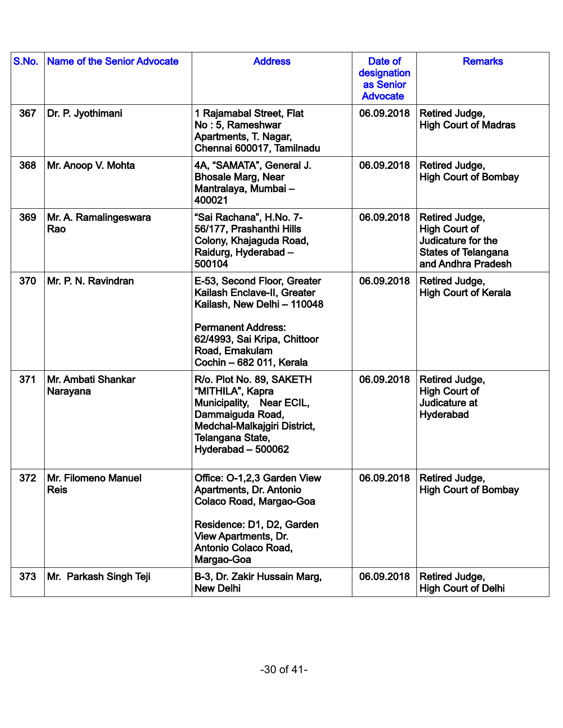| S.No. | Name of the Senior Advocate | Address | Date of designation as Senior Advocate | Remarks |
|---|---|---|---|---|
| 367 | Dr. P. Jyothimani | 1 Rajamabal Street, Flat No : 5, Rameshwar Apartments, T. Nagar, Chennai 600017, Tamilnadu | 06.09.2018 | Retired Judge, High Court of Madras |
| 368 | Mr. Anoop V. Mohta | 4A, "SAMATA", General J. Bhosale Marg, Near Mantralaya, Mumbai – 400021 | 06.09.2018 | Retired Judge, High Court of Bombay |
| 369 | Mr. A. Ramalingeswara Rao | "Sai Rachana", H.No. 7-56/177, Prashanthi Hills Colony, Khajaguda Road, Raidurg, Hyderabad – 500104 | 06.09.2018 | Retired Judge, High Court of Judicature for the States of Telangana and Andhra Pradesh |
| 370 | Mr. P. N. Ravindran | E-53, Second Floor, Greater Kailash Enclave-II, Greater Kailash, New Delhi – 110048<br><br>Permanent Address:<br>62/4993, Sai Kripa, Chittoor Road, Ernakulam<br>Cochin – 682 011, Kerala | 06.09.2018 | Retired Judge, High Court of Kerala |
| 371 | Mr. Ambati Shankar Narayana | R/o. Plot No. 89, SAKETH "MITHILA", Kapra Municipality, Near ECIL, Dammaiguda Road, Medchal-Malkajgiri District, Telangana State, Hyderabad – 500062 | 06.09.2018 | Retired Judge, High Court of Judicature at Hyderabad |
| 372 | Mr. Filomeno Manuel Reis | Office: O-1,2,3 Garden View Apartments, Dr. Antonio Colaco Road, Margao-Goa<br><br>Residence: D1, D2, Garden View Apartments, Dr. Antonio Colaco Road, Margao-Goa | 06.09.2018 | Retired Judge, High Court of Bombay |
| 373 | Mr. Parkash Singh Teji | B-3, Dr. Zakir Hussain Marg, New Delhi | 06.09.2018 | Retired Judge, High Court of Delhi |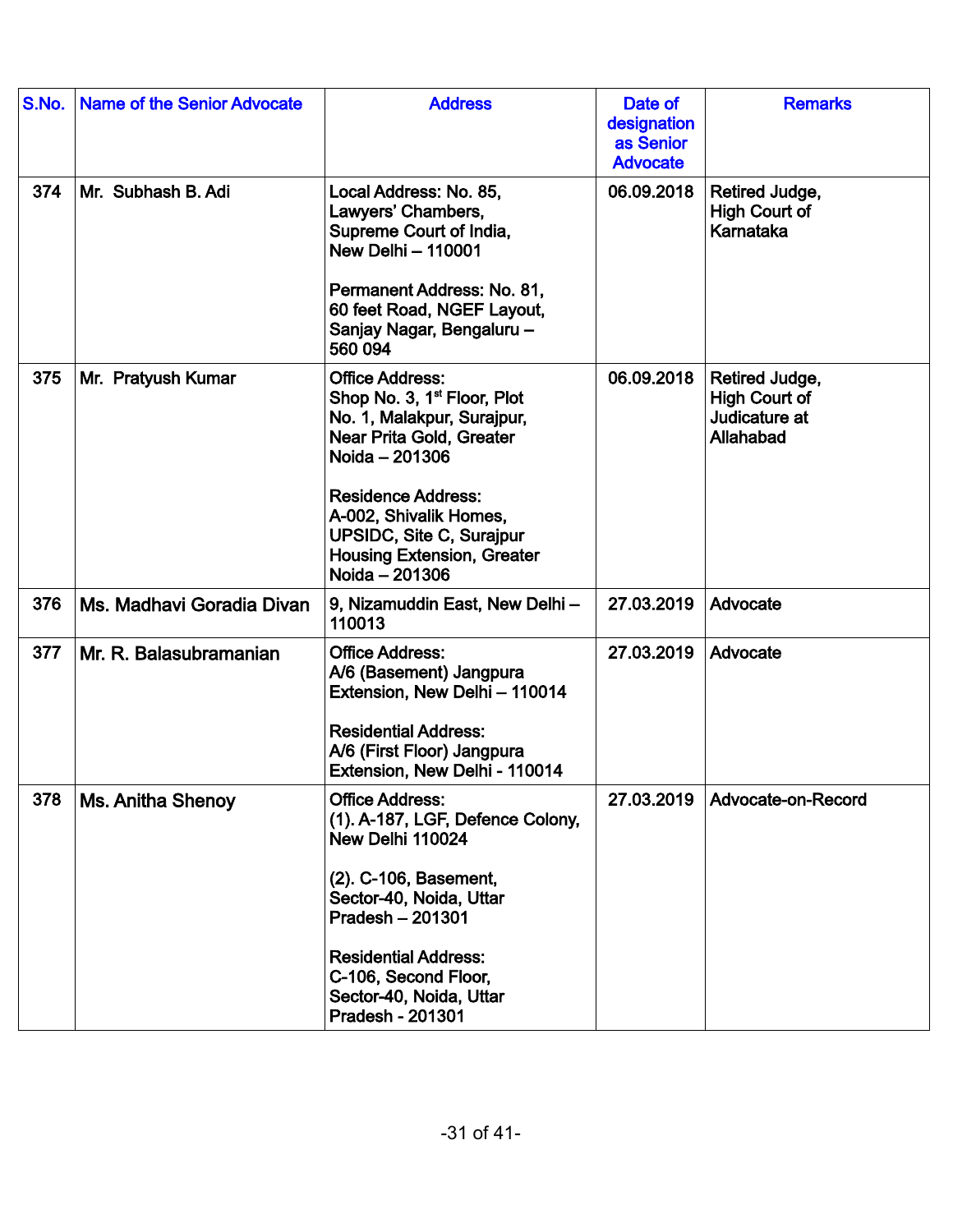| S.No. | Name of the Senior Advocate | Address | Date of designation as Senior Advocate | Remarks |
|---|---|---|---|---|
| 374 | Mr. Subhash B. Adi | Local Address: No. 85, Lawyers' Chambers, Supreme Court of India, New Delhi – 110001<br><br>Permanent Address: No. 81, 60 feet Road, NGEF Layout, Sanjay Nagar, Bengaluru – 560 094 | 06.09.2018 | Retired Judge, High Court of Karnataka |
| 375 | Mr. Pratyush Kumar | Office Address: Shop No. 3, 1st Floor, Plot No. 1, Malakpur, Surajpur, Near Prita Gold, Greater Noida – 201306<br><br>Residence Address: A-002, Shivalik Homes, UPSIDC, Site C, Surajpur Housing Extension, Greater Noida – 201306 | 06.09.2018 | Retired Judge, High Court of Judicature at Allahabad |
| 376 | Ms. Madhavi Goradia Divan | 9, Nizamuddin East, New Delhi – 110013 | 27.03.2019 | Advocate |
| 377 | Mr. R. Balasubramanian | Office Address: A/6 (Basement) Jangpura Extension, New Delhi – 110014<br><br>Residential Address: A/6 (First Floor) Jangpura Extension, New Delhi - 110014 | 27.03.2019 | Advocate |
| 378 | Ms. Anitha Shenoy | Office Address: (1). A-187, LGF, Defence Colony, New Delhi 110024<br><br>(2). C-106, Basement, Sector-40, Noida, Uttar Pradesh – 201301<br><br>Residential Address: C-106, Second Floor, Sector-40, Noida, Uttar Pradesh - 201301 | 27.03.2019 | Advocate-on-Record |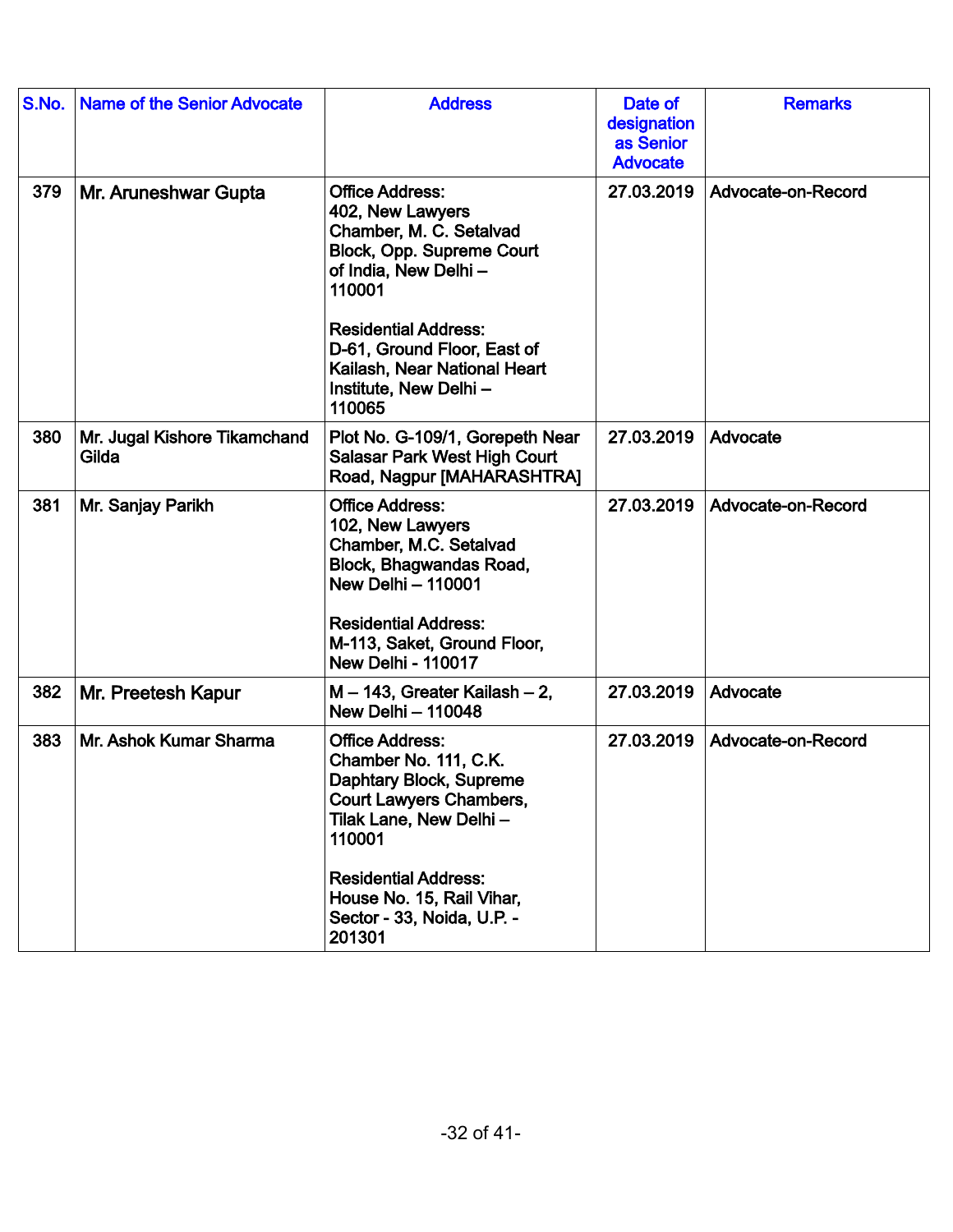| S.No. | Name of the Senior Advocate | Address | Date of designation as Senior Advocate | Remarks |
|---|---|---|---|---|
| 379 | Mr. Aruneshwar Gupta | Office Address:<br>402, New Lawyers Chamber, M. C. Setalvad Block, Opp. Supreme Court of India, New Delhi – 110001<br><br>Residential Address:<br>D-61, Ground Floor, East of Kailash, Near National Heart Institute, New Delhi – 110065 | 27.03.2019 | Advocate-on-Record |
| 380 | Mr. Jugal Kishore Tikamchand Gilda | Plot No. G-109/1, Gorepeth Near Salasar Park West High Court Road, Nagpur [MAHARASHTRA] | 27.03.2019 | Advocate |
| 381 | Mr. Sanjay Parikh | Office Address:<br>102, New Lawyers Chamber, M.C. Setalvad Block, Bhagwandas Road, New Delhi – 110001<br><br>Residential Address:<br>M-113, Saket, Ground Floor, New Delhi - 110017 | 27.03.2019 | Advocate-on-Record |
| 382 | Mr. Preetesh Kapur | M – 143, Greater Kailash – 2, New Delhi – 110048 | 27.03.2019 | Advocate |
| 383 | Mr. Ashok Kumar Sharma | Office Address:<br>Chamber No. 111, C.K. Daphtary Block, Supreme Court Lawyers Chambers, Tilak Lane, New Delhi – 110001<br><br>Residential Address:<br>House No. 15, Rail Vihar, Sector - 33, Noida, U.P. - 201301 | 27.03.2019 | Advocate-on-Record |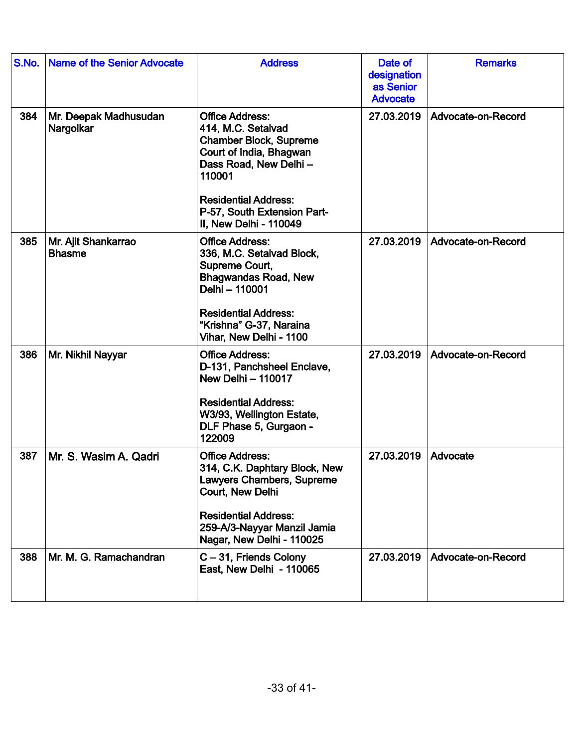| S.No. | Name of the Senior Advocate | Address | Date of designation as Senior Advocate | Remarks |
|---|---|---|---|---|
| 384 | Mr. Deepak Madhusudan Nargolkar | Office Address:<br>414, M.C. Setalvad Chamber Block, Supreme Court of India, Bhagwan Dass Road, New Delhi – 110001<br><br>Residential Address:<br>P-57, South Extension Part-II, New Delhi - 110049 | 27.03.2019 | Advocate-on-Record |
| 385 | Mr. Ajit Shankarrao Bhasme | Office Address:<br>336, M.C. Setalvad Block, Supreme Court, Bhagwandas Road, New Delhi – 110001<br><br>Residential Address:<br>"Krishna" G-37, Naraina Vihar, New Delhi - 1100 | 27.03.2019 | Advocate-on-Record |
| 386 | Mr. Nikhil Nayyar | Office Address:<br>D-131, Panchsheel Enclave, New Delhi – 110017<br><br>Residential Address:<br>W3/93, Wellington Estate, DLF Phase 5, Gurgaon - 122009 | 27.03.2019 | Advocate-on-Record |
| 387 | Mr. S. Wasim A. Qadri | Office Address:<br>314, C.K. Daphtary Block, New Lawyers Chambers, Supreme Court, New Delhi<br><br>Residential Address:<br>259-A/3-Nayyar Manzil Jamia Nagar, New Delhi - 110025 | 27.03.2019 | Advocate |
| 388 | Mr. M. G. Ramachandran | C – 31, Friends Colony East, New Delhi - 110065 | 27.03.2019 | Advocate-on-Record |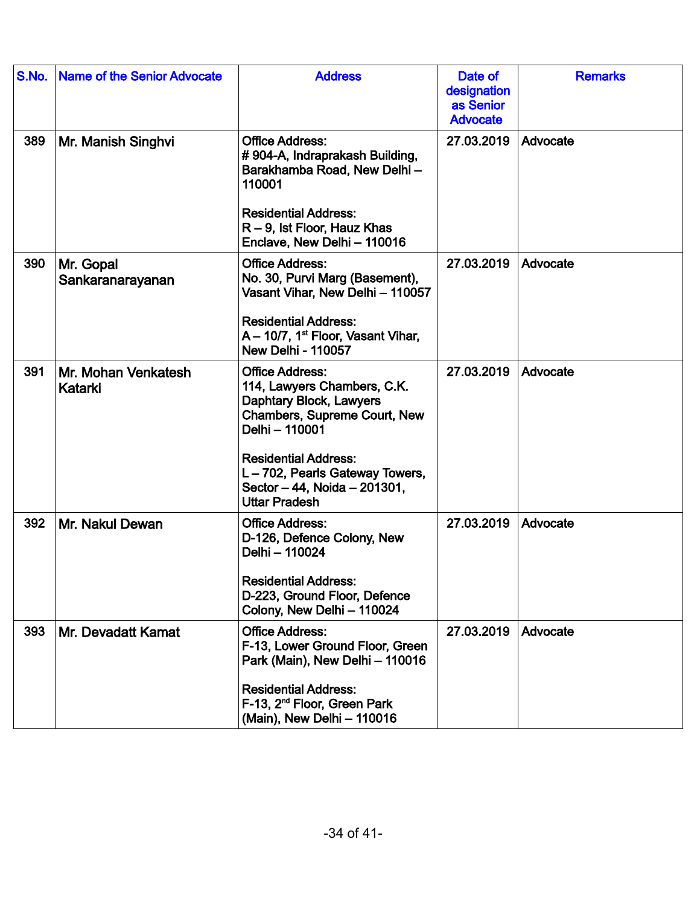| S.No. | Name of the Senior Advocate | Address | Date of designation as Senior Advocate | Remarks |
|---|---|---|---|---|
| 389 | Mr. Manish Singhvi | Office Address:<br># 904-A, Indraprakash Building, Barakhamba Road, New Delhi – 110001<br><br>Residential Address:<br>R – 9, Ist Floor, Hauz Khas Enclave, New Delhi – 110016 | 27.03.2019 | Advocate |
| 390 | Mr. Gopal Sankaranarayanan | Office Address:<br>No. 30, Purvi Marg (Basement), Vasant Vihar, New Delhi – 110057<br><br>Residential Address:<br>A – 10/7, 1st Floor, Vasant Vihar, New Delhi - 110057 | 27.03.2019 | Advocate |
| 391 | Mr. Mohan Venkatesh Katarki | Office Address:<br>114, Lawyers Chambers, C.K. Daphtary Block, Lawyers Chambers, Supreme Court, New Delhi – 110001<br><br>Residential Address:<br>L – 702, Pearls Gateway Towers, Sector – 44, Noida – 201301, Uttar Pradesh | 27.03.2019 | Advocate |
| 392 | Mr. Nakul Dewan | Office Address:<br>D-126, Defence Colony, New Delhi – 110024<br><br>Residential Address:<br>D-223, Ground Floor, Defence Colony, New Delhi – 110024 | 27.03.2019 | Advocate |
| 393 | Mr. Devadatt Kamat | Office Address:<br>F-13, Lower Ground Floor, Green Park (Main), New Delhi – 110016<br><br>Residential Address:<br>F-13, 2nd Floor, Green Park (Main), New Delhi – 110016 | 27.03.2019 | Advocate |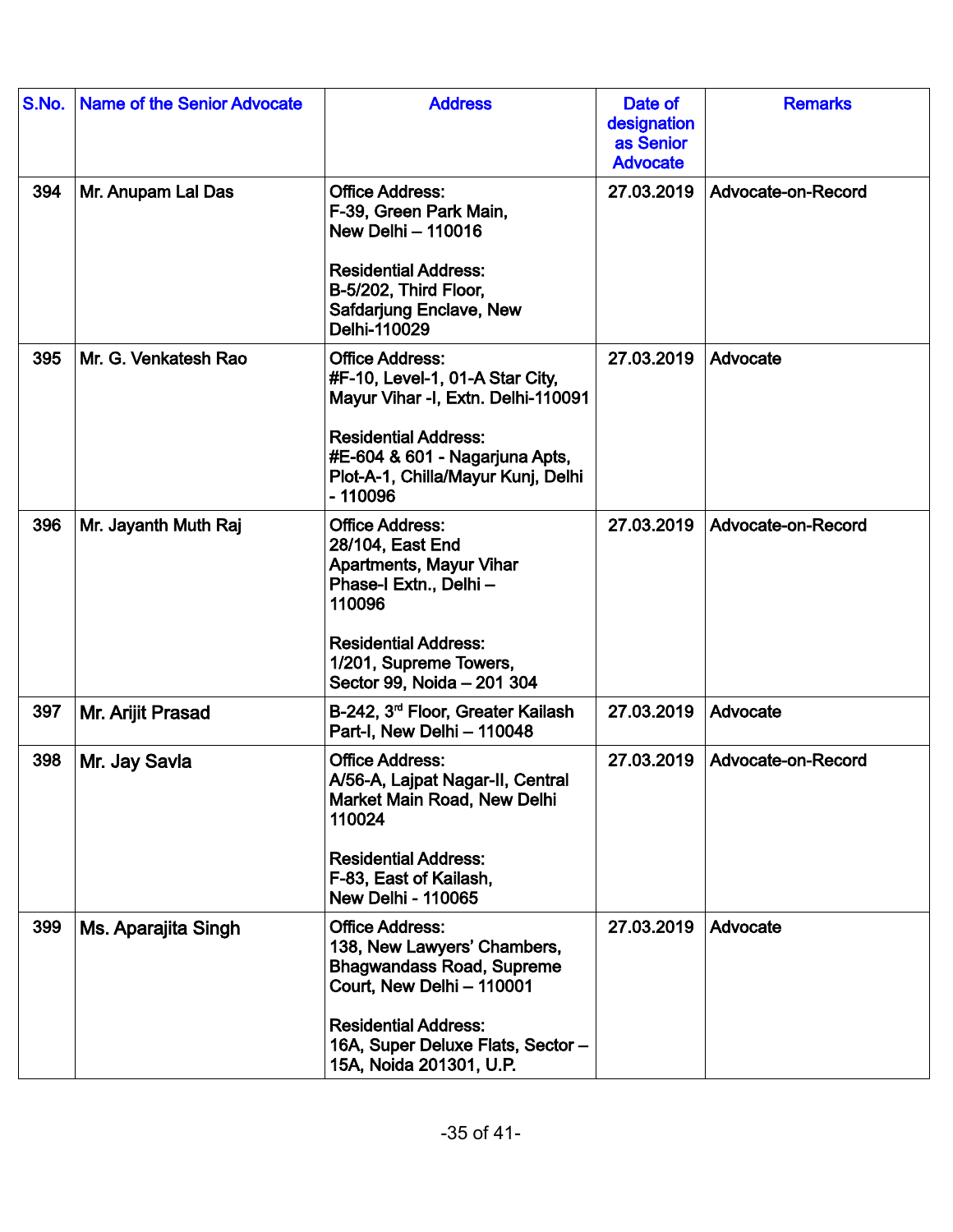| S.No. | Name of the Senior Advocate | Address | Date of designation as Senior Advocate | Remarks |
|---|---|---|---|---|
| 394 | Mr. Anupam Lal Das | Office Address:<br>F-39, Green Park Main,<br>New Delhi – 110016<br><br>Residential Address:<br>B-5/202, Third Floor,<br>Safdarjung Enclave, New Delhi-110029 | 27.03.2019 | Advocate-on-Record |
| 395 | Mr. G. Venkatesh Rao | Office Address:<br>#F-10, Level-1, 01-A Star City,<br>Mayur Vihar -I, Extn. Delhi-110091<br><br>Residential Address:<br>#E-604 & 601 - Nagarjuna Apts,<br>Plot-A-1, Chilla/Mayur Kunj, Delhi - 110096 | 27.03.2019 | Advocate |
| 396 | Mr. Jayanth Muth Raj | Office Address:<br>28/104, East End Apartments, Mayur Vihar Phase-I Extn., Delhi – 110096<br><br>Residential Address:<br>1/201, Supreme Towers,<br>Sector 99, Noida – 201 304 | 27.03.2019 | Advocate-on-Record |
| 397 | Mr. Arijit Prasad | B-242, 3rd Floor, Greater Kailash Part-I, New Delhi – 110048 | 27.03.2019 | Advocate |
| 398 | Mr. Jay Savla | Office Address:<br>A/56-A, Lajpat Nagar-II, Central Market Main Road, New Delhi 110024<br><br>Residential Address:<br>F-83, East of Kailash,<br>New Delhi - 110065 | 27.03.2019 | Advocate-on-Record |
| 399 | Ms. Aparajita Singh | Office Address:<br>138, New Lawyers' Chambers,<br>Bhagwandass Road, Supreme Court, New Delhi – 110001<br><br>Residential Address:<br>16A, Super Deluxe Flats, Sector – 15A, Noida 201301, U.P. | 27.03.2019 | Advocate |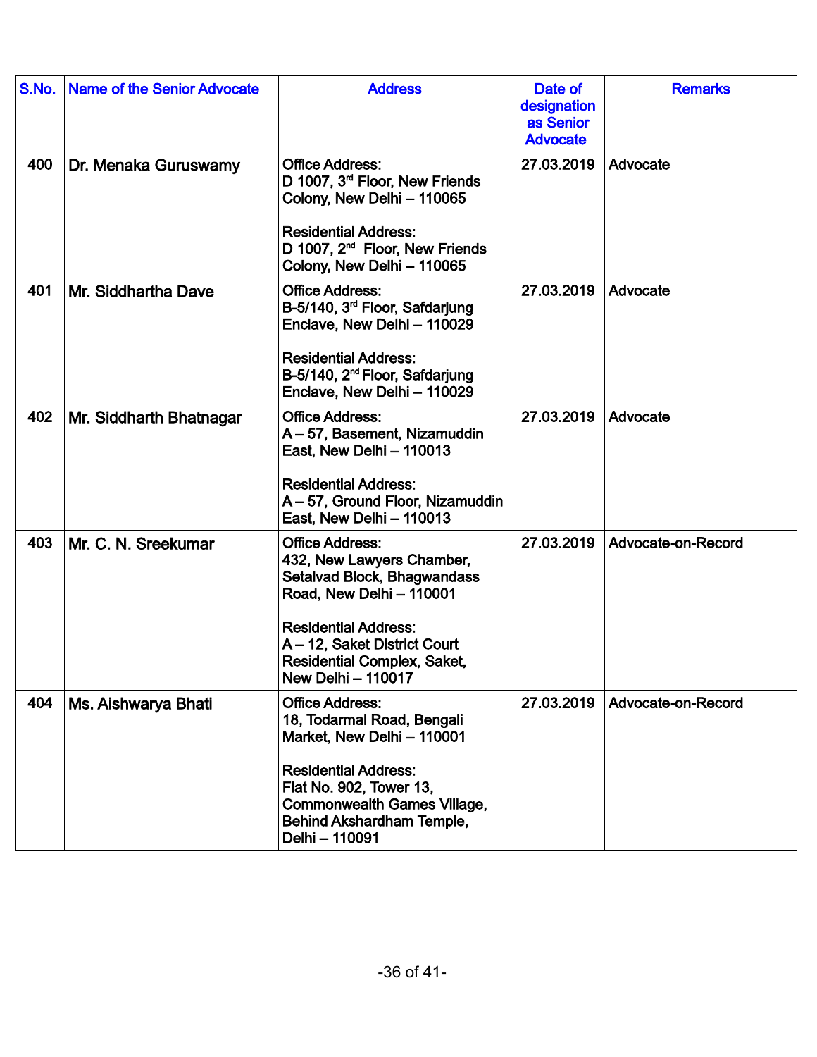| S.No. | Name of the Senior Advocate | Address | Date of designation as Senior Advocate | Remarks |
|---|---|---|---|---|
| 400 | Dr. Menaka Guruswamy | Office Address: D 1007, 3rd Floor, New Friends Colony, New Delhi – 110065<br><br>Residential Address: D 1007, 2nd Floor, New Friends Colony, New Delhi – 110065 | 27.03.2019 | Advocate |
| 401 | Mr. Siddhartha Dave | Office Address: B-5/140, 3rd Floor, Safdarjung Enclave, New Delhi – 110029<br><br>Residential Address: B-5/140, 2nd Floor, Safdarjung Enclave, New Delhi – 110029 | 27.03.2019 | Advocate |
| 402 | Mr. Siddharth Bhatnagar | Office Address: A – 57, Basement, Nizamuddin East, New Delhi – 110013<br><br>Residential Address: A – 57, Ground Floor, Nizamuddin East, New Delhi – 110013 | 27.03.2019 | Advocate |
| 403 | Mr. C. N. Sreekumar | Office Address: 432, New Lawyers Chamber, Setalvad Block, Bhagwandass Road, New Delhi – 110001<br><br>Residential Address: A – 12, Saket District Court Residential Complex, Saket, New Delhi – 110017 | 27.03.2019 | Advocate-on-Record |
| 404 | Ms. Aishwarya Bhati | Office Address: 18, Todarmal Road, Bengali Market, New Delhi – 110001<br><br>Residential Address: Flat No. 902, Tower 13, Commonwealth Games Village, Behind Akshardham Temple, Delhi – 110091 | 27.03.2019 | Advocate-on-Record |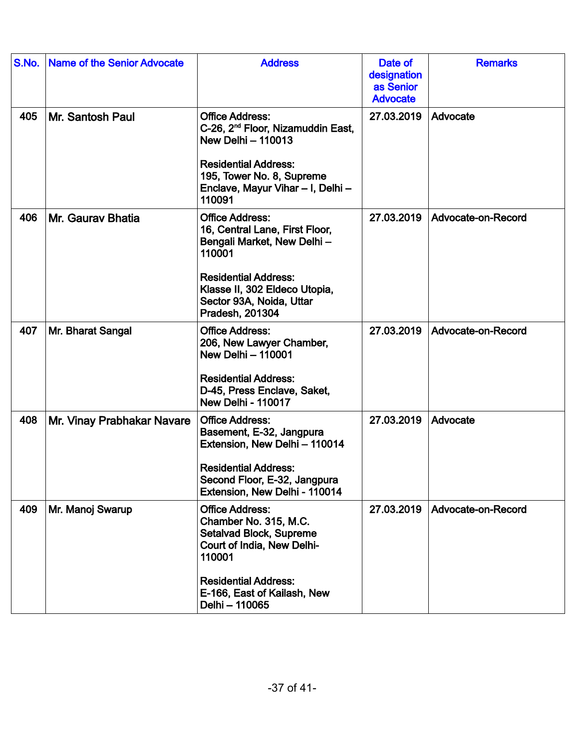| S.No. | Name of the Senior Advocate | Address | Date of designation as Senior Advocate | Remarks |
|---|---|---|---|---|
| 405 | Mr. Santosh Paul | **Office Address:** C-26, 2nd Floor, Nizamuddin East, New Delhi – 110013<br><br>**Residential Address:** 195, Tower No. 8, Supreme Enclave, Mayur Vihar – I, Delhi – 110091 | 27.03.2019 | Advocate |
| 406 | Mr. Gaurav Bhatia | **Office Address:** 16, Central Lane, First Floor, Bengali Market, New Delhi – 110001<br><br>**Residential Address:** Klasse II, 302 Eldeco Utopia, Sector 93A, Noida, Uttar Pradesh, 201304 | 27.03.2019 | Advocate-on-Record |
| 407 | Mr. Bharat Sangal | **Office Address:** 206, New Lawyer Chamber, New Delhi – 110001<br><br>**Residential Address:** D-45, Press Enclave, Saket, New Delhi - 110017 | 27.03.2019 | Advocate-on-Record |
| 408 | Mr. Vinay Prabhakar Navare | **Office Address:** Basement, E-32, Jangpura Extension, New Delhi – 110014<br><br>**Residential Address:** Second Floor, E-32, Jangpura Extension, New Delhi - 110014 | 27.03.2019 | Advocate |
| 409 | Mr. Manoj Swarup | **Office Address:** Chamber No. 315, M.C. Setalvad Block, Supreme Court of India, New Delhi-110001<br><br>**Residential Address:** E-166, East of Kailash, New Delhi – 110065 | 27.03.2019 | Advocate-on-Record |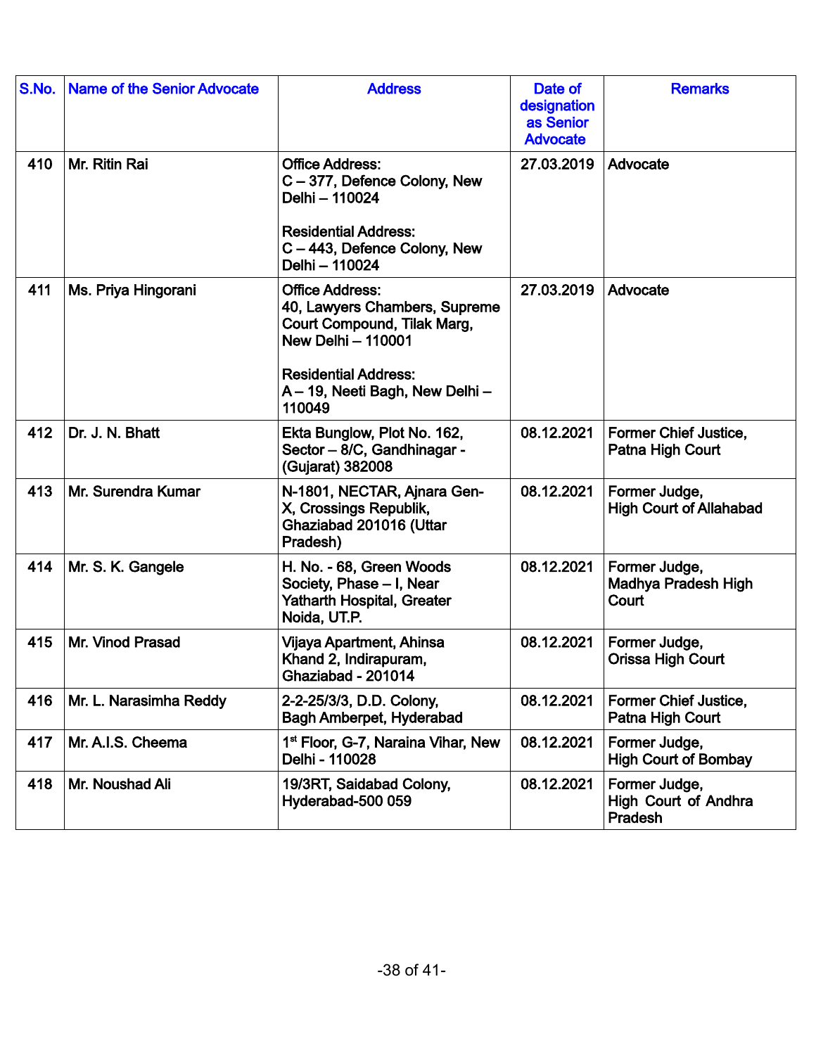| S.No. | Name of the Senior Advocate | Address | Date of designation as Senior Advocate | Remarks |
|---|---|---|---|---|
| 410 | Mr. Ritin Rai | Office Address: C – 377, Defence Colony, New Delhi – 110024<br><br>Residential Address: C – 443, Defence Colony, New Delhi – 110024 | 27.03.2019 | Advocate |
| 411 | Ms. Priya Hingorani | Office Address: 40, Lawyers Chambers, Supreme Court Compound, Tilak Marg, New Delhi – 110001<br><br>Residential Address: A – 19, Neeti Bagh, New Delhi – 110049 | 27.03.2019 | Advocate |
| 412 | Dr. J. N. Bhatt | Ekta Bunglow, Plot No. 162, Sector – 8/C, Gandhinagar - (Gujarat) 382008 | 08.12.2021 | Former Chief Justice, Patna High Court |
| 413 | Mr. Surendra Kumar | N-1801, NECTAR, Ajnara Gen-X, Crossings Republik, Ghaziabad 201016 (Uttar Pradesh) | 08.12.2021 | Former Judge, High Court of Allahabad |
| 414 | Mr. S. K. Gangele | H. No. - 68, Green Woods Society, Phase – I, Near Yatharth Hospital, Greater Noida, UT.P. | 08.12.2021 | Former Judge, Madhya Pradesh High Court |
| 415 | Mr. Vinod Prasad | Vijaya Apartment, Ahinsa Khand 2, Indirapuram, Ghaziabad - 201014 | 08.12.2021 | Former Judge, Orissa High Court |
| 416 | Mr. L. Narasimha Reddy | 2-2-25/3/3, D.D. Colony, Bagh Amberpet, Hyderabad | 08.12.2021 | Former Chief Justice, Patna High Court |
| 417 | Mr. A.I.S. Cheema | 1st Floor, G-7, Naraina Vihar, New Delhi - 110028 | 08.12.2021 | Former Judge, High Court of Bombay |
| 418 | Mr. Noushad Ali | 19/3RT, Saidabad Colony, Hyderabad-500 059 | 08.12.2021 | Former Judge, High Court of Andhra Pradesh |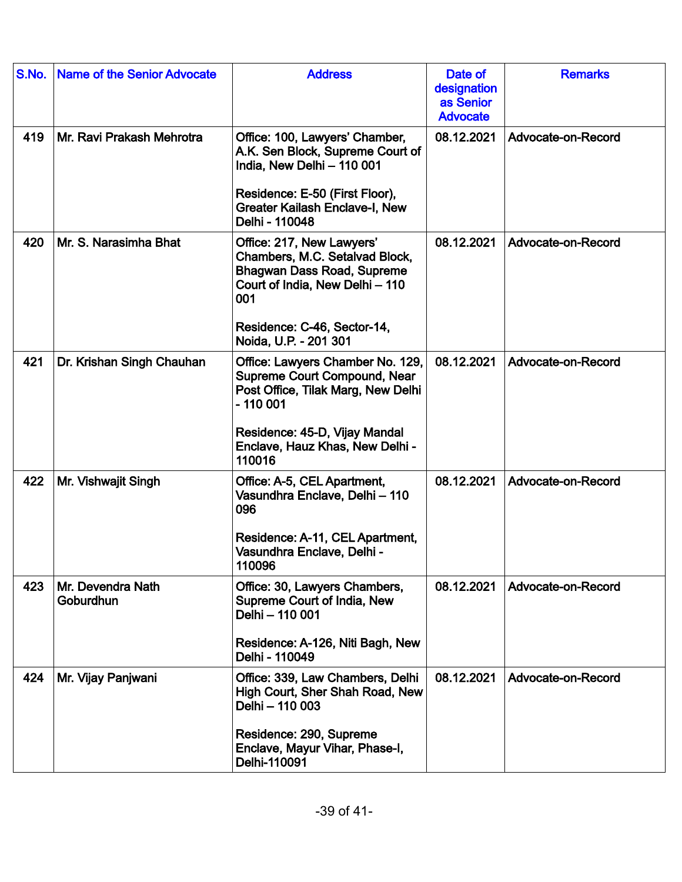| S.No. | Name of the Senior Advocate | Address | Date of designation as Senior Advocate | Remarks |
|---|---|---|---|---|
| 419 | Mr. Ravi Prakash Mehrotra | Office: 100, Lawyers' Chamber, A.K. Sen Block, Supreme Court of India, New Delhi – 110 001<br><br>Residence: E-50 (First Floor), Greater Kailash Enclave-I, New Delhi - 110048 | 08.12.2021 | Advocate-on-Record |
| 420 | Mr. S. Narasimha Bhat | Office: 217, New Lawyers' Chambers, M.C. Setalvad Block, Bhagwan Dass Road, Supreme Court of India, New Delhi – 110 001<br><br>Residence: C-46, Sector-14, Noida, U.P. - 201 301 | 08.12.2021 | Advocate-on-Record |
| 421 | Dr. Krishan Singh Chauhan | Office: Lawyers Chamber No. 129, Supreme Court Compound, Near Post Office, Tilak Marg, New Delhi - 110 001<br><br>Residence: 45-D, Vijay Mandal Enclave, Hauz Khas, New Delhi - 110016 | 08.12.2021 | Advocate-on-Record |
| 422 | Mr. Vishwajit Singh | Office: A-5, CEL Apartment, Vasundhra Enclave, Delhi – 110 096<br><br>Residence: A-11, CEL Apartment, Vasundhra Enclave, Delhi - 110096 | 08.12.2021 | Advocate-on-Record |
| 423 | Mr. Devendra Nath Goburdhun | Office: 30, Lawyers Chambers, Supreme Court of India, New Delhi – 110 001<br><br>Residence: A-126, Niti Bagh, New Delhi - 110049 | 08.12.2021 | Advocate-on-Record |
| 424 | Mr. Vijay Panjwani | Office: 339, Law Chambers, Delhi High Court, Sher Shah Road, New Delhi – 110 003<br><br>Residence: 290, Supreme Enclave, Mayur Vihar, Phase-I, Delhi-110091 | 08.12.2021 | Advocate-on-Record |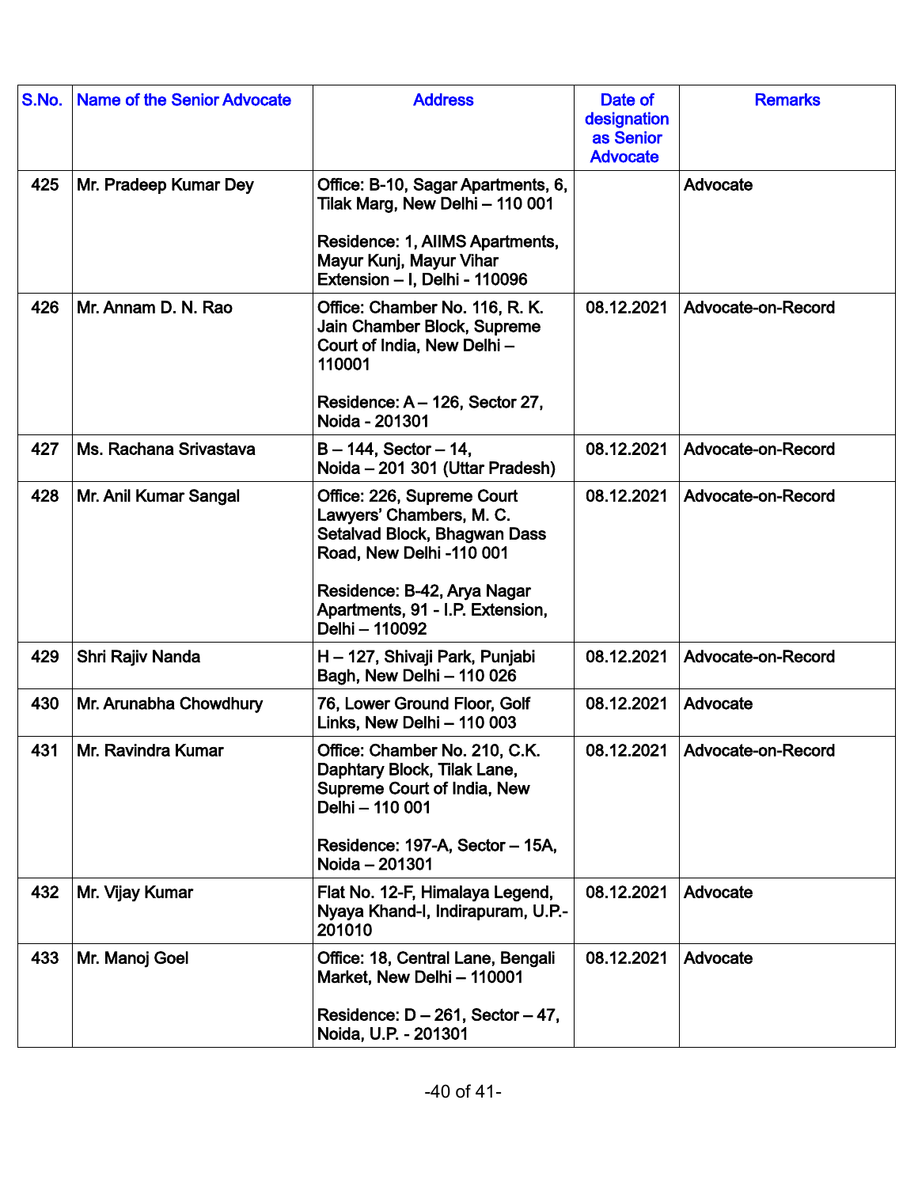| S.No. | Name of the Senior Advocate | Address | Date of designation as Senior Advocate | Remarks |
|---|---|---|---|---|
| 425 | Mr. Pradeep Kumar Dey | Office: B-10, Sagar Apartments, 6, Tilak Marg, New Delhi – 110 001<br><br>Residence: 1, AIIMS Apartments, Mayur Kunj, Mayur Vihar Extension – I, Delhi - 110096 | | Advocate |
| 426 | Mr. Annam D. N. Rao | Office: Chamber No. 116, R. K. Jain Chamber Block, Supreme Court of India, New Delhi – 110001<br><br>Residence: A – 126, Sector 27, Noida - 201301 | 08.12.2021 | Advocate-on-Record |
| 427 | Ms. Rachana Srivastava | B – 144, Sector – 14, Noida – 201 301 (Uttar Pradesh) | 08.12.2021 | Advocate-on-Record |
| 428 | Mr. Anil Kumar Sangal | Office: 226, Supreme Court Lawyers' Chambers, M. C. Setalvad Block, Bhagwan Dass Road, New Delhi -110 001<br><br>Residence: B-42, Arya Nagar Apartments, 91 - I.P. Extension, Delhi – 110092 | 08.12.2021 | Advocate-on-Record |
| 429 | Shri Rajiv Nanda | H – 127, Shivaji Park, Punjabi Bagh, New Delhi – 110 026 | 08.12.2021 | Advocate-on-Record |
| 430 | Mr. Arunabha Chowdhury | 76, Lower Ground Floor, Golf Links, New Delhi – 110 003 | 08.12.2021 | Advocate |
| 431 | Mr. Ravindra Kumar | Office: Chamber No. 210, C.K. Daphtary Block, Tilak Lane, Supreme Court of India, New Delhi – 110 001<br><br>Residence: 197-A, Sector – 15A, Noida – 201301 | 08.12.2021 | Advocate-on-Record |
| 432 | Mr. Vijay Kumar | Flat No. 12-F, Himalaya Legend, Nyaya Khand-I, Indirapuram, U.P.-201010 | 08.12.2021 | Advocate |
| 433 | Mr. Manoj Goel | Office: 18, Central Lane, Bengali Market, New Delhi – 110001<br><br>Residence: D – 261, Sector – 47, Noida, U.P. - 201301 | 08.12.2021 | Advocate |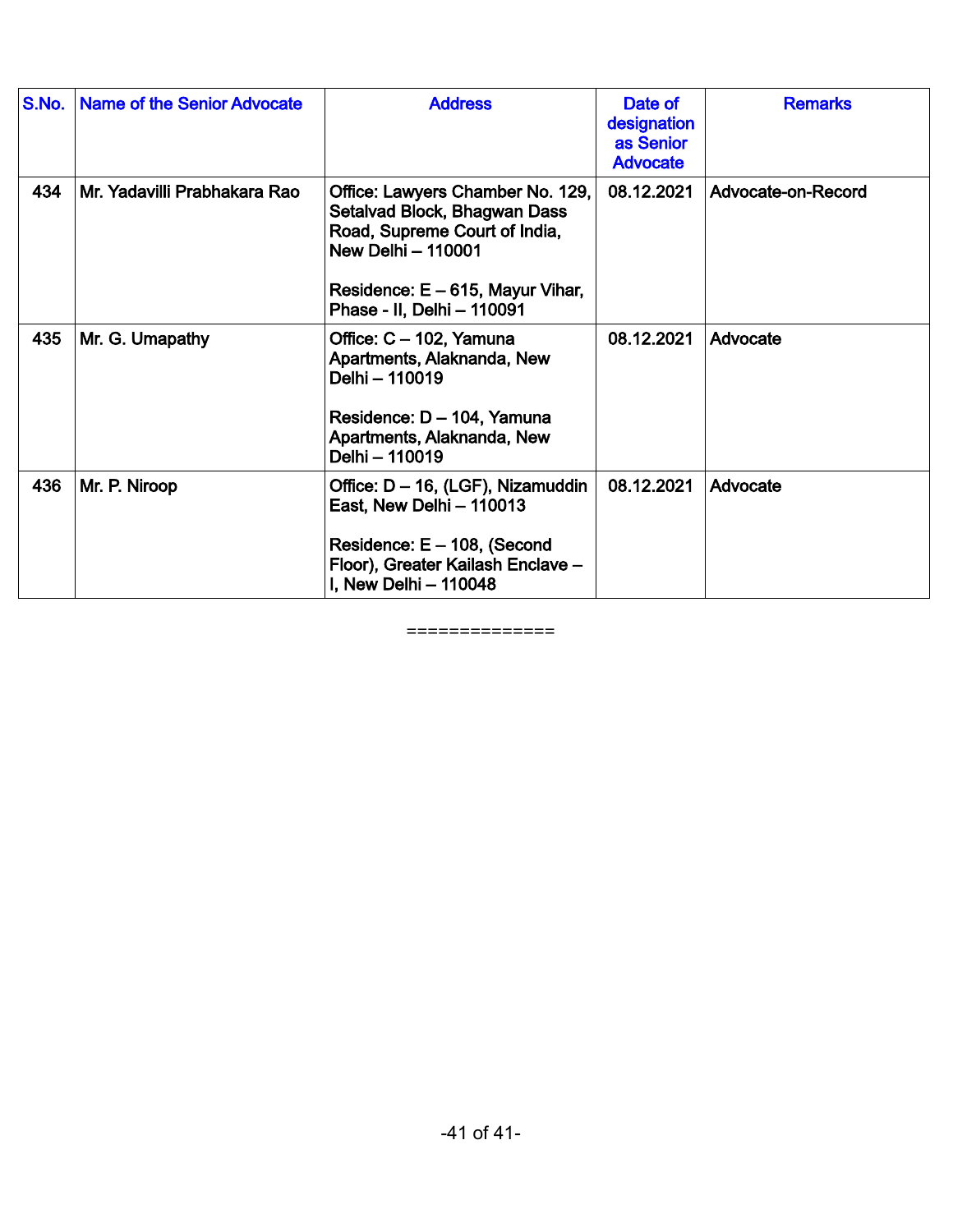| S.No. | Name of the Senior Advocate | Address | Date of designation as Senior Advocate | Remarks |
|---|---|---|---|---|
| 434 | Mr. Yadavilli Prabhakara Rao | Office: Lawyers Chamber No. 129, Setalvad Block, Bhagwan Dass Road, Supreme Court of India, New Delhi – 110001<br><br>Residence: E – 615, Mayur Vihar, Phase - II, Delhi – 110091 | 08.12.2021 | Advocate-on-Record |
| 435 | Mr. G. Umapathy | Office: C – 102, Yamuna Apartments, Alaknanda, New Delhi – 110019<br><br>Residence: D – 104, Yamuna Apartments, Alaknanda, New Delhi – 110019 | 08.12.2021 | Advocate |
| 436 | Mr. P. Niroop | Office: D – 16, (LGF), Nizamuddin East, New Delhi – 110013<br><br>Residence: E – 108, (Second Floor), Greater Kailash Enclave – I, New Delhi – 110048 | 08.12.2021 | Advocate |

==============